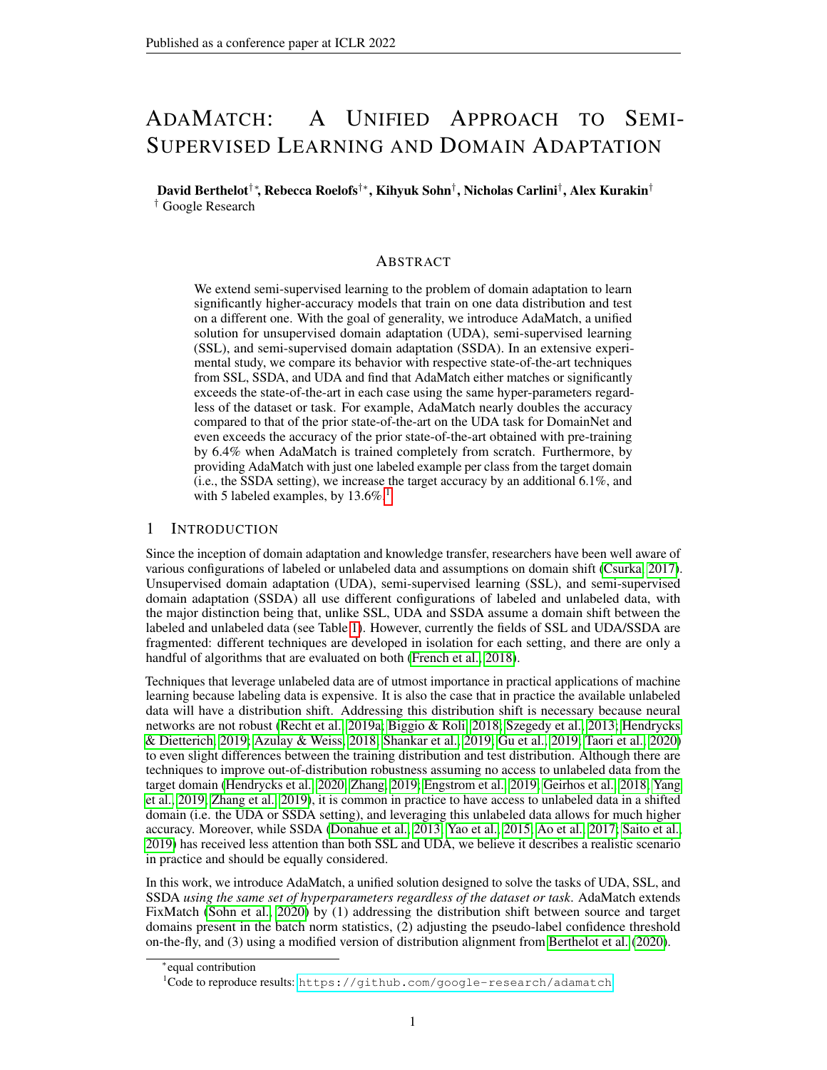# AdaMatch: A Unified Approach to Semi-Supervised Learning and Domain Adaptation

**David Berthelot**[†,*], **Rebecca Roelofs**[†,*], **Kihyuk Sohn**[†], **Nicholas Carlini**[†], **Alex Kurakin**[†]
[†] Google Research

## Abstract

We extend semi-supervised learning to the problem of domain adaptation to learn significantly higher-accuracy models that train on one data distribution and test on a different one. With the goal of generality, we introduce AdaMatch, a unified solution for unsupervised domain adaptation (UDA), semi-supervised learning (SSL), and semi-supervised domain adaptation (SSDA). In an extensive experimental study, we compare its behavior with respective state-of-the-art techniques from SSL, SSDA, and UDA and find that AdaMatch either matches or significantly exceeds the state-of-the-art in each case using the same hyper-parameters regardless of the dataset or task. For example, AdaMatch nearly doubles the accuracy compared to that of the prior state-of-the-art on the UDA task for DomainNet and even exceeds the accuracy of the prior state-of-the-art obtained with pre-training by 6.4% when AdaMatch is trained completely from scratch. Furthermore, by providing AdaMatch with just one labeled example per class from the target domain (i.e., the SSDA setting), we increase the target accuracy by an additional 6.1%, and with 5 labeled examples, by 13.6%.[1]

## 1 Introduction

Since the inception of domain adaptation and knowledge transfer, researchers have been well aware of various configurations of labeled or unlabeled data and assumptions on domain shift (Csurka, 2017). Unsupervised domain adaptation (UDA), semi-supervised learning (SSL), and semi-supervised domain adaptation (SSDA) all use different configurations of labeled and unlabeled data, with the major distinction being that, unlike SSL, UDA and SSDA assume a domain shift between the labeled and unlabeled data (see Table 1). However, currently the fields of SSL and UDA/SSDA are fragmented: different techniques are developed in isolation for each setting, and there are only a handful of algorithms that are evaluated on both (French et al., 2018).

Techniques that leverage unlabeled data are of utmost importance in practical applications of machine learning because labeling data is expensive. It is also the case that in practice the available unlabeled data will have a distribution shift. Addressing this distribution shift is necessary because neural networks are not robust (Recht et al., 2019a; Biggio & Roli, 2018; Szegedy et al., 2013; Hendrycks & Dietterich, 2019; Azulay & Weiss, 2018; Shankar et al., 2019; Gu et al., 2019; Taori et al., 2020) to even slight differences between the training distribution and test distribution. Although there are techniques to improve out-of-distribution robustness assuming no access to unlabeled data from the target domain (Hendrycks et al., 2020; Zhang, 2019; Engstrom et al., 2019; Geirhos et al., 2018; Yang et al., 2019; Zhang et al., 2019), it is common in practice to have access to unlabeled data in a shifted domain (i.e. the UDA or SSDA setting), and leveraging this unlabeled data allows for much higher accuracy. Moreover, while SSDA (Donahue et al., 2013; Yao et al., 2015; Ao et al., 2017; Saito et al., 2019) has received less attention than both SSL and UDA, we believe it describes a realistic scenario in practice and should be equally considered.

In this work, we introduce AdaMatch, a unified solution designed to solve the tasks of UDA, SSL, and SSDA *using the same set of hyperparameters regardless of the dataset or task*. AdaMatch extends FixMatch (Sohn et al., 2020) by (1) addressing the distribution shift between source and target domains present in the batch norm statistics, (2) adjusting the pseudo-label confidence threshold on-the-fly, and (3) using a modified version of distribution alignment from Berthelot et al. (2020).

---

[*] equal contribution

[1] Code to reproduce results: https://github.com/google-research/adamatch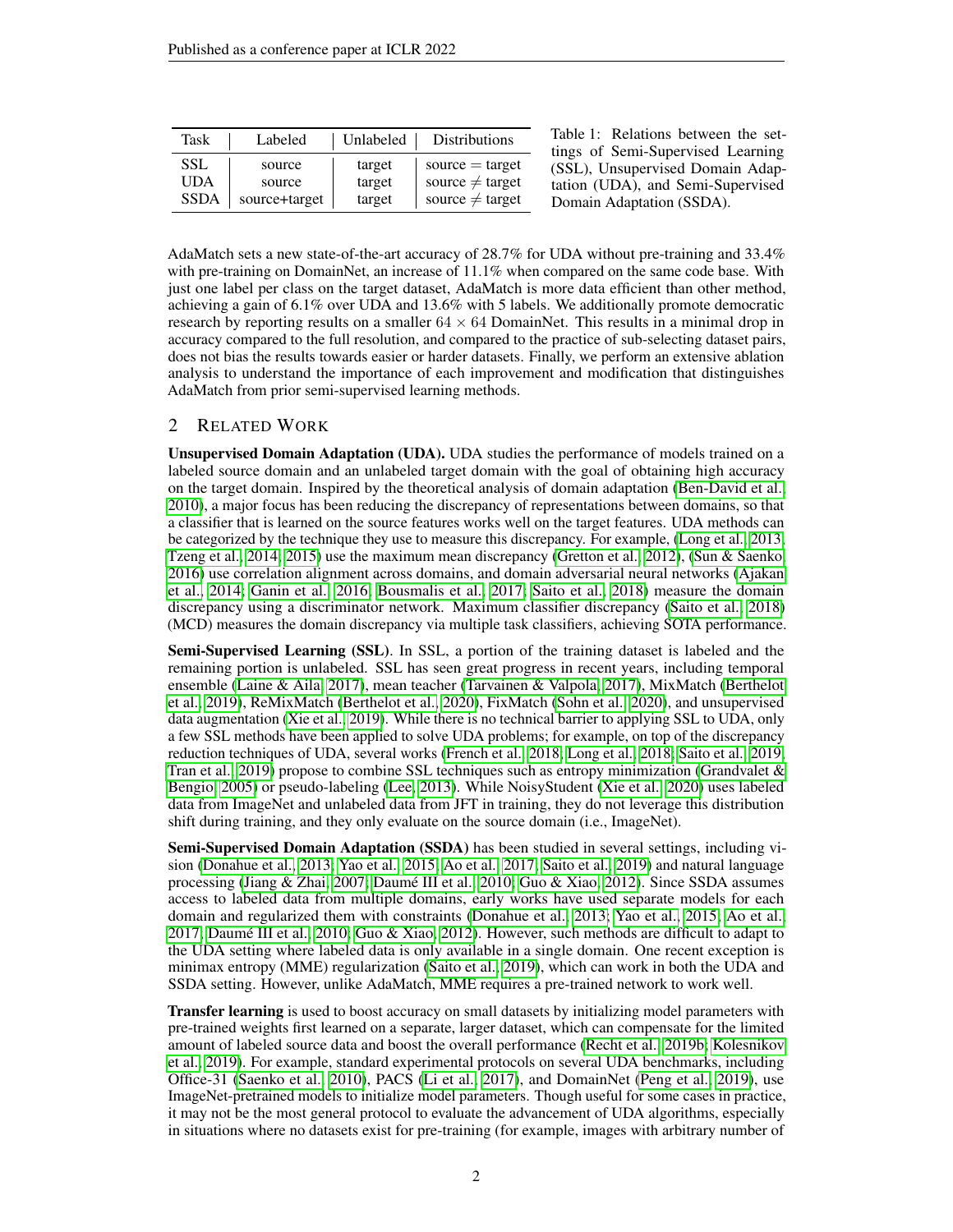| Task | Labeled | Unlabeled | Distributions |
|---|---|---|---|
| SSL | source | target | source = target |
| UDA | source | target | source $\neq$ target |
| SSDA | source+target | target | source $\neq$ target |

Table 1: Relations between the settings of Semi-Supervised Learning (SSL), Unsupervised Domain Adaptation (UDA), and Semi-Supervised Domain Adaptation (SSDA).

AdaMatch sets a new state-of-the-art accuracy of 28.7% for UDA without pre-training and 33.4% with pre-training on DomainNet, an increase of 11.1% when compared on the same code base. With just one label per class on the target dataset, AdaMatch is more data efficient than other method, achieving a gain of 6.1% over UDA and 13.6% with 5 labels. We additionally promote democratic research by reporting results on a smaller $64 \times 64$ DomainNet. This results in a minimal drop in accuracy compared to the full resolution, and compared to the practice of sub-selecting dataset pairs, does not bias the results towards easier or harder datasets. Finally, we perform an extensive ablation analysis to understand the importance of each improvement and modification that distinguishes AdaMatch from prior semi-supervised learning methods.

## 2 Related Work

**Unsupervised Domain Adaptation (UDA).** UDA studies the performance of models trained on a labeled source domain and an unlabeled target domain with the goal of obtaining high accuracy on the target domain. Inspired by the theoretical analysis of domain adaptation (Ben-David et al., 2010), a major focus has been reducing the discrepancy of representations between domains, so that a classifier that is learned on the source features works well on the target features. UDA methods can be categorized by the technique they use to measure this discrepancy. For example, (Long et al., 2013; Tzeng et al., 2014; 2015) use the maximum mean discrepancy (Gretton et al., 2012), (Sun & Saenko, 2016) use correlation alignment across domains, and domain adversarial neural networks (Ajakan et al., 2014; Ganin et al., 2016; Bousmalis et al., 2017; Saito et al., 2018) measure the domain discrepancy using a discriminator network. Maximum classifier discrepancy (Saito et al., 2018) (MCD) measures the domain discrepancy via multiple task classifiers, achieving SOTA performance.

**Semi-Supervised Learning (SSL)**. In SSL, a portion of the training dataset is labeled and the remaining portion is unlabeled. SSL has seen great progress in recent years, including temporal ensemble (Laine & Aila, 2017), mean teacher (Tarvainen & Valpola, 2017), MixMatch (Berthelot et al., 2019), ReMixMatch (Berthelot et al., 2020), FixMatch (Sohn et al., 2020), and unsupervised data augmentation (Xie et al., 2019). While there is no technical barrier to applying SSL to UDA, only a few SSL methods have been applied to solve UDA problems; for example, on top of the discrepancy reduction techniques of UDA, several works (French et al., 2018; Long et al., 2018; Saito et al., 2019; Tran et al., 2019) propose to combine SSL techniques such as entropy minimization (Grandvalet & Bengio, 2005) or pseudo-labeling (Lee, 2013). While NoisyStudent (Xie et al., 2020) uses labeled data from ImageNet and unlabeled data from JFT in training, they do not leverage this distribution shift during training, and they only evaluate on the source domain (i.e., ImageNet).

**Semi-Supervised Domain Adaptation (SSDA)** has been studied in several settings, including vision (Donahue et al., 2013; Yao et al., 2015; Ao et al., 2017; Saito et al., 2019) and natural language processing (Jiang & Zhai, 2007; Daumé III et al., 2010; Guo & Xiao, 2012). Since SSDA assumes access to labeled data from multiple domains, early works have used separate models for each domain and regularized them with constraints (Donahue et al., 2013; Yao et al., 2015; Ao et al., 2017; Daumé III et al., 2010; Guo & Xiao, 2012). However, such methods are difficult to adapt to the UDA setting where labeled data is only available in a single domain. One recent exception is minimax entropy (MME) regularization (Saito et al., 2019), which can work in both the UDA and SSDA setting. However, unlike AdaMatch, MME requires a pre-trained network to work well.

**Transfer learning** is used to boost accuracy on small datasets by initializing model parameters with pre-trained weights first learned on a separate, larger dataset, which can compensate for the limited amount of labeled source data and boost the overall performance (Recht et al., 2019b; Kolesnikov et al., 2019). For example, standard experimental protocols on several UDA benchmarks, including Office-31 (Saenko et al., 2010), PACS (Li et al., 2017), and DomainNet (Peng et al., 2019), use ImageNet-pretrained models to initialize model parameters. Though useful for some cases in practice, it may not be the most general protocol to evaluate the advancement of UDA algorithms, especially in situations where no datasets exist for pre-training (for example, images with arbitrary number of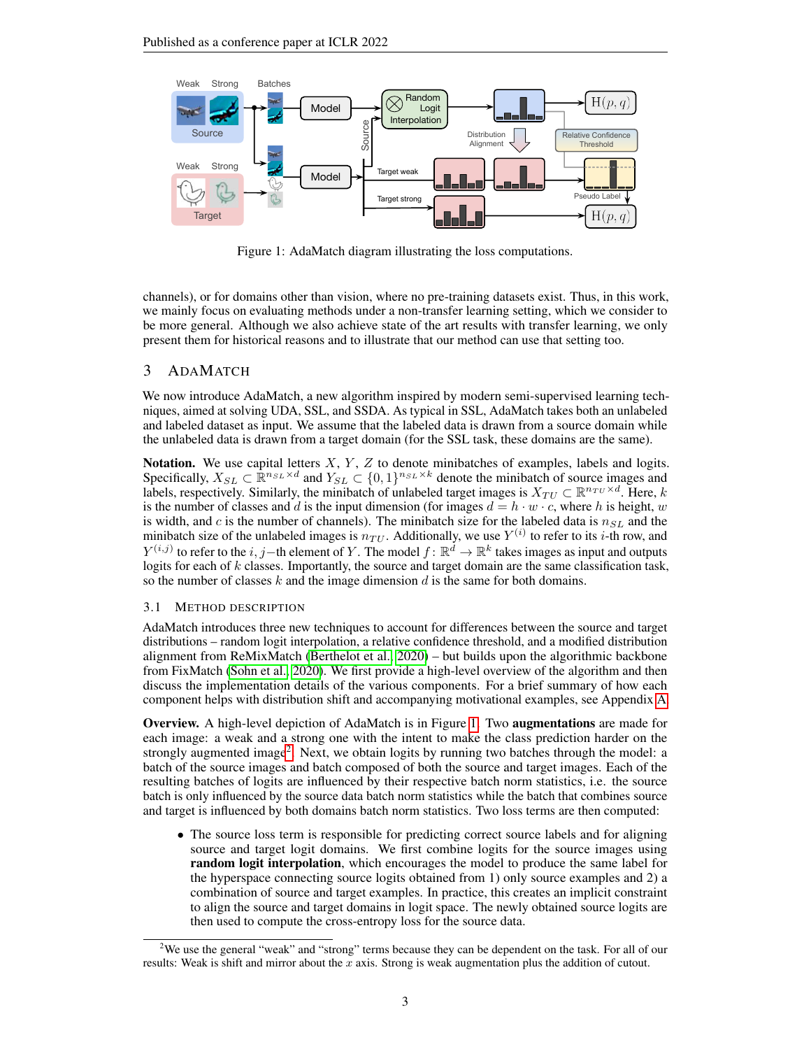Figure 1: AdaMatch diagram illustrating the loss computations.

channels), or for domains other than vision, where no pre-training datasets exist. Thus, in this work, we mainly focus on evaluating methods under a non-transfer learning setting, which we consider to be more general. Although we also achieve state of the art results with transfer learning, we only present them for historical reasons and to illustrate that our method can use that setting too.

## 3 AdaMatch

We now introduce AdaMatch, a new algorithm inspired by modern semi-supervised learning techniques, aimed at solving UDA, SSL, and SSDA. As typical in SSL, AdaMatch takes both an unlabeled and labeled dataset as input. We assume that the labeled data is drawn from a source domain while the unlabeled data is drawn from a target domain (for the SSL task, these domains are the same).

**Notation.** We use capital letters $X$, $Y$, $Z$ to denote minibatches of examples, labels and logits. Specifically, $X_{SL} \subset \mathbb{R}^{n_{SL} \times d}$ and $Y_{SL} \subset \{0,1\}^{n_{SL} \times k}$ denote the minibatch of source images and labels, respectively. Similarly, the minibatch of unlabeled target images is $X_{TU} \subset \mathbb{R}^{n_{TU} \times d}$. Here, $k$ is the number of classes and $d$ is the input dimension (for images $d = h \cdot w \cdot c$, where $h$ is height, $w$ is width, and $c$ is the number of channels). The minibatch size for the labeled data is $n_{SL}$ and the minibatch size of the unlabeled images is $n_{TU}$. Additionally, we use $Y^{(i)}$ to refer to its $i$-th row, and $Y^{(i,j)}$ to refer to the $i, j-$th element of $Y$. The model $f \colon \mathbb{R}^d \rightarrow \mathbb{R}^k$ takes images as input and outputs logits for each of $k$ classes. Importantly, the source and target domain are the same classification task, so the number of classes $k$ and the image dimension $d$ is the same for both domains.

### 3.1 Method Description

AdaMatch introduces three new techniques to account for differences between the source and target distributions – random logit interpolation, a relative confidence threshold, and a modified distribution alignment from ReMixMatch (Berthelot et al., 2020) – but builds upon the algorithmic backbone from FixMatch (Sohn et al., 2020). We first provide a high-level overview of the algorithm and then discuss the implementation details of the various components. For a brief summary of how each component helps with distribution shift and accompanying motivational examples, see Appendix A.

**Overview.** A high-level depiction of AdaMatch is in Figure 1. Two **augmentations** are made for each image: a weak and a strong one with the intent to make the class prediction harder on the strongly augmented image[2]. Next, we obtain logits by running two batches through the model: a batch of the source images and batch composed of both the source and target images. Each of the resulting batches of logits are influenced by their respective batch norm statistics, i.e. the source batch is only influenced by the source data batch norm statistics while the batch that combines source and target is influenced by both domains batch norm statistics. Two loss terms are then computed:

- The source loss term is responsible for predicting correct source labels and for aligning source and target logit domains. We first combine logits for the source images using **random logit interpolation**, which encourages the model to produce the same label for the hyperspace connecting source logits obtained from 1) only source examples and 2) a combination of source and target examples. In practice, this creates an implicit constraint to align the source and target domains in logit space. The newly obtained source logits are then used to compute the cross-entropy loss for the source data.

[2]We use the general "weak" and "strong" terms because they can be dependent on the task. For all of our results: Weak is shift and mirror about the $x$ axis. Strong is weak augmentation plus the addition of cutout.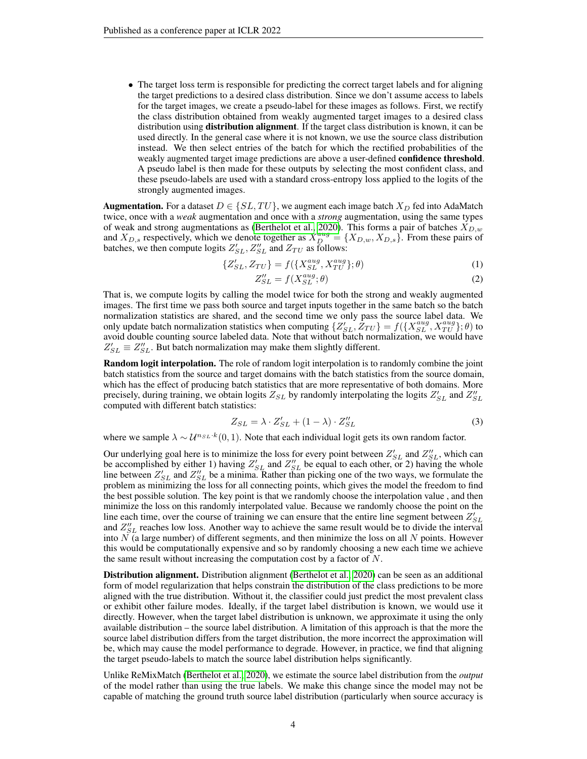- The target loss term is responsible for predicting the correct target labels and for aligning the target predictions to a desired class distribution. Since we don't assume access to labels for the target images, we create a pseudo-label for these images as follows. First, we rectify the class distribution obtained from weakly augmented target images to a desired class distribution using **distribution alignment**. If the target class distribution is known, it can be used directly. In the general case where it is not known, we use the source class distribution instead. We then select entries of the batch for which the rectified probabilities of the weakly augmented target image predictions are above a user-defined **confidence threshold**. A pseudo label is then made for these outputs by selecting the most confident class, and these pseudo-labels are used with a standard cross-entropy loss applied to the logits of the strongly augmented images.

**Augmentation.** For a dataset $D \in \{SL, TU\}$, we augment each image batch $X_D$ fed into AdaMatch twice, once with a *weak* augmentation and once with a *strong* augmentation, using the same types of weak and strong augmentations as (Berthelot et al., 2020). This forms a pair of batches $X_{D,w}$ and $X_{D,s}$ respectively, which we denote together as $X_D^{aug} = \{X_{D,w}, X_{D,s}\}$. From these pairs of batches, we then compute logits $Z'_{SL}, Z''_{SL}$ and $Z_{TU}$ as follows:

$$\{Z'_{SL}, Z_{TU}\} = f(\{X_{SL}^{aug}, X_{TU}^{aug}\}; \theta) \tag{1}$$

$$Z''_{SL} = f(X_{SL}^{aug}; \theta) \tag{2}$$

That is, we compute logits by calling the model twice for both the strong and weakly augmented images. The first time we pass both source and target inputs together in the same batch so the batch normalization statistics are shared, and the second time we only pass the source label data. We only update batch normalization statistics when computing $\{Z'_{SL}, Z_{TU}\} = f(\{X_{SL}^{aug}, X_{TU}^{aug}\}; \theta)$ to avoid double counting source labeled data. Note that without batch normalization, we would have $Z'_{SL} \equiv Z''_{SL}$. But batch normalization may make them slightly different.

**Random logit interpolation.** The role of random logit interpolation is to randomly combine the joint batch statistics from the source and target domains with the batch statistics from the source domain, which has the effect of producing batch statistics that are more representative of both domains. More precisely, during training, we obtain logits $Z_{SL}$ by randomly interpolating the logits $Z'_{SL}$ and $Z''_{SL}$ computed with different batch statistics:

$$Z_{SL} = \lambda \cdot Z'_{SL} + (1 - \lambda) \cdot Z''_{SL} \tag{3}$$

where we sample $\lambda \sim \mathcal{U}^{n_{SL} \cdot k}(0, 1)$. Note that each individual logit gets its own random factor.

Our underlying goal here is to minimize the loss for every point between $Z'_{SL}$ and $Z''_{SL}$, which can be accomplished by either 1) having $Z'_{SL}$ and $Z''_{SL}$ be equal to each other, or 2) having the whole line between $Z'_{SL}$ and $Z''_{SL}$ be a minima. Rather than picking one of the two ways, we formulate the problem as minimizing the loss for all connecting points, which gives the model the freedom to find the best possible solution. The key point is that we randomly choose the interpolation value , and then minimize the loss on this randomly interpolated value. Because we randomly choose the point on the line each time, over the course of training we can ensure that the entire line segment between $Z'_{SL}$ and $Z''_{SL}$ reaches low loss. Another way to achieve the same result would be to divide the interval into $N$ (a large number) of different segments, and then minimize the loss on all $N$ points. However this would be computationally expensive and so by randomly choosing a new each time we achieve the same result without increasing the computation cost by a factor of $N$.

**Distribution alignment.** Distribution alignment (Berthelot et al., 2020) can be seen as an additional form of model regularization that helps constrain the distribution of the class predictions to be more aligned with the true distribution. Without it, the classifier could just predict the most prevalent class or exhibit other failure modes. Ideally, if the target label distribution is known, we would use it directly. However, when the target label distribution is unknown, we approximate it using the only available distribution – the source label distribution. A limitation of this approach is that the more the source label distribution differs from the target distribution, the more incorrect the approximation will be, which may cause the model performance to degrade. However, in practice, we find that aligning the target pseudo-labels to match the source label distribution helps significantly.

Unlike ReMixMatch (Berthelot et al., 2020), we estimate the source label distribution from the *output* of the model rather than using the true labels. We make this change since the model may not be capable of matching the ground truth source label distribution (particularly when source accuracy is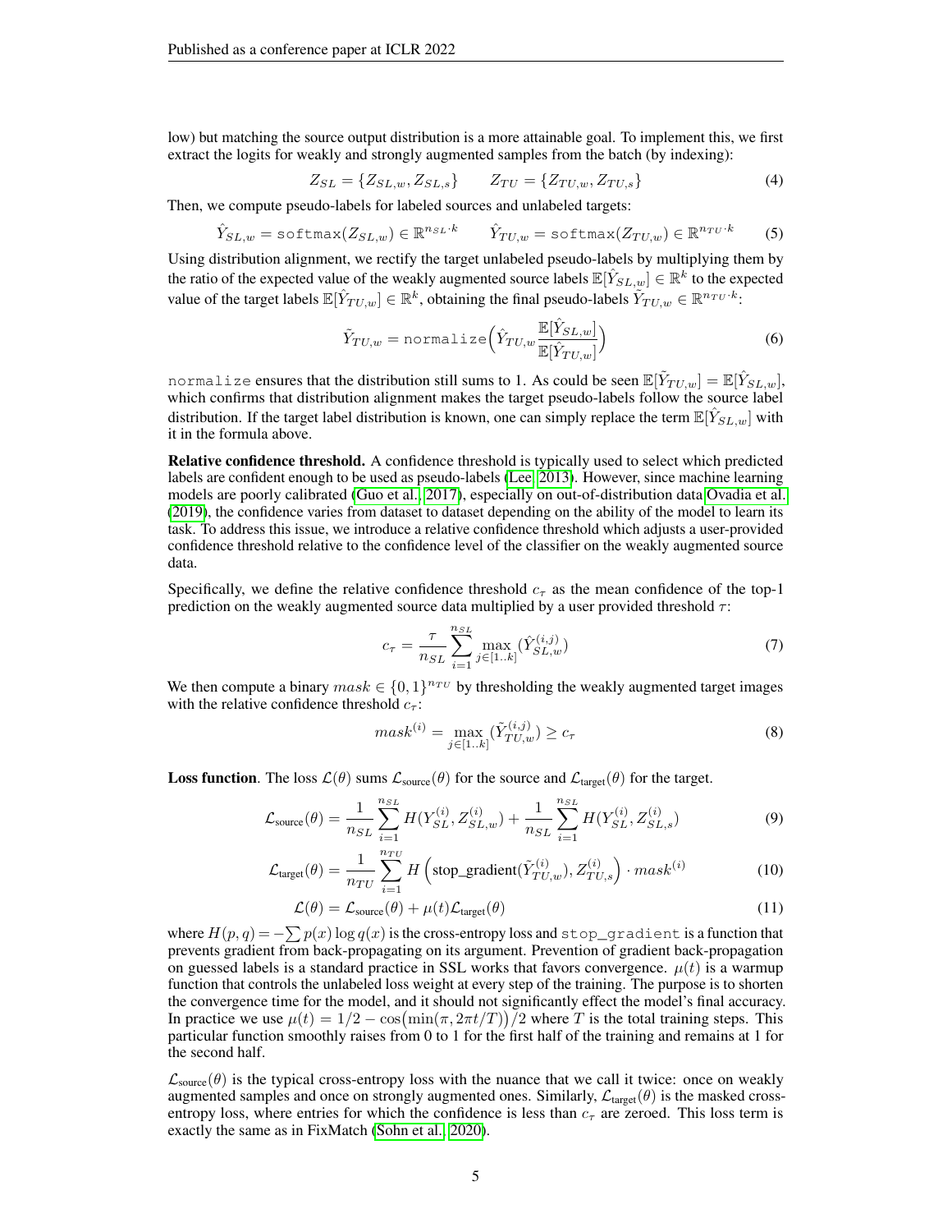low) but matching the source output distribution is a more attainable goal. To implement this, we first extract the logits for weakly and strongly augmented samples from the batch (by indexing):

$$Z_{SL} = \{Z_{SL,w}, Z_{SL,s}\} \qquad Z_{TU} = \{Z_{TU,w}, Z_{TU,s}\} \tag{4}$$

Then, we compute pseudo-labels for labeled sources and unlabeled targets:

$$\hat{Y}_{SL,w} = \texttt{softmax}(Z_{SL,w}) \in \mathbb{R}^{n_{SL} \cdot k} \qquad \hat{Y}_{TU,w} = \texttt{softmax}(Z_{TU,w}) \in \mathbb{R}^{n_{TU} \cdot k} \tag{5}$$

Using distribution alignment, we rectify the target unlabeled pseudo-labels by multiplying them by the ratio of the expected value of the weakly augmented source labels $\mathbb{E}[\hat{Y}_{SL,w}] \in \mathbb{R}^k$ to the expected value of the target labels $\mathbb{E}[\hat{Y}_{TU,w}] \in \mathbb{R}^k$, obtaining the final pseudo-labels $\tilde{Y}_{TU,w} \in \mathbb{R}^{n_{TU} \cdot k}$:

$$\tilde{Y}_{TU,w} = \texttt{normalize}\Big(\hat{Y}_{TU,w} \frac{\mathbb{E}[\hat{Y}_{SL,w}]}{\mathbb{E}[\hat{Y}_{TU,w}]}\Big) \tag{6}$$

`normalize` ensures that the distribution still sums to 1. As could be seen $\mathbb{E}[\tilde{Y}_{TU,w}] = \mathbb{E}[\hat{Y}_{SL,w}]$, which confirms that distribution alignment makes the target pseudo-labels follow the source label distribution. If the target label distribution is known, one can simply replace the term $\mathbb{E}[\hat{Y}_{SL,w}]$ with it in the formula above.

**Relative confidence threshold.** A confidence threshold is typically used to select which predicted labels are confident enough to be used as pseudo-labels (Lee, 2013). However, since machine learning models are poorly calibrated (Guo et al., 2017), especially on out-of-distribution data Ovadia et al. (2019), the confidence varies from dataset to dataset depending on the ability of the model to learn its task. To address this issue, we introduce a relative confidence threshold which adjusts a user-provided confidence threshold relative to the confidence level of the classifier on the weakly augmented source data.

Specifically, we define the relative confidence threshold $c_\tau$ as the mean confidence of the top-1 prediction on the weakly augmented source data multiplied by a user provided threshold $\tau$:

$$c_\tau = \frac{\tau}{n_{SL}} \sum_{i=1}^{n_{SL}} \max_{j \in [1..k]} (\hat{Y}_{SL,w}^{(i,j)}) \tag{7}$$

We then compute a binary $mask \in \{0, 1\}^{n_{TU}}$ by thresholding the weakly augmented target images with the relative confidence threshold $c_\tau$:

$$mask^{(i)} = \max_{j \in [1..k]} (\tilde{Y}_{TU,w}^{(i,j)}) \geq c_\tau \tag{8}$$

**Loss function**. The loss $\mathcal{L}(\theta)$ sums $\mathcal{L}_{\text{source}}(\theta)$ for the source and $\mathcal{L}_{\text{target}}(\theta)$ for the target.

$$\mathcal{L}_{\text{source}}(\theta) = \frac{1}{n_{SL}} \sum_{i=1}^{n_{SL}} H(Y_{SL}^{(i)}, Z_{SL,w}^{(i)}) + \frac{1}{n_{SL}} \sum_{i=1}^{n_{SL}} H(Y_{SL}^{(i)}, Z_{SL,s}^{(i)}) \tag{9}$$

$$\mathcal{L}_{\text{target}}(\theta) = \frac{1}{n_{TU}} \sum_{i=1}^{n_{TU}} H\left(\text{stop\_gradient}(\tilde{Y}_{TU,w}^{(i)}), Z_{TU,s}^{(i)}\right) \cdot mask^{(i)} \tag{10}$$

$$\mathcal{L}(\theta) = \mathcal{L}_{\text{source}}(\theta) + \mu(t)\mathcal{L}_{\text{target}}(\theta) \tag{11}$$

where $H(p, q) = -\sum p(x) \log q(x)$ is the cross-entropy loss and `stop_gradient` is a function that prevents gradient from back-propagating on its argument. Prevention of gradient back-propagation on guessed labels is a standard practice in SSL works that favors convergence. $\mu(t)$ is a warmup function that controls the unlabeled loss weight at every step of the training. The purpose is to shorten the convergence time for the model, and it should not significantly effect the model's final accuracy. In practice we use $\mu(t) = 1/2 - \cos\big(\min(\pi, 2\pi t/T)\big)/2$ where $T$ is the total training steps. This particular function smoothly raises from 0 to 1 for the first half of the training and remains at 1 for the second half.

$\mathcal{L}_{\text{source}}(\theta)$ is the typical cross-entropy loss with the nuance that we call it twice: once on weakly augmented samples and once on strongly augmented ones. Similarly, $\mathcal{L}_{\text{target}}(\theta)$ is the masked cross-entropy loss, where entries for which the confidence is less than $c_\tau$ are zeroed. This loss term is exactly the same as in FixMatch (Sohn et al., 2020).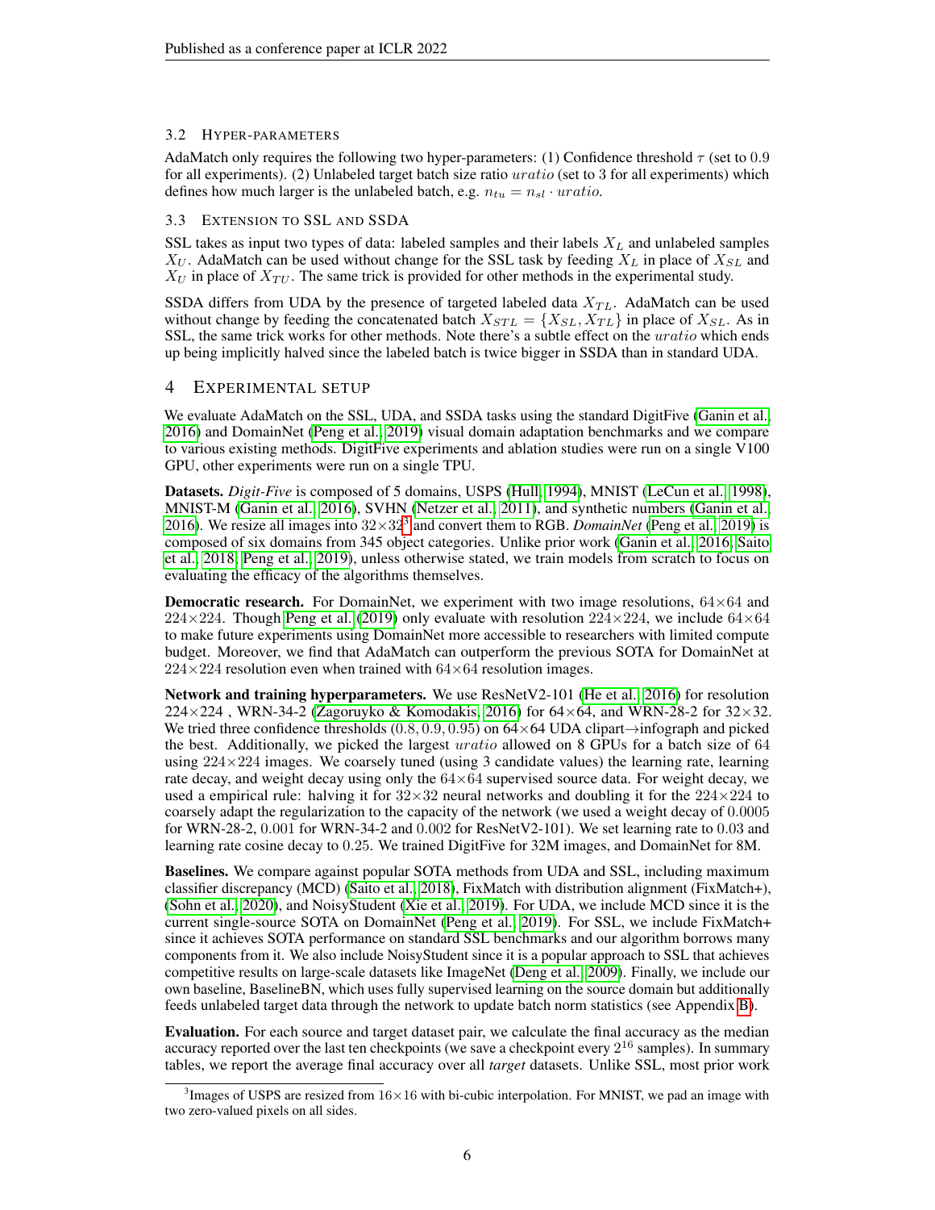### 3.2 HYPER-PARAMETERS

AdaMatch only requires the following two hyper-parameters: (1) Confidence threshold $\tau$ (set to 0.9 for all experiments). (2) Unlabeled target batch size ratio $uratio$ (set to 3 for all experiments) which defines how much larger is the unlabeled batch, e.g. $n_{tu} = n_{sl} \cdot uratio$.

### 3.3 EXTENSION TO SSL AND SSDA

SSL takes as input two types of data: labeled samples and their labels $X_L$ and unlabeled samples $X_U$. AdaMatch can be used without change for the SSL task by feeding $X_L$ in place of $X_{SL}$ and $X_U$ in place of $X_{TU}$. The same trick is provided for other methods in the experimental study.

SSDA differs from UDA by the presence of targeted labeled data $X_{TL}$. AdaMatch can be used without change by feeding the concatenated batch $X_{STL} = \{X_{SL}, X_{TL}\}$ in place of $X_{SL}$. As in SSL, the same trick works for other methods. Note there's a subtle effect on the $uratio$ which ends up being implicitly halved since the labeled batch is twice bigger in SSDA than in standard UDA.

## 4 EXPERIMENTAL SETUP

We evaluate AdaMatch on the SSL, UDA, and SSDA tasks using the standard DigitFive (Ganin et al., 2016) and DomainNet (Peng et al., 2019) visual domain adaptation benchmarks and we compare to various existing methods. DigitFive experiments and ablation studies were run on a single V100 GPU, other experiments were run on a single TPU.

**Datasets.** *Digit-Five* is composed of 5 domains, USPS (Hull, 1994), MNIST (LeCun et al., 1998), MNIST-M (Ganin et al., 2016), SVHN (Netzer et al., 2011), and synthetic numbers (Ganin et al., 2016). We resize all images into $32\times32$[3] and convert them to RGB. *DomainNet* (Peng et al., 2019) is composed of six domains from 345 object categories. Unlike prior work (Ganin et al., 2016; Saito et al., 2018; Peng et al., 2019), unless otherwise stated, we train models from scratch to focus on evaluating the efficacy of the algorithms themselves.

**Democratic research.** For DomainNet, we experiment with two image resolutions, $64\times64$ and $224\times224$. Though Peng et al. (2019) only evaluate with resolution $224\times224$, we include $64\times64$ to make future experiments using DomainNet more accessible to researchers with limited compute budget. Moreover, we find that AdaMatch can outperform the previous SOTA for DomainNet at $224\times224$ resolution even when trained with $64\times64$ resolution images.

**Network and training hyperparameters.** We use ResNetV2-101 (He et al., 2016) for resolution $224\times224$ , WRN-34-2 (Zagoruyko & Komodakis, 2016) for $64\times64$, and WRN-28-2 for $32\times32$. We tried three confidence thresholds $(0.8, 0.9, 0.95)$ on $64\times64$ UDA clipart$\rightarrow$infograph and picked the best. Additionally, we picked the largest $uratio$ allowed on 8 GPUs for a batch size of 64 using $224\times224$ images. We coarsely tuned (using 3 candidate values) the learning rate, learning rate decay, and weight decay using only the $64\times64$ supervised source data. For weight decay, we used a empirical rule: halving it for $32\times32$ neural networks and doubling it for the $224\times224$ to coarsely adapt the regularization to the capacity of the network (we used a weight decay of 0.0005 for WRN-28-2, 0.001 for WRN-34-2 and 0.002 for ResNetV2-101). We set learning rate to 0.03 and learning rate cosine decay to 0.25. We trained DigitFive for 32M images, and DomainNet for 8M.

**Baselines.** We compare against popular SOTA methods from UDA and SSL, including maximum classifier discrepancy (MCD) (Saito et al., 2018), FixMatch with distribution alignment (FixMatch+), (Sohn et al., 2020), and NoisyStudent (Xie et al., 2019). For UDA, we include MCD since it is the current single-source SOTA on DomainNet (Peng et al., 2019). For SSL, we include FixMatch+ since it achieves SOTA performance on standard SSL benchmarks and our algorithm borrows many components from it. We also include NoisyStudent since it is a popular approach to SSL that achieves competitive results on large-scale datasets like ImageNet (Deng et al., 2009). Finally, we include our own baseline, BaselineBN, which uses fully supervised learning on the source domain but additionally feeds unlabeled target data through the network to update batch norm statistics (see Appendix B).

**Evaluation.** For each source and target dataset pair, we calculate the final accuracy as the median accuracy reported over the last ten checkpoints (we save a checkpoint every $2^{16}$ samples). In summary tables, we report the average final accuracy over all *target* datasets. Unlike SSL, most prior work

[3] Images of USPS are resized from $16\times16$ with bi-cubic interpolation. For MNIST, we pad an image with two zero-valued pixels on all sides.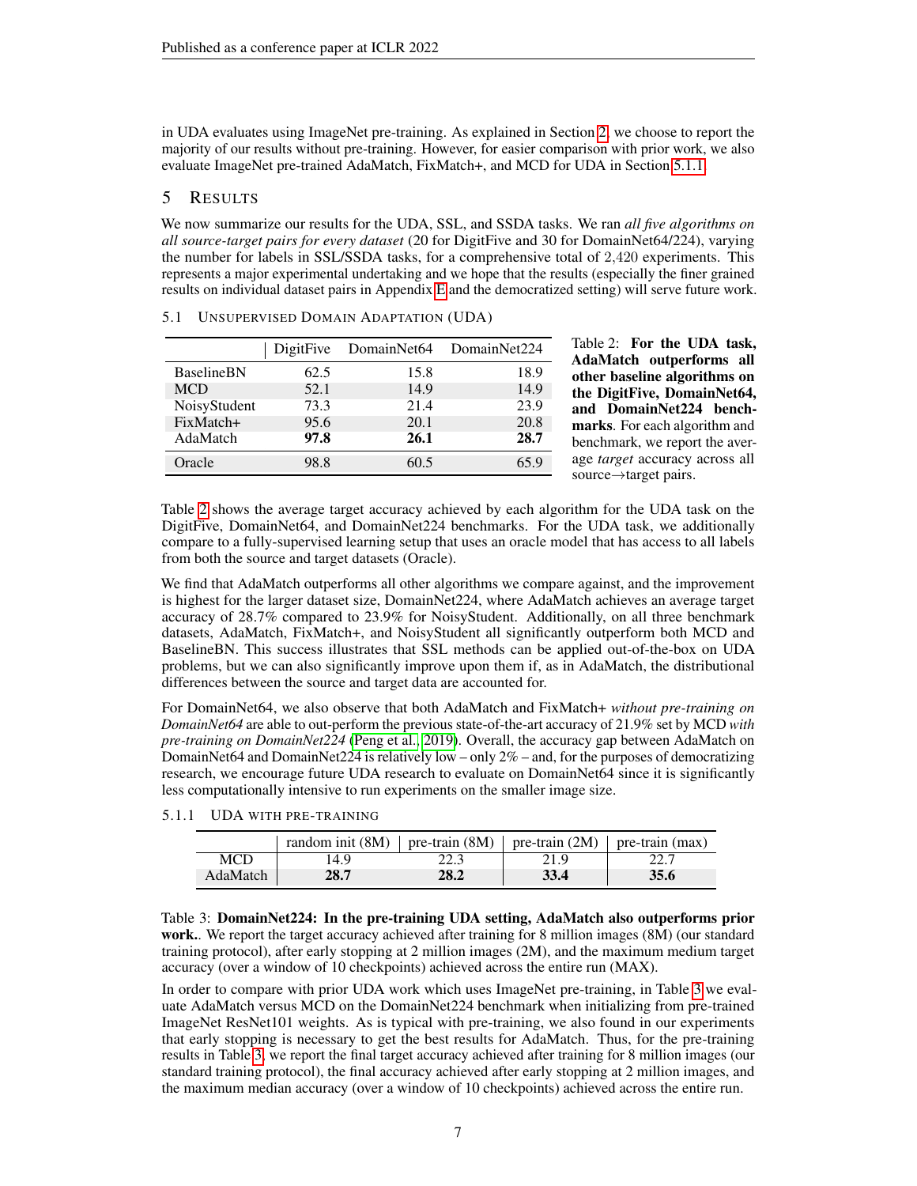in UDA evaluates using ImageNet pre-training. As explained in Section 2, we choose to report the majority of our results without pre-training. However, for easier comparison with prior work, we also evaluate ImageNet pre-trained AdaMatch, FixMatch+, and MCD for UDA in Section 5.1.1.

# 5 Results

We now summarize our results for the UDA, SSL, and SSDA tasks. We ran *all five algorithms on all source-target pairs for every dataset* (20 for DigitFive and 30 for DomainNet64/224), varying the number for labels in SSL/SSDA tasks, for a comprehensive total of 2,420 experiments. This represents a major experimental undertaking and we hope that the results (especially the finer grained results on individual dataset pairs in Appendix E and the democratized setting) will serve future work.

## 5.1 Unsupervised Domain Adaptation (UDA)

| | DigitFive | DomainNet64 | DomainNet224 |
|---|---|---|---|
| BaselineBN | 62.5 | 15.8 | 18.9 |
| MCD | 52.1 | 14.9 | 14.9 |
| NoisyStudent | 73.3 | 21.4 | 23.9 |
| FixMatch+ | 95.6 | 20.1 | 20.8 |
| AdaMatch | **97.8** | **26.1** | **28.7** |
| Oracle | 98.8 | 60.5 | 65.9 |

Table 2: **For the UDA task, AdaMatch outperforms all other baseline algorithms on the DigitFive, DomainNet64, and DomainNet224 benchmarks**. For each algorithm and benchmark, we report the average *target* accuracy across all source→target pairs.

Table 2 shows the average target accuracy achieved by each algorithm for the UDA task on the DigitFive, DomainNet64, and DomainNet224 benchmarks. For the UDA task, we additionally compare to a fully-supervised learning setup that uses an oracle model that has access to all labels from both the source and target datasets (Oracle).

We find that AdaMatch outperforms all other algorithms we compare against, and the improvement is highest for the larger dataset size, DomainNet224, where AdaMatch achieves an average target accuracy of 28.7% compared to 23.9% for NoisyStudent. Additionally, on all three benchmark datasets, AdaMatch, FixMatch+, and NoisyStudent all significantly outperform both MCD and BaselineBN. This success illustrates that SSL methods can be applied out-of-the-box on UDA problems, but we can also significantly improve upon them if, as in AdaMatch, the distributional differences between the source and target data are accounted for.

For DomainNet64, we also observe that both AdaMatch and FixMatch+ *without pre-training on DomainNet64* are able to out-perform the previous state-of-the-art accuracy of 21.9% set by MCD *with pre-training on DomainNet224* (Peng et al., 2019). Overall, the accuracy gap between AdaMatch on DomainNet64 and DomainNet224 is relatively low – only 2% – and, for the purposes of democratizing research, we encourage future UDA research to evaluate on DomainNet64 since it is significantly less computationally intensive to run experiments on the smaller image size.

### 5.1.1 UDA with pre-training

| | random init (8M) | pre-train (8M) | pre-train (2M) | pre-train (max) |
|---|---|---|---|---|
| MCD | 14.9 | 22.3 | 21.9 | 22.7 |
| AdaMatch | **28.7** | **28.2** | **33.4** | **35.6** |

Table 3: **DomainNet224: In the pre-training UDA setting, AdaMatch also outperforms prior work.**. We report the target accuracy achieved after training for 8 million images (8M) (our standard training protocol), after early stopping at 2 million images (2M), and the maximum medium target accuracy (over a window of 10 checkpoints) achieved across the entire run (MAX).

In order to compare with prior UDA work which uses ImageNet pre-training, in Table 3 we evaluate AdaMatch versus MCD on the DomainNet224 benchmark when initializing from pre-trained ImageNet ResNet101 weights. As is typical with pre-training, we also found in our experiments that early stopping is necessary to get the best results for AdaMatch. Thus, for the pre-training results in Table 3, we report the final target accuracy achieved after training for 8 million images (our standard training protocol), the final accuracy achieved after early stopping at 2 million images, and the maximum median accuracy (over a window of 10 checkpoints) achieved across the entire run.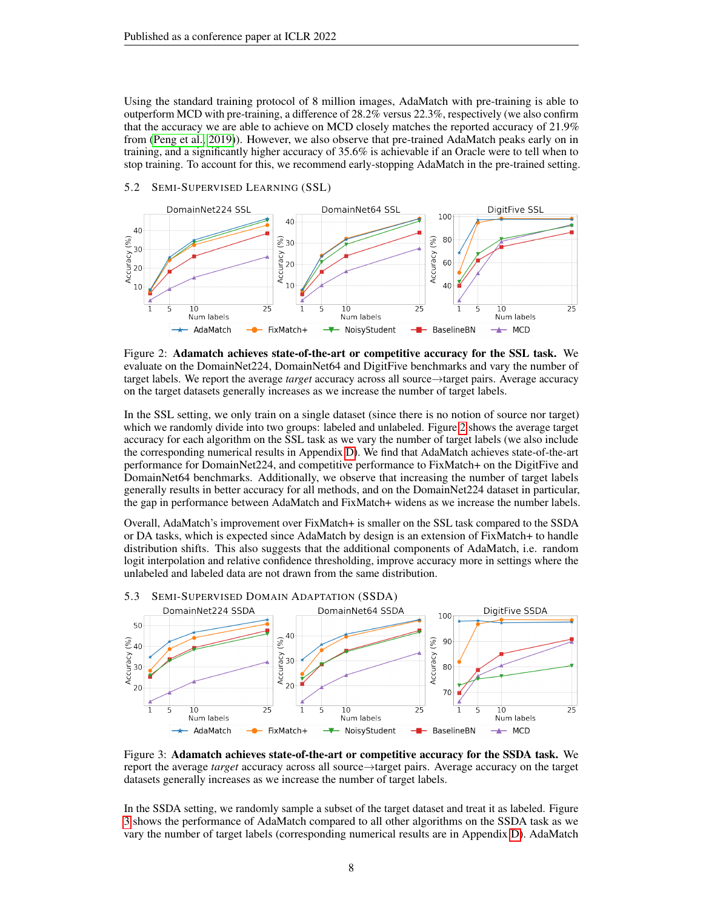Using the standard training protocol of 8 million images, AdaMatch with pre-training is able to outperform MCD with pre-training, a difference of 28.2% versus 22.3%, respectively (we also confirm that the accuracy we are able to achieve on MCD closely matches the reported accuracy of 21.9% from (Peng et al., 2019)). However, we also observe that pre-trained AdaMatch peaks early on in training, and a significantly higher accuracy of 35.6% is achievable if an Oracle were to tell when to stop training. To account for this, we recommend early-stopping AdaMatch in the pre-trained setting.

### 5.2 Semi-Supervised Learning (SSL)

Figure 2: **Adamatch achieves state-of-the-art or competitive accuracy for the SSL task.** We evaluate on the DomainNet224, DomainNet64 and DigitFive benchmarks and vary the number of target labels. We report the average *target* accuracy across all source→target pairs. Average accuracy on the target datasets generally increases as we increase the number of target labels.

In the SSL setting, we only train on a single dataset (since there is no notion of source nor target) which we randomly divide into two groups: labeled and unlabeled. Figure 2 shows the average target accuracy for each algorithm on the SSL task as we vary the number of target labels (we also include the corresponding numerical results in Appendix D). We find that AdaMatch achieves state-of-the-art performance for DomainNet224, and competitive performance to FixMatch+ on the DigitFive and DomainNet64 benchmarks. Additionally, we observe that increasing the number of target labels generally results in better accuracy for all methods, and on the DomainNet224 dataset in particular, the gap in performance between AdaMatch and FixMatch+ widens as we increase the number labels.

Overall, AdaMatch's improvement over FixMatch+ is smaller on the SSL task compared to the SSDA or DA tasks, which is expected since AdaMatch by design is an extension of FixMatch+ to handle distribution shifts. This also suggests that the additional components of AdaMatch, i.e. random logit interpolation and relative confidence thresholding, improve accuracy more in settings where the unlabeled and labeled data are not drawn from the same distribution.

### 5.3 Semi-Supervised Domain Adaptation (SSDA)

Figure 3: **Adamatch achieves state-of-the-art or competitive accuracy for the SSDA task.** We report the average *target* accuracy across all source→target pairs. Average accuracy on the target datasets generally increases as we increase the number of target labels.

In the SSDA setting, we randomly sample a subset of the target dataset and treat it as labeled. Figure 3 shows the performance of AdaMatch compared to all other algorithms on the SSDA task as we vary the number of target labels (corresponding numerical results are in Appendix D). AdaMatch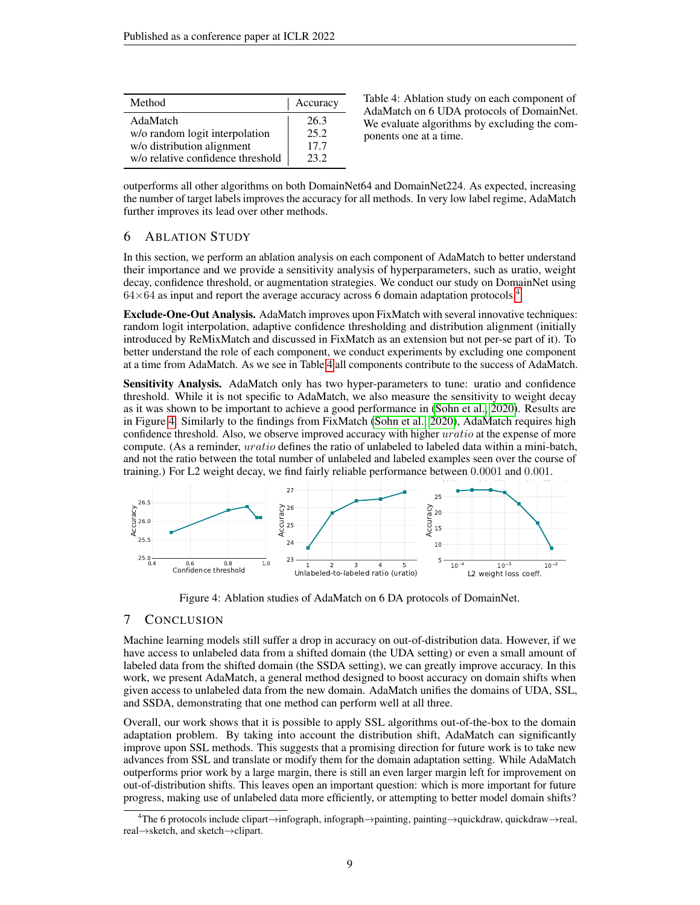| Method | Accuracy |
|---|---|
| AdaMatch | 26.3 |
| w/o random logit interpolation | 25.2 |
| w/o distribution alignment | 17.7 |
| w/o relative confidence threshold | 23.2 |

Table 4: Ablation study on each component of AdaMatch on 6 UDA protocols of DomainNet. We evaluate algorithms by excluding the components one at a time.

outperforms all other algorithms on both DomainNet64 and DomainNet224. As expected, increasing the number of target labels improves the accuracy for all methods. In very low label regime, AdaMatch further improves its lead over other methods.

## 6 Ablation Study

In this section, we perform an ablation analysis on each component of AdaMatch to better understand their importance and we provide a sensitivity analysis of hyperparameters, such as uratio, weight decay, confidence threshold, or augmentation strategies. We conduct our study on DomainNet using $64 \times 64$ as input and report the average accuracy across 6 domain adaptation protocols.[4]

**Exclude-One-Out Analysis.** AdaMatch improves upon FixMatch with several innovative techniques: random logit interpolation, adaptive confidence thresholding and distribution alignment (initially introduced by ReMixMatch and discussed in FixMatch as an extension but not per-se part of it). To better understand the role of each component, we conduct experiments by excluding one component at a time from AdaMatch. As we see in Table 4 all components contribute to the success of AdaMatch.

**Sensitivity Analysis.** AdaMatch only has two hyper-parameters to tune: uratio and confidence threshold. While it is not specific to AdaMatch, we also measure the sensitivity to weight decay as it was shown to be important to achieve a good performance in (Sohn et al., 2020). Results are in Figure 4. Similarly to the findings from FixMatch (Sohn et al., 2020), AdaMatch requires high confidence threshold. Also, we observe improved accuracy with higher $uratio$ at the expense of more compute. (As a reminder, $uratio$ defines the ratio of unlabeled to labeled data within a mini-batch, and not the ratio between the total number of unlabeled and labeled examples seen over the course of training.) For L2 weight decay, we find fairly reliable performance between 0.0001 and 0.001.

Figure 4: Ablation studies of AdaMatch on 6 DA protocols of DomainNet.

## 7 Conclusion

Machine learning models still suffer a drop in accuracy on out-of-distribution data. However, if we have access to unlabeled data from a shifted domain (the UDA setting) or even a small amount of labeled data from the shifted domain (the SSDA setting), we can greatly improve accuracy. In this work, we present AdaMatch, a general method designed to boost accuracy on domain shifts when given access to unlabeled data from the new domain. AdaMatch unifies the domains of UDA, SSL, and SSDA, demonstrating that one method can perform well at all three.

Overall, our work shows that it is possible to apply SSL algorithms out-of-the-box to the domain adaptation problem. By taking into account the distribution shift, AdaMatch can significantly improve upon SSL methods. This suggests that a promising direction for future work is to take new advances from SSL and translate or modify them for the domain adaptation setting. While AdaMatch outperforms prior work by a large margin, there is still an even larger margin left for improvement on out-of-distribution shifts. This leaves open an important question: which is more important for future progress, making use of unlabeled data more efficiently, or attempting to better model domain shifts?

[4] The 6 protocols include clipart→infograph, infograph→painting, painting→quickdraw, quickdraw→real, real→sketch, and sketch→clipart.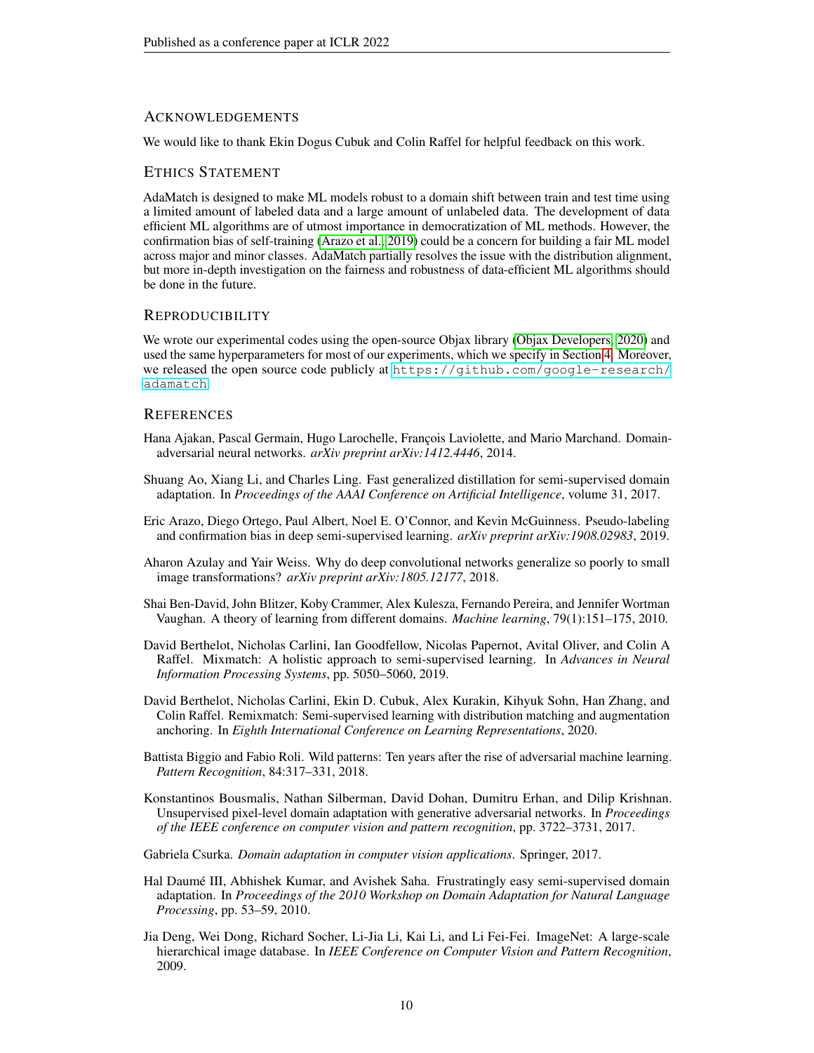## Acknowledgements

We would like to thank Ekin Dogus Cubuk and Colin Raffel for helpful feedback on this work.

## Ethics Statement

AdaMatch is designed to make ML models robust to a domain shift between train and test time using a limited amount of labeled data and a large amount of unlabeled data. The development of data efficient ML algorithms are of utmost importance in democratization of ML methods. However, the confirmation bias of self-training (Arazo et al., 2019) could be a concern for building a fair ML model across major and minor classes. AdaMatch partially resolves the issue with the distribution alignment, but more in-depth investigation on the fairness and robustness of data-efficient ML algorithms should be done in the future.

## Reproducibility

We wrote our experimental codes using the open-source Objax library (Objax Developers, 2020) and used the same hyperparameters for most of our experiments, which we specify in Section 4. Moreover, we released the open source code publicly at https://github.com/google-research/adamatch.

## References

Hana Ajakan, Pascal Germain, Hugo Larochelle, François Laviolette, and Mario Marchand. Domain-adversarial neural networks. *arXiv preprint arXiv:1412.4446*, 2014.

Shuang Ao, Xiang Li, and Charles Ling. Fast generalized distillation for semi-supervised domain adaptation. In *Proceedings of the AAAI Conference on Artificial Intelligence*, volume 31, 2017.

Eric Arazo, Diego Ortego, Paul Albert, Noel E. O'Connor, and Kevin McGuinness. Pseudo-labeling and confirmation bias in deep semi-supervised learning. *arXiv preprint arXiv:1908.02983*, 2019.

Aharon Azulay and Yair Weiss. Why do deep convolutional networks generalize so poorly to small image transformations? *arXiv preprint arXiv:1805.12177*, 2018.

Shai Ben-David, John Blitzer, Koby Crammer, Alex Kulesza, Fernando Pereira, and Jennifer Wortman Vaughan. A theory of learning from different domains. *Machine learning*, 79(1):151–175, 2010.

David Berthelot, Nicholas Carlini, Ian Goodfellow, Nicolas Papernot, Avital Oliver, and Colin A Raffel. Mixmatch: A holistic approach to semi-supervised learning. In *Advances in Neural Information Processing Systems*, pp. 5050–5060, 2019.

David Berthelot, Nicholas Carlini, Ekin D. Cubuk, Alex Kurakin, Kihyuk Sohn, Han Zhang, and Colin Raffel. Remixmatch: Semi-supervised learning with distribution matching and augmentation anchoring. In *Eighth International Conference on Learning Representations*, 2020.

Battista Biggio and Fabio Roli. Wild patterns: Ten years after the rise of adversarial machine learning. *Pattern Recognition*, 84:317–331, 2018.

Konstantinos Bousmalis, Nathan Silberman, David Dohan, Dumitru Erhan, and Dilip Krishnan. Unsupervised pixel-level domain adaptation with generative adversarial networks. In *Proceedings of the IEEE conference on computer vision and pattern recognition*, pp. 3722–3731, 2017.

Gabriela Csurka. *Domain adaptation in computer vision applications*. Springer, 2017.

Hal Daumé III, Abhishek Kumar, and Avishek Saha. Frustratingly easy semi-supervised domain adaptation. In *Proceedings of the 2010 Workshop on Domain Adaptation for Natural Language Processing*, pp. 53–59, 2010.

Jia Deng, Wei Dong, Richard Socher, Li-Jia Li, Kai Li, and Li Fei-Fei. ImageNet: A large-scale hierarchical image database. In *IEEE Conference on Computer Vision and Pattern Recognition*, 2009.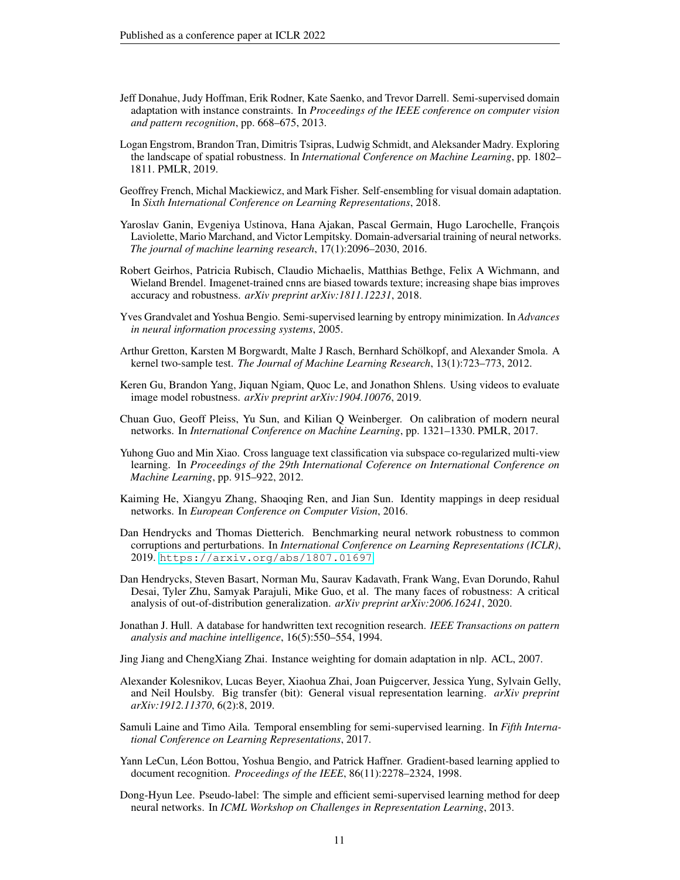Jeff Donahue, Judy Hoffman, Erik Rodner, Kate Saenko, and Trevor Darrell. Semi-supervised domain adaptation with instance constraints. In *Proceedings of the IEEE conference on computer vision and pattern recognition*, pp. 668–675, 2013.

Logan Engstrom, Brandon Tran, Dimitris Tsipras, Ludwig Schmidt, and Aleksander Madry. Exploring the landscape of spatial robustness. In *International Conference on Machine Learning*, pp. 1802–1811. PMLR, 2019.

Geoffrey French, Michal Mackiewicz, and Mark Fisher. Self-ensembling for visual domain adaptation. In *Sixth International Conference on Learning Representations*, 2018.

Yaroslav Ganin, Evgeniya Ustinova, Hana Ajakan, Pascal Germain, Hugo Larochelle, François Laviolette, Mario Marchand, and Victor Lempitsky. Domain-adversarial training of neural networks. *The journal of machine learning research*, 17(1):2096–2030, 2016.

Robert Geirhos, Patricia Rubisch, Claudio Michaelis, Matthias Bethge, Felix A Wichmann, and Wieland Brendel. Imagenet-trained cnns are biased towards texture; increasing shape bias improves accuracy and robustness. *arXiv preprint arXiv:1811.12231*, 2018.

Yves Grandvalet and Yoshua Bengio. Semi-supervised learning by entropy minimization. In *Advances in neural information processing systems*, 2005.

Arthur Gretton, Karsten M Borgwardt, Malte J Rasch, Bernhard Schölkopf, and Alexander Smola. A kernel two-sample test. *The Journal of Machine Learning Research*, 13(1):723–773, 2012.

Keren Gu, Brandon Yang, Jiquan Ngiam, Quoc Le, and Jonathon Shlens. Using videos to evaluate image model robustness. *arXiv preprint arXiv:1904.10076*, 2019.

Chuan Guo, Geoff Pleiss, Yu Sun, and Kilian Q Weinberger. On calibration of modern neural networks. In *International Conference on Machine Learning*, pp. 1321–1330. PMLR, 2017.

Yuhong Guo and Min Xiao. Cross language text classification via subspace co-regularized multi-view learning. In *Proceedings of the 29th International Coference on International Conference on Machine Learning*, pp. 915–922, 2012.

Kaiming He, Xiangyu Zhang, Shaoqing Ren, and Jian Sun. Identity mappings in deep residual networks. In *European Conference on Computer Vision*, 2016.

Dan Hendrycks and Thomas Dietterich. Benchmarking neural network robustness to common corruptions and perturbations. In *International Conference on Learning Representations (ICLR)*, 2019. https://arxiv.org/abs/1807.01697.

Dan Hendrycks, Steven Basart, Norman Mu, Saurav Kadavath, Frank Wang, Evan Dorundo, Rahul Desai, Tyler Zhu, Samyak Parajuli, Mike Guo, et al. The many faces of robustness: A critical analysis of out-of-distribution generalization. *arXiv preprint arXiv:2006.16241*, 2020.

Jonathan J. Hull. A database for handwritten text recognition research. *IEEE Transactions on pattern analysis and machine intelligence*, 16(5):550–554, 1994.

Jing Jiang and ChengXiang Zhai. Instance weighting for domain adaptation in nlp. ACL, 2007.

Alexander Kolesnikov, Lucas Beyer, Xiaohua Zhai, Joan Puigcerver, Jessica Yung, Sylvain Gelly, and Neil Houlsby. Big transfer (bit): General visual representation learning. *arXiv preprint arXiv:1912.11370*, 6(2):8, 2019.

Samuli Laine and Timo Aila. Temporal ensembling for semi-supervised learning. In *Fifth International Conference on Learning Representations*, 2017.

Yann LeCun, Léon Bottou, Yoshua Bengio, and Patrick Haffner. Gradient-based learning applied to document recognition. *Proceedings of the IEEE*, 86(11):2278–2324, 1998.

Dong-Hyun Lee. Pseudo-label: The simple and efficient semi-supervised learning method for deep neural networks. In *ICML Workshop on Challenges in Representation Learning*, 2013.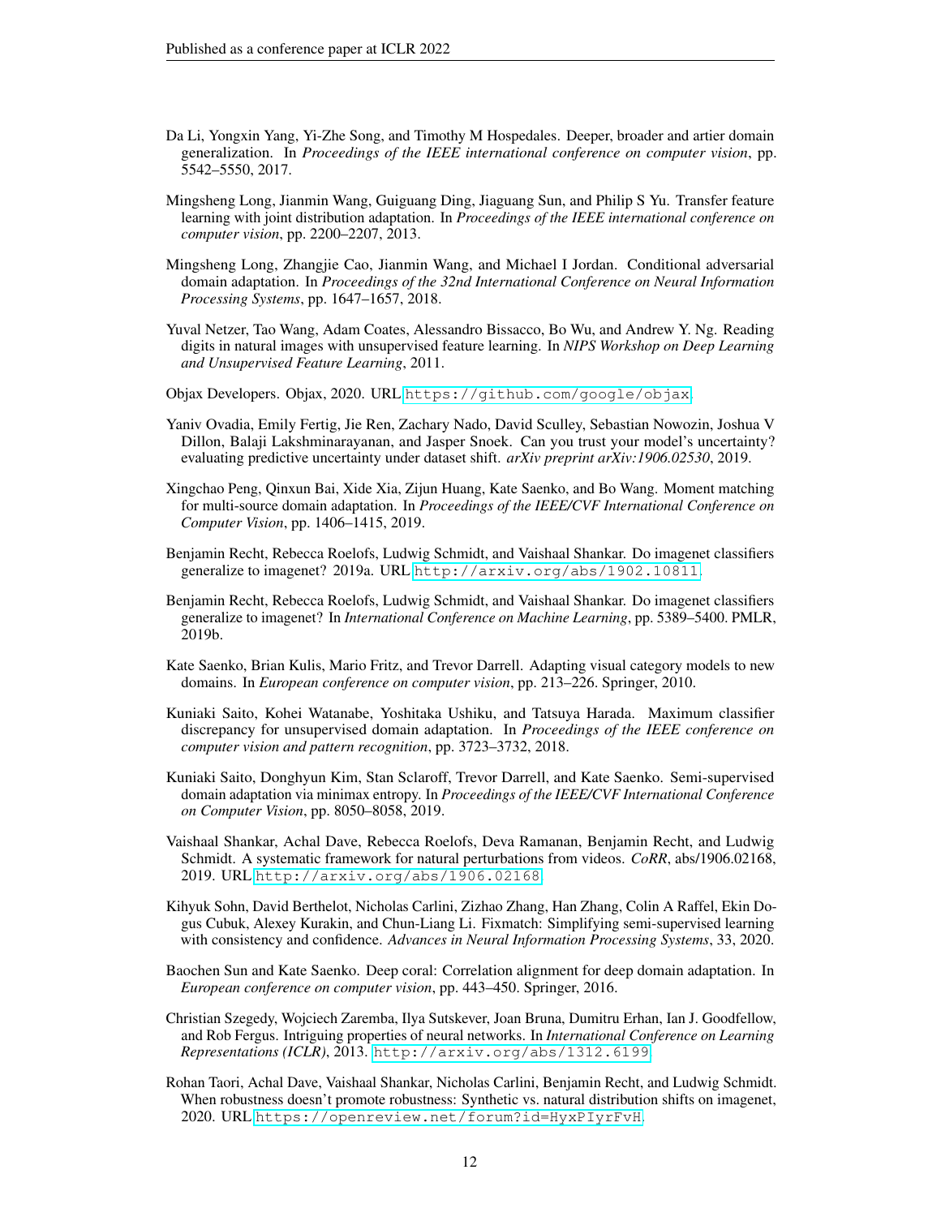Da Li, Yongxin Yang, Yi-Zhe Song, and Timothy M Hospedales. Deeper, broader and artier domain generalization. In *Proceedings of the IEEE international conference on computer vision*, pp. 5542–5550, 2017.

Mingsheng Long, Jianmin Wang, Guiguang Ding, Jiaguang Sun, and Philip S Yu. Transfer feature learning with joint distribution adaptation. In *Proceedings of the IEEE international conference on computer vision*, pp. 2200–2207, 2013.

Mingsheng Long, Zhangjie Cao, Jianmin Wang, and Michael I Jordan. Conditional adversarial domain adaptation. In *Proceedings of the 32nd International Conference on Neural Information Processing Systems*, pp. 1647–1657, 2018.

Yuval Netzer, Tao Wang, Adam Coates, Alessandro Bissacco, Bo Wu, and Andrew Y. Ng. Reading digits in natural images with unsupervised feature learning. In *NIPS Workshop on Deep Learning and Unsupervised Feature Learning*, 2011.

Objax Developers. Objax, 2020. URL https://github.com/google/objax.

Yaniv Ovadia, Emily Fertig, Jie Ren, Zachary Nado, David Sculley, Sebastian Nowozin, Joshua V Dillon, Balaji Lakshminarayanan, and Jasper Snoek. Can you trust your model's uncertainty? evaluating predictive uncertainty under dataset shift. *arXiv preprint arXiv:1906.02530*, 2019.

Xingchao Peng, Qinxun Bai, Xide Xia, Zijun Huang, Kate Saenko, and Bo Wang. Moment matching for multi-source domain adaptation. In *Proceedings of the IEEE/CVF International Conference on Computer Vision*, pp. 1406–1415, 2019.

Benjamin Recht, Rebecca Roelofs, Ludwig Schmidt, and Vaishaal Shankar. Do imagenet classifiers generalize to imagenet? 2019a. URL http://arxiv.org/abs/1902.10811.

Benjamin Recht, Rebecca Roelofs, Ludwig Schmidt, and Vaishaal Shankar. Do imagenet classifiers generalize to imagenet? In *International Conference on Machine Learning*, pp. 5389–5400. PMLR, 2019b.

Kate Saenko, Brian Kulis, Mario Fritz, and Trevor Darrell. Adapting visual category models to new domains. In *European conference on computer vision*, pp. 213–226. Springer, 2010.

Kuniaki Saito, Kohei Watanabe, Yoshitaka Ushiku, and Tatsuya Harada. Maximum classifier discrepancy for unsupervised domain adaptation. In *Proceedings of the IEEE conference on computer vision and pattern recognition*, pp. 3723–3732, 2018.

Kuniaki Saito, Donghyun Kim, Stan Sclaroff, Trevor Darrell, and Kate Saenko. Semi-supervised domain adaptation via minimax entropy. In *Proceedings of the IEEE/CVF International Conference on Computer Vision*, pp. 8050–8058, 2019.

Vaishaal Shankar, Achal Dave, Rebecca Roelofs, Deva Ramanan, Benjamin Recht, and Ludwig Schmidt. A systematic framework for natural perturbations from videos. *CoRR*, abs/1906.02168, 2019. URL http://arxiv.org/abs/1906.02168.

Kihyuk Sohn, David Berthelot, Nicholas Carlini, Zizhao Zhang, Han Zhang, Colin A Raffel, Ekin Dogus Cubuk, Alexey Kurakin, and Chun-Liang Li. Fixmatch: Simplifying semi-supervised learning with consistency and confidence. *Advances in Neural Information Processing Systems*, 33, 2020.

Baochen Sun and Kate Saenko. Deep coral: Correlation alignment for deep domain adaptation. In *European conference on computer vision*, pp. 443–450. Springer, 2016.

Christian Szegedy, Wojciech Zaremba, Ilya Sutskever, Joan Bruna, Dumitru Erhan, Ian J. Goodfellow, and Rob Fergus. Intriguing properties of neural networks. In *International Conference on Learning Representations (ICLR)*, 2013. http://arxiv.org/abs/1312.6199.

Rohan Taori, Achal Dave, Vaishaal Shankar, Nicholas Carlini, Benjamin Recht, and Ludwig Schmidt. When robustness doesn't promote robustness: Synthetic vs. natural distribution shifts on imagenet, 2020. URL https://openreview.net/forum?id=HyxPIyrFvH.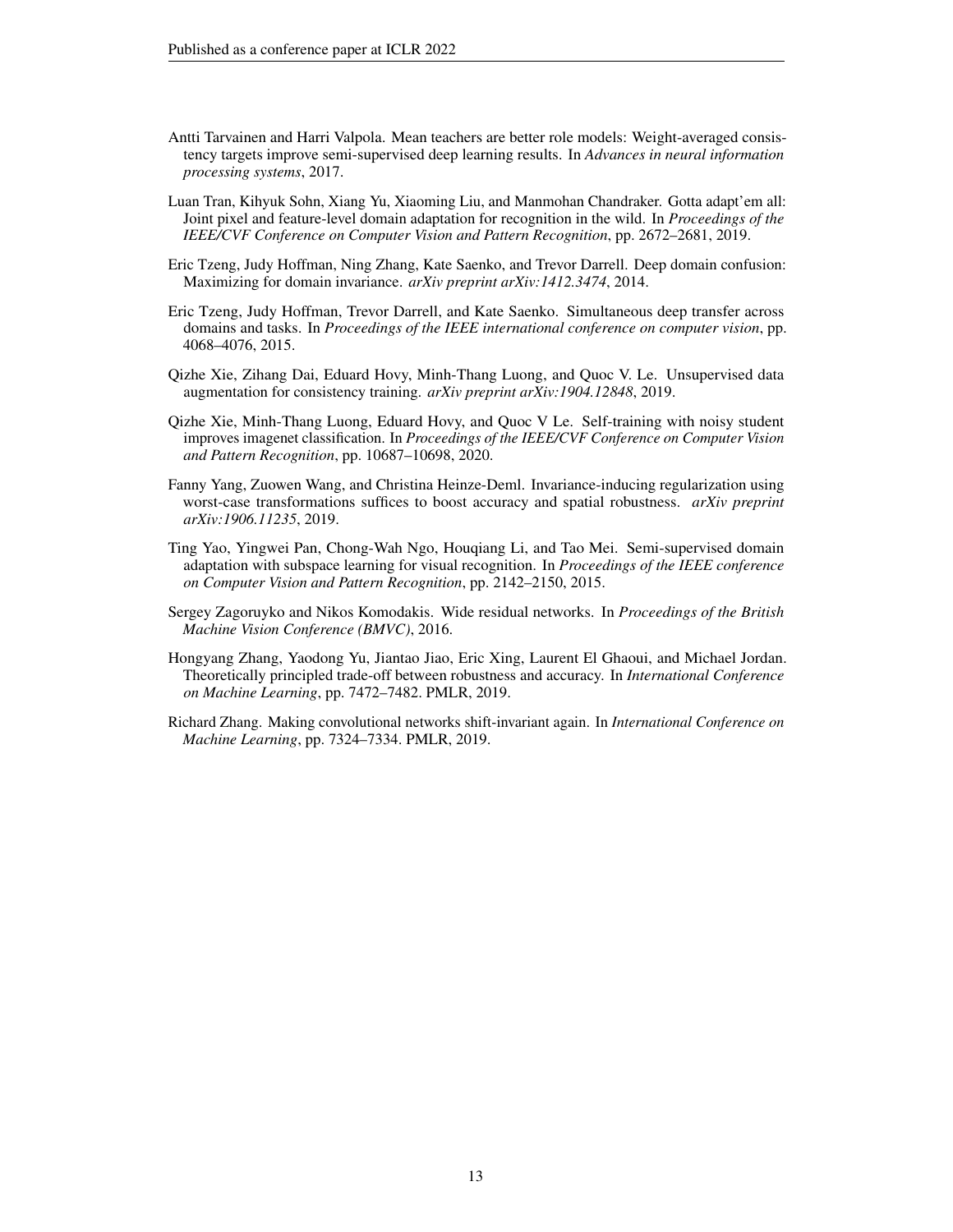Antti Tarvainen and Harri Valpola. Mean teachers are better role models: Weight-averaged consistency targets improve semi-supervised deep learning results. In *Advances in neural information processing systems*, 2017.

Luan Tran, Kihyuk Sohn, Xiang Yu, Xiaoming Liu, and Manmohan Chandraker. Gotta adapt'em all: Joint pixel and feature-level domain adaptation for recognition in the wild. In *Proceedings of the IEEE/CVF Conference on Computer Vision and Pattern Recognition*, pp. 2672–2681, 2019.

Eric Tzeng, Judy Hoffman, Ning Zhang, Kate Saenko, and Trevor Darrell. Deep domain confusion: Maximizing for domain invariance. *arXiv preprint arXiv:1412.3474*, 2014.

Eric Tzeng, Judy Hoffman, Trevor Darrell, and Kate Saenko. Simultaneous deep transfer across domains and tasks. In *Proceedings of the IEEE international conference on computer vision*, pp. 4068–4076, 2015.

Qizhe Xie, Zihang Dai, Eduard Hovy, Minh-Thang Luong, and Quoc V. Le. Unsupervised data augmentation for consistency training. *arXiv preprint arXiv:1904.12848*, 2019.

Qizhe Xie, Minh-Thang Luong, Eduard Hovy, and Quoc V Le. Self-training with noisy student improves imagenet classification. In *Proceedings of the IEEE/CVF Conference on Computer Vision and Pattern Recognition*, pp. 10687–10698, 2020.

Fanny Yang, Zuowen Wang, and Christina Heinze-Deml. Invariance-inducing regularization using worst-case transformations suffices to boost accuracy and spatial robustness. *arXiv preprint arXiv:1906.11235*, 2019.

Ting Yao, Yingwei Pan, Chong-Wah Ngo, Houqiang Li, and Tao Mei. Semi-supervised domain adaptation with subspace learning for visual recognition. In *Proceedings of the IEEE conference on Computer Vision and Pattern Recognition*, pp. 2142–2150, 2015.

Sergey Zagoruyko and Nikos Komodakis. Wide residual networks. In *Proceedings of the British Machine Vision Conference (BMVC)*, 2016.

Hongyang Zhang, Yaodong Yu, Jiantao Jiao, Eric Xing, Laurent El Ghaoui, and Michael Jordan. Theoretically principled trade-off between robustness and accuracy. In *International Conference on Machine Learning*, pp. 7472–7482. PMLR, 2019.

Richard Zhang. Making convolutional networks shift-invariant again. In *International Conference on Machine Learning*, pp. 7324–7334. PMLR, 2019.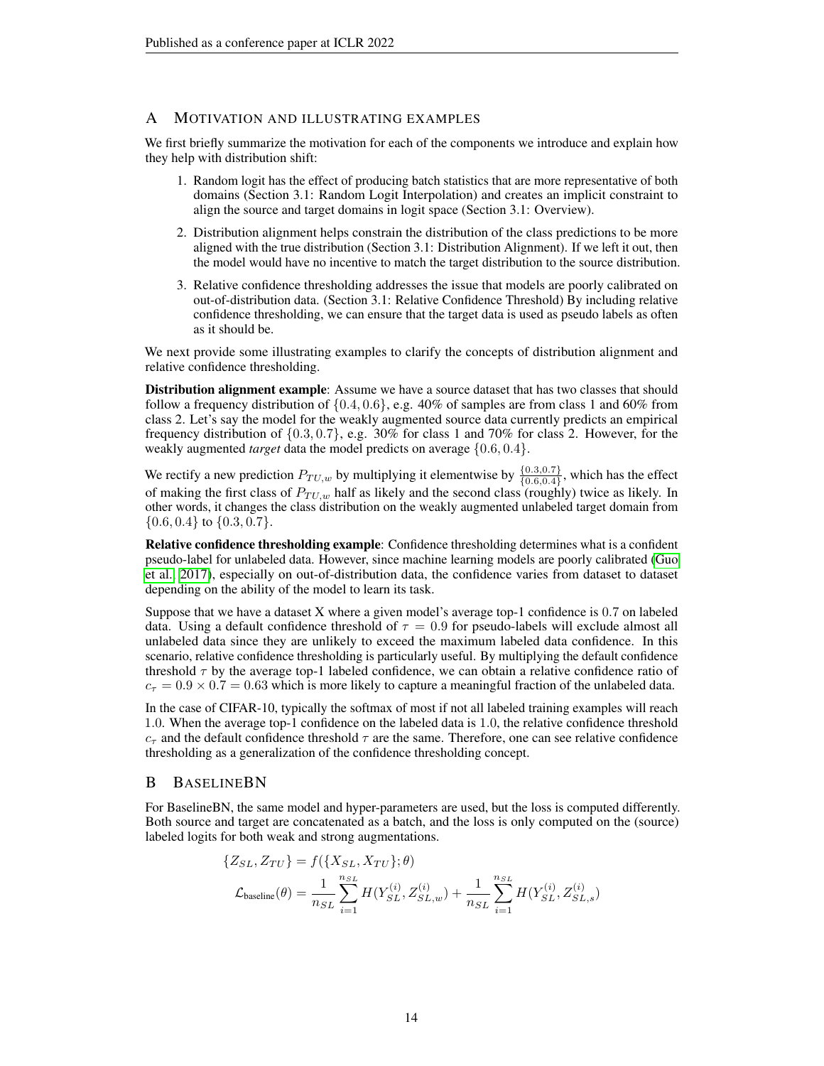## A Motivation and illustrating examples

We first briefly summarize the motivation for each of the components we introduce and explain how they help with distribution shift:

1. Random logit has the effect of producing batch statistics that are more representative of both domains (Section 3.1: Random Logit Interpolation) and creates an implicit constraint to align the source and target domains in logit space (Section 3.1: Overview).
2. Distribution alignment helps constrain the distribution of the class predictions to be more aligned with the true distribution (Section 3.1: Distribution Alignment). If we left it out, then the model would have no incentive to match the target distribution to the source distribution.
3. Relative confidence thresholding addresses the issue that models are poorly calibrated on out-of-distribution data. (Section 3.1: Relative Confidence Threshold) By including relative confidence thresholding, we can ensure that the target data is used as pseudo labels as often as it should be.

We next provide some illustrating examples to clarify the concepts of distribution alignment and relative confidence thresholding.

**Distribution alignment example**: Assume we have a source dataset that has two classes that should follow a frequency distribution of $\{0.4, 0.6\}$, e.g. 40% of samples are from class 1 and 60% from class 2. Let's say the model for the weakly augmented source data currently predicts an empirical frequency distribution of $\{0.3, 0.7\}$, e.g. 30% for class 1 and 70% for class 2. However, for the weakly augmented *target* data the model predicts on average $\{0.6, 0.4\}$.

We rectify a new prediction $P_{TU,w}$ by multiplying it elementwise by $\frac{\{0.3,0.7\}}{\{0.6,0.4\}}$, which has the effect of making the first class of $P_{TU,w}$ half as likely and the second class (roughly) twice as likely. In other words, it changes the class distribution on the weakly augmented unlabeled target domain from $\{0.6, 0.4\}$ to $\{0.3, 0.7\}$.

**Relative confidence thresholding example**: Confidence thresholding determines what is a confident pseudo-label for unlabeled data. However, since machine learning models are poorly calibrated (Guo et al., 2017), especially on out-of-distribution data, the confidence varies from dataset to dataset depending on the ability of the model to learn its task.

Suppose that we have a dataset X where a given model's average top-1 confidence is 0.7 on labeled data. Using a default confidence threshold of $\tau = 0.9$ for pseudo-labels will exclude almost all unlabeled data since they are unlikely to exceed the maximum labeled data confidence. In this scenario, relative confidence thresholding is particularly useful. By multiplying the default confidence threshold $\tau$ by the average top-1 labeled confidence, we can obtain a relative confidence ratio of $c_\tau = 0.9 \times 0.7 = 0.63$ which is more likely to capture a meaningful fraction of the unlabeled data.

In the case of CIFAR-10, typically the softmax of most if not all labeled training examples will reach 1.0. When the average top-1 confidence on the labeled data is 1.0, the relative confidence threshold $c_\tau$ and the default confidence threshold $\tau$ are the same. Therefore, one can see relative confidence thresholding as a generalization of the confidence thresholding concept.

## B BaselineBN

For BaselineBN, the same model and hyper-parameters are used, but the loss is computed differently. Both source and target are concatenated as a batch, and the loss is only computed on the (source) labeled logits for both weak and strong augmentations.

$$
\{Z_{SL}, Z_{TU}\} = f(\{X_{SL}, X_{TU}\}; \theta)
$$

$$
\mathcal{L}_{\text{baseline}}(\theta) = \frac{1}{n_{SL}} \sum_{i=1}^{n_{SL}} H(Y_{SL}^{(i)}, Z_{SL,w}^{(i)}) + \frac{1}{n_{SL}} \sum_{i=1}^{n_{SL}} H(Y_{SL}^{(i)}, Z_{SL,s}^{(i)})
$$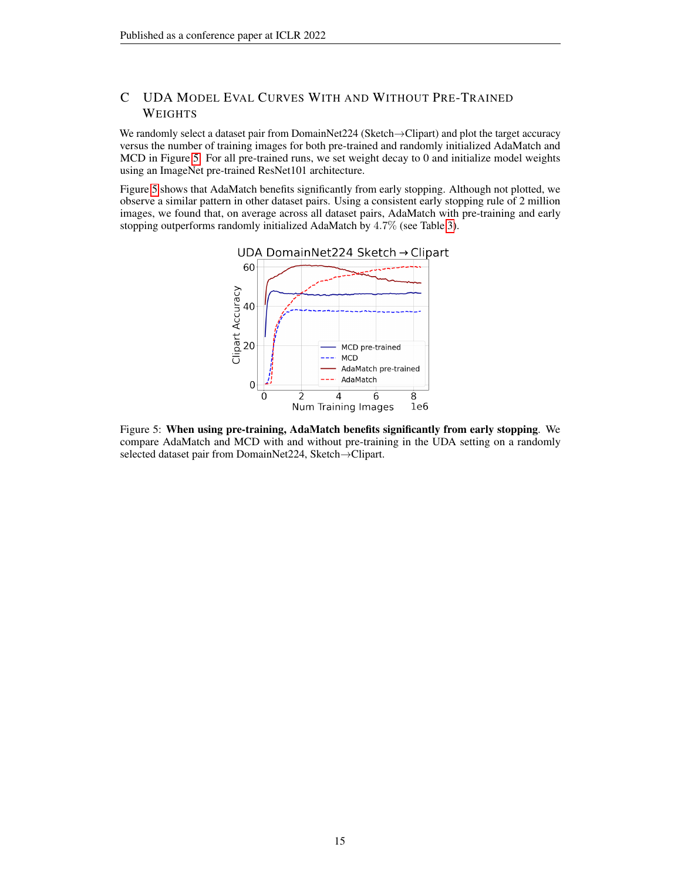## C UDA Model Eval Curves With and Without Pre-Trained Weights

We randomly select a dataset pair from DomainNet224 (Sketch→Clipart) and plot the target accuracy versus the number of training images for both pre-trained and randomly initialized AdaMatch and MCD in Figure 5. For all pre-trained runs, we set weight decay to 0 and initialize model weights using an ImageNet pre-trained ResNet101 architecture.

Figure 5 shows that AdaMatch benefits significantly from early stopping. Although not plotted, we observe a similar pattern in other dataset pairs. Using a consistent early stopping rule of 2 million images, we found that, on average across all dataset pairs, AdaMatch with pre-training and early stopping outperforms randomly initialized AdaMatch by $4.7\%$ (see Table 3).

Figure 5: **When using pre-training, AdaMatch benefits significantly from early stopping**. We compare AdaMatch and MCD with and without pre-training in the UDA setting on a randomly selected dataset pair from DomainNet224, Sketch→Clipart.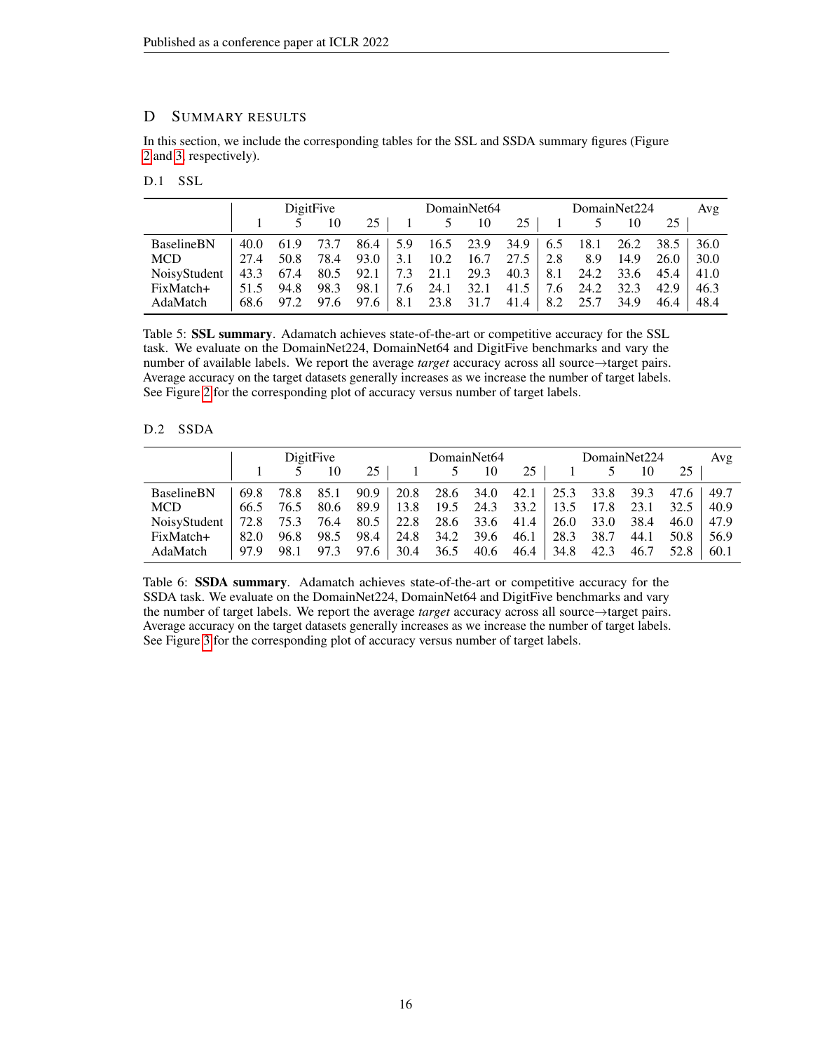## D Summary Results

In this section, we include the corresponding tables for the SSL and SSDA summary figures (Figure 2 and 3, respectively).

### D.1 SSL

| | DigitFive | | | | DomainNet64 | | | | DomainNet224 | | | | Avg |
|---|---|---|---|---|---|---|---|---|---|---|---|---|---|
| | 1 | 5 | 10 | 25 | 1 | 5 | 10 | 25 | 1 | 5 | 10 | 25 | |
| BaselineBN | 40.0 | 61.9 | 73.7 | 86.4 | 5.9 | 16.5 | 23.9 | 34.9 | 6.5 | 18.1 | 26.2 | 38.5 | 36.0 |
| MCD | 27.4 | 50.8 | 78.4 | 93.0 | 3.1 | 10.2 | 16.7 | 27.5 | 2.8 | 8.9 | 14.9 | 26.0 | 30.0 |
| NoisyStudent | 43.3 | 67.4 | 80.5 | 92.1 | 7.3 | 21.1 | 29.3 | 40.3 | 8.1 | 24.2 | 33.6 | 45.4 | 41.0 |
| FixMatch+ | 51.5 | 94.8 | 98.3 | 98.1 | 7.6 | 24.1 | 32.1 | 41.5 | 7.6 | 24.2 | 32.3 | 42.9 | 46.3 |
| AdaMatch | 68.6 | 97.2 | 97.6 | 97.6 | 8.1 | 23.8 | 31.7 | 41.4 | 8.2 | 25.7 | 34.9 | 46.4 | 48.4 |

Table 5: **SSL summary**. Adamatch achieves state-of-the-art or competitive accuracy for the SSL task. We evaluate on the DomainNet224, DomainNet64 and DigitFive benchmarks and vary the number of available labels. We report the average *target* accuracy across all source→target pairs. Average accuracy on the target datasets generally increases as we increase the number of target labels. See Figure 2 for the corresponding plot of accuracy versus number of target labels.

### D.2 SSDA

| | DigitFive | | | | DomainNet64 | | | | DomainNet224 | | | | Avg |
|---|---|---|---|---|---|---|---|---|---|---|---|---|---|
| | 1 | 5 | 10 | 25 | 1 | 5 | 10 | 25 | 1 | 5 | 10 | 25 | |
| BaselineBN | 69.8 | 78.8 | 85.1 | 90.9 | 20.8 | 28.6 | 34.0 | 42.1 | 25.3 | 33.8 | 39.3 | 47.6 | 49.7 |
| MCD | 66.5 | 76.5 | 80.6 | 89.9 | 13.8 | 19.5 | 24.3 | 33.2 | 13.5 | 17.8 | 23.1 | 32.5 | 40.9 |
| NoisyStudent | 72.8 | 75.3 | 76.4 | 80.5 | 22.8 | 28.6 | 33.6 | 41.4 | 26.0 | 33.0 | 38.4 | 46.0 | 47.9 |
| FixMatch+ | 82.0 | 96.8 | 98.5 | 98.4 | 24.8 | 34.2 | 39.6 | 46.1 | 28.3 | 38.7 | 44.1 | 50.8 | 56.9 |
| AdaMatch | 97.9 | 98.1 | 97.3 | 97.6 | 30.4 | 36.5 | 40.6 | 46.4 | 34.8 | 42.3 | 46.7 | 52.8 | 60.1 |

Table 6: **SSDA summary**. Adamatch achieves state-of-the-art or competitive accuracy for the SSDA task. We evaluate on the DomainNet224, DomainNet64 and DigitFive benchmarks and vary the number of target labels. We report the average *target* accuracy across all source→target pairs. Average accuracy on the target datasets generally increases as we increase the number of target labels. See Figure 3 for the corresponding plot of accuracy versus number of target labels.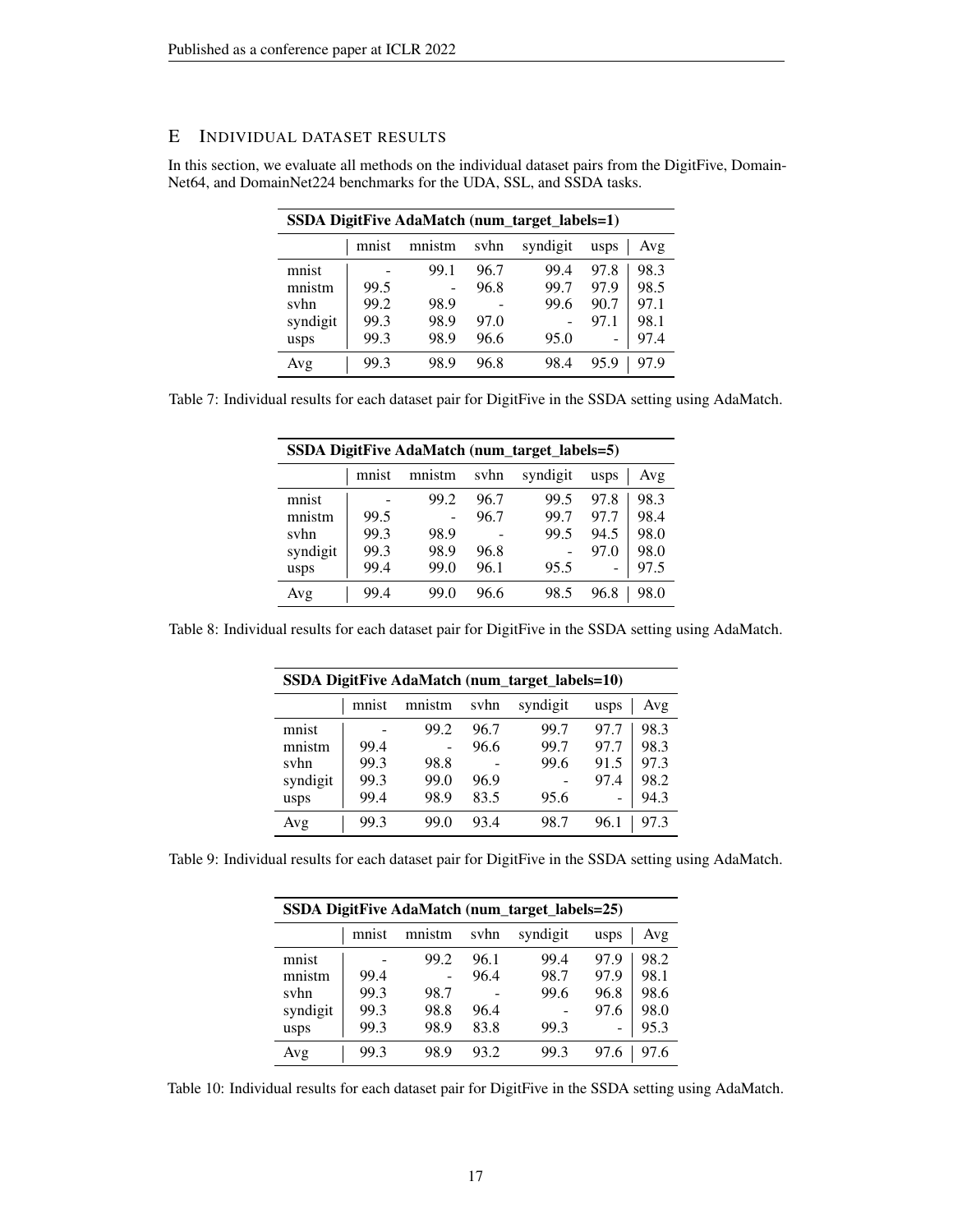## E Individual dataset results

In this section, we evaluate all methods on the individual dataset pairs from the DigitFive, DomainNet64, and DomainNet224 benchmarks for the UDA, SSL, and SSDA tasks.

| **SSDA DigitFive AdaMatch (num_target_labels=1)** | | | | | | |
|---|---|---|---|---|---|---|
| | mnist | mnistm | svhn | syndigit | usps | Avg |
| mnist | - | 99.1 | 96.7 | 99.4 | 97.8 | 98.3 |
| mnistm | 99.5 | - | 96.8 | 99.7 | 97.9 | 98.5 |
| svhn | 99.2 | 98.9 | - | 99.6 | 90.7 | 97.1 |
| syndigit | 99.3 | 98.9 | 97.0 | - | 97.1 | 98.1 |
| usps | 99.3 | 98.9 | 96.6 | 95.0 | - | 97.4 |
| Avg | 99.3 | 98.9 | 96.8 | 98.4 | 95.9 | 97.9 |

Table 7: Individual results for each dataset pair for DigitFive in the SSDA setting using AdaMatch.

| **SSDA DigitFive AdaMatch (num_target_labels=5)** | | | | | | |
|---|---|---|---|---|---|---|
| | mnist | mnistm | svhn | syndigit | usps | Avg |
| mnist | - | 99.2 | 96.7 | 99.5 | 97.8 | 98.3 |
| mnistm | 99.5 | - | 96.7 | 99.7 | 97.7 | 98.4 |
| svhn | 99.3 | 98.9 | - | 99.5 | 94.5 | 98.0 |
| syndigit | 99.3 | 98.9 | 96.8 | - | 97.0 | 98.0 |
| usps | 99.4 | 99.0 | 96.1 | 95.5 | - | 97.5 |
| Avg | 99.4 | 99.0 | 96.6 | 98.5 | 96.8 | 98.0 |

Table 8: Individual results for each dataset pair for DigitFive in the SSDA setting using AdaMatch.

| **SSDA DigitFive AdaMatch (num_target_labels=10)** | | | | | | |
|---|---|---|---|---|---|---|
| | mnist | mnistm | svhn | syndigit | usps | Avg |
| mnist | - | 99.2 | 96.7 | 99.7 | 97.7 | 98.3 |
| mnistm | 99.4 | - | 96.6 | 99.7 | 97.7 | 98.3 |
| svhn | 99.3 | 98.8 | - | 99.6 | 91.5 | 97.3 |
| syndigit | 99.3 | 99.0 | 96.9 | - | 97.4 | 98.2 |
| usps | 99.4 | 98.9 | 83.5 | 95.6 | - | 94.3 |
| Avg | 99.3 | 99.0 | 93.4 | 98.7 | 96.1 | 97.3 |

Table 9: Individual results for each dataset pair for DigitFive in the SSDA setting using AdaMatch.

| **SSDA DigitFive AdaMatch (num_target_labels=25)** | | | | | | |
|---|---|---|---|---|---|---|
| | mnist | mnistm | svhn | syndigit | usps | Avg |
| mnist | - | 99.2 | 96.1 | 99.4 | 97.9 | 98.2 |
| mnistm | 99.4 | - | 96.4 | 98.7 | 97.9 | 98.1 |
| svhn | 99.3 | 98.7 | - | 99.6 | 96.8 | 98.6 |
| syndigit | 99.3 | 98.8 | 96.4 | - | 97.6 | 98.0 |
| usps | 99.3 | 98.9 | 83.8 | 99.3 | - | 95.3 |
| Avg | 99.3 | 98.9 | 93.2 | 99.3 | 97.6 | 97.6 |

Table 10: Individual results for each dataset pair for DigitFive in the SSDA setting using AdaMatch.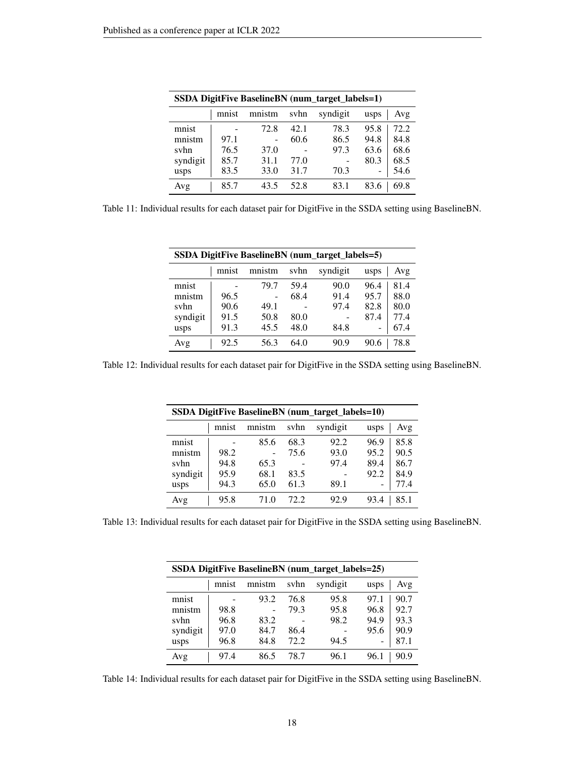| SSDA DigitFive BaselineBN (num_target_labels=1) | | | | | | |
|---|---|---|---|---|---|---|
| | mnist | mnistm | svhn | syndigit | usps | Avg |
| mnist | - | 72.8 | 42.1 | 78.3 | 95.8 | 72.2 |
| mnistm | 97.1 | - | 60.6 | 86.5 | 94.8 | 84.8 |
| svhn | 76.5 | 37.0 | - | 97.3 | 63.6 | 68.6 |
| syndigit | 85.7 | 31.1 | 77.0 | - | 80.3 | 68.5 |
| usps | 83.5 | 33.0 | 31.7 | 70.3 | - | 54.6 |
| Avg | 85.7 | 43.5 | 52.8 | 83.1 | 83.6 | 69.8 |

Table 11: Individual results for each dataset pair for DigitFive in the SSDA setting using BaselineBN.

| SSDA DigitFive BaselineBN (num_target_labels=5) | | | | | | |
|---|---|---|---|---|---|---|
| | mnist | mnistm | svhn | syndigit | usps | Avg |
| mnist | - | 79.7 | 59.4 | 90.0 | 96.4 | 81.4 |
| mnistm | 96.5 | - | 68.4 | 91.4 | 95.7 | 88.0 |
| svhn | 90.6 | 49.1 | - | 97.4 | 82.8 | 80.0 |
| syndigit | 91.5 | 50.8 | 80.0 | - | 87.4 | 77.4 |
| usps | 91.3 | 45.5 | 48.0 | 84.8 | - | 67.4 |
| Avg | 92.5 | 56.3 | 64.0 | 90.9 | 90.6 | 78.8 |

Table 12: Individual results for each dataset pair for DigitFive in the SSDA setting using BaselineBN.

| SSDA DigitFive BaselineBN (num_target_labels=10) | | | | | | |
|---|---|---|---|---|---|---|
| | mnist | mnistm | svhn | syndigit | usps | Avg |
| mnist | - | 85.6 | 68.3 | 92.2 | 96.9 | 85.8 |
| mnistm | 98.2 | - | 75.6 | 93.0 | 95.2 | 90.5 |
| svhn | 94.8 | 65.3 | - | 97.4 | 89.4 | 86.7 |
| syndigit | 95.9 | 68.1 | 83.5 | - | 92.2 | 84.9 |
| usps | 94.3 | 65.0 | 61.3 | 89.1 | - | 77.4 |
| Avg | 95.8 | 71.0 | 72.2 | 92.9 | 93.4 | 85.1 |

Table 13: Individual results for each dataset pair for DigitFive in the SSDA setting using BaselineBN.

| SSDA DigitFive BaselineBN (num_target_labels=25) | | | | | | |
|---|---|---|---|---|---|---|
| | mnist | mnistm | svhn | syndigit | usps | Avg |
| mnist | - | 93.2 | 76.8 | 95.8 | 97.1 | 90.7 |
| mnistm | 98.8 | - | 79.3 | 95.8 | 96.8 | 92.7 |
| svhn | 96.8 | 83.2 | - | 98.2 | 94.9 | 93.3 |
| syndigit | 97.0 | 84.7 | 86.4 | - | 95.6 | 90.9 |
| usps | 96.8 | 84.8 | 72.2 | 94.5 | - | 87.1 |
| Avg | 97.4 | 86.5 | 78.7 | 96.1 | 96.1 | 90.9 |

Table 14: Individual results for each dataset pair for DigitFive in the SSDA setting using BaselineBN.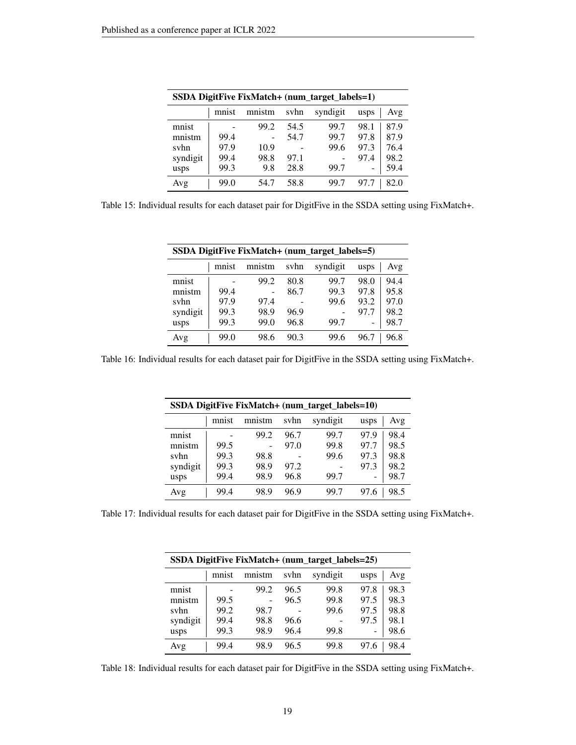| **SSDA DigitFive FixMatch+ (num_target_labels=1)** | | | | | | |
|---|---|---|---|---|---|---|
| | mnist | mnistm | svhn | syndigit | usps | Avg |
| mnist | - | 99.2 | 54.5 | 99.7 | 98.1 | 87.9 |
| mnistm | 99.4 | - | 54.7 | 99.7 | 97.8 | 87.9 |
| svhn | 97.9 | 10.9 | - | 99.6 | 97.3 | 76.4 |
| syndigit | 99.4 | 98.8 | 97.1 | - | 97.4 | 98.2 |
| usps | 99.3 | 9.8 | 28.8 | 99.7 | - | 59.4 |
| Avg | 99.0 | 54.7 | 58.8 | 99.7 | 97.7 | 82.0 |

Table 15: Individual results for each dataset pair for DigitFive in the SSDA setting using FixMatch+.

| **SSDA DigitFive FixMatch+ (num_target_labels=5)** | | | | | | |
|---|---|---|---|---|---|---|
| | mnist | mnistm | svhn | syndigit | usps | Avg |
| mnist | - | 99.2 | 80.8 | 99.7 | 98.0 | 94.4 |
| mnistm | 99.4 | - | 86.7 | 99.3 | 97.8 | 95.8 |
| svhn | 97.9 | 97.4 | - | 99.6 | 93.2 | 97.0 |
| syndigit | 99.3 | 98.9 | 96.9 | - | 97.7 | 98.2 |
| usps | 99.3 | 99.0 | 96.8 | 99.7 | - | 98.7 |
| Avg | 99.0 | 98.6 | 90.3 | 99.6 | 96.7 | 96.8 |

Table 16: Individual results for each dataset pair for DigitFive in the SSDA setting using FixMatch+.

| **SSDA DigitFive FixMatch+ (num_target_labels=10)** | | | | | | |
|---|---|---|---|---|---|---|
| | mnist | mnistm | svhn | syndigit | usps | Avg |
| mnist | - | 99.2 | 96.7 | 99.7 | 97.9 | 98.4 |
| mnistm | 99.5 | - | 97.0 | 99.8 | 97.7 | 98.5 |
| svhn | 99.3 | 98.8 | - | 99.6 | 97.3 | 98.8 |
| syndigit | 99.3 | 98.9 | 97.2 | - | 97.3 | 98.2 |
| usps | 99.4 | 98.9 | 96.8 | 99.7 | - | 98.7 |
| Avg | 99.4 | 98.9 | 96.9 | 99.7 | 97.6 | 98.5 |

Table 17: Individual results for each dataset pair for DigitFive in the SSDA setting using FixMatch+.

| **SSDA DigitFive FixMatch+ (num_target_labels=25)** | | | | | | |
|---|---|---|---|---|---|---|
| | mnist | mnistm | svhn | syndigit | usps | Avg |
| mnist | - | 99.2 | 96.5 | 99.8 | 97.8 | 98.3 |
| mnistm | 99.5 | - | 96.5 | 99.8 | 97.5 | 98.3 |
| svhn | 99.2 | 98.7 | - | 99.6 | 97.5 | 98.8 |
| syndigit | 99.4 | 98.8 | 96.6 | - | 97.5 | 98.1 |
| usps | 99.3 | 98.9 | 96.4 | 99.8 | - | 98.6 |
| Avg | 99.4 | 98.9 | 96.5 | 99.8 | 97.6 | 98.4 |

Table 18: Individual results for each dataset pair for DigitFive in the SSDA setting using FixMatch+.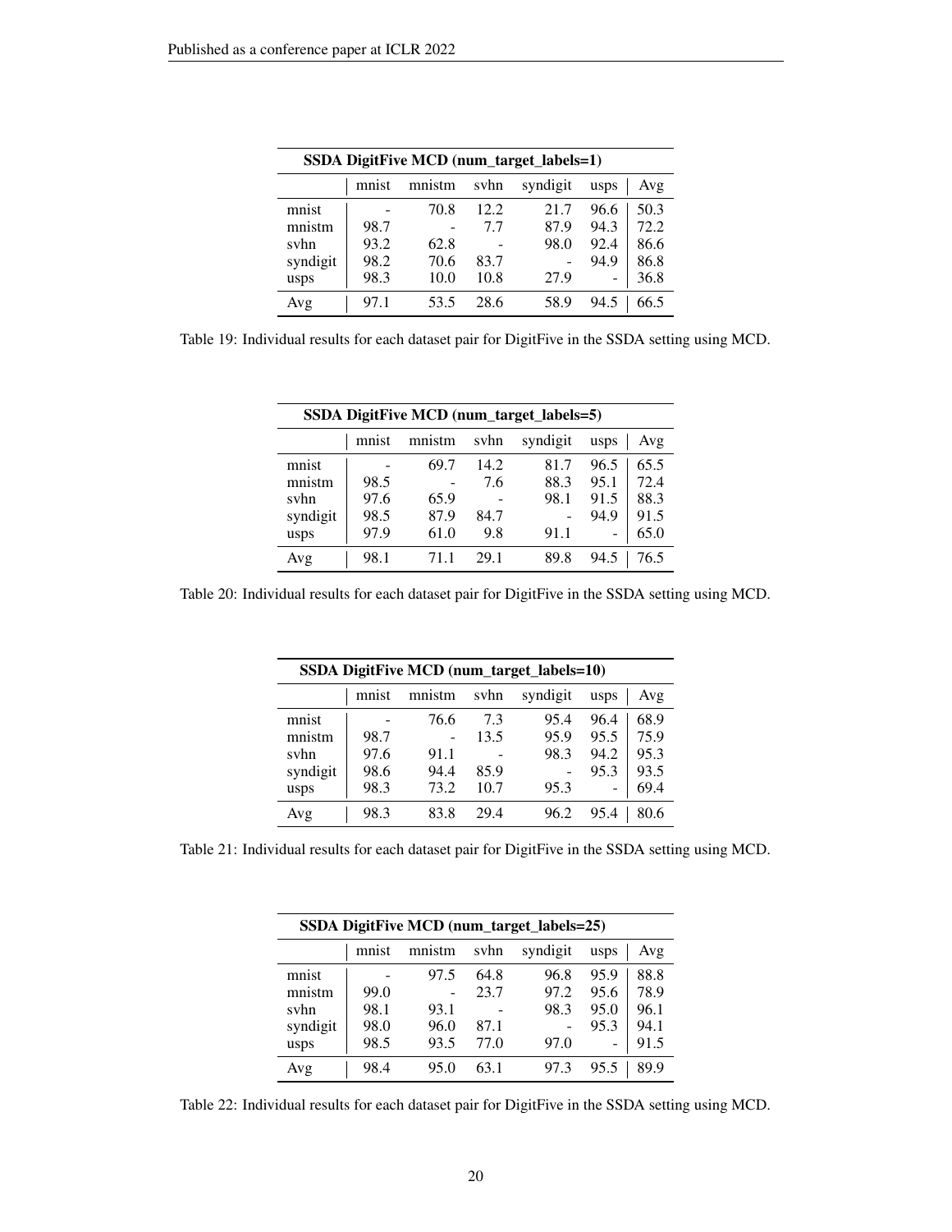| SSDA DigitFive MCD (num_target_labels=1) | | | | | | |
|---|---|---|---|---|---|---|
| | mnist | mnistm | svhn | syndigit | usps | Avg |
| mnist | - | 70.8 | 12.2 | 21.7 | 96.6 | 50.3 |
| mnistm | 98.7 | - | 7.7 | 87.9 | 94.3 | 72.2 |
| svhn | 93.2 | 62.8 | - | 98.0 | 92.4 | 86.6 |
| syndigit | 98.2 | 70.6 | 83.7 | - | 94.9 | 86.8 |
| usps | 98.3 | 10.0 | 10.8 | 27.9 | - | 36.8 |
| Avg | 97.1 | 53.5 | 28.6 | 58.9 | 94.5 | 66.5 |

Table 19: Individual results for each dataset pair for DigitFive in the SSDA setting using MCD.

| SSDA DigitFive MCD (num_target_labels=5) | | | | | | |
|---|---|---|---|---|---|---|
| | mnist | mnistm | svhn | syndigit | usps | Avg |
| mnist | - | 69.7 | 14.2 | 81.7 | 96.5 | 65.5 |
| mnistm | 98.5 | - | 7.6 | 88.3 | 95.1 | 72.4 |
| svhn | 97.6 | 65.9 | - | 98.1 | 91.5 | 88.3 |
| syndigit | 98.5 | 87.9 | 84.7 | - | 94.9 | 91.5 |
| usps | 97.9 | 61.0 | 9.8 | 91.1 | - | 65.0 |
| Avg | 98.1 | 71.1 | 29.1 | 89.8 | 94.5 | 76.5 |

Table 20: Individual results for each dataset pair for DigitFive in the SSDA setting using MCD.

| SSDA DigitFive MCD (num_target_labels=10) | | | | | | |
|---|---|---|---|---|---|---|
| | mnist | mnistm | svhn | syndigit | usps | Avg |
| mnist | - | 76.6 | 7.3 | 95.4 | 96.4 | 68.9 |
| mnistm | 98.7 | - | 13.5 | 95.9 | 95.5 | 75.9 |
| svhn | 97.6 | 91.1 | - | 98.3 | 94.2 | 95.3 |
| syndigit | 98.6 | 94.4 | 85.9 | - | 95.3 | 93.5 |
| usps | 98.3 | 73.2 | 10.7 | 95.3 | - | 69.4 |
| Avg | 98.3 | 83.8 | 29.4 | 96.2 | 95.4 | 80.6 |

Table 21: Individual results for each dataset pair for DigitFive in the SSDA setting using MCD.

| SSDA DigitFive MCD (num_target_labels=25) | | | | | | |
|---|---|---|---|---|---|---|
| | mnist | mnistm | svhn | syndigit | usps | Avg |
| mnist | - | 97.5 | 64.8 | 96.8 | 95.9 | 88.8 |
| mnistm | 99.0 | - | 23.7 | 97.2 | 95.6 | 78.9 |
| svhn | 98.1 | 93.1 | - | 98.3 | 95.0 | 96.1 |
| syndigit | 98.0 | 96.0 | 87.1 | - | 95.3 | 94.1 |
| usps | 98.5 | 93.5 | 77.0 | 97.0 | - | 91.5 |
| Avg | 98.4 | 95.0 | 63.1 | 97.3 | 95.5 | 89.9 |

Table 22: Individual results for each dataset pair for DigitFive in the SSDA setting using MCD.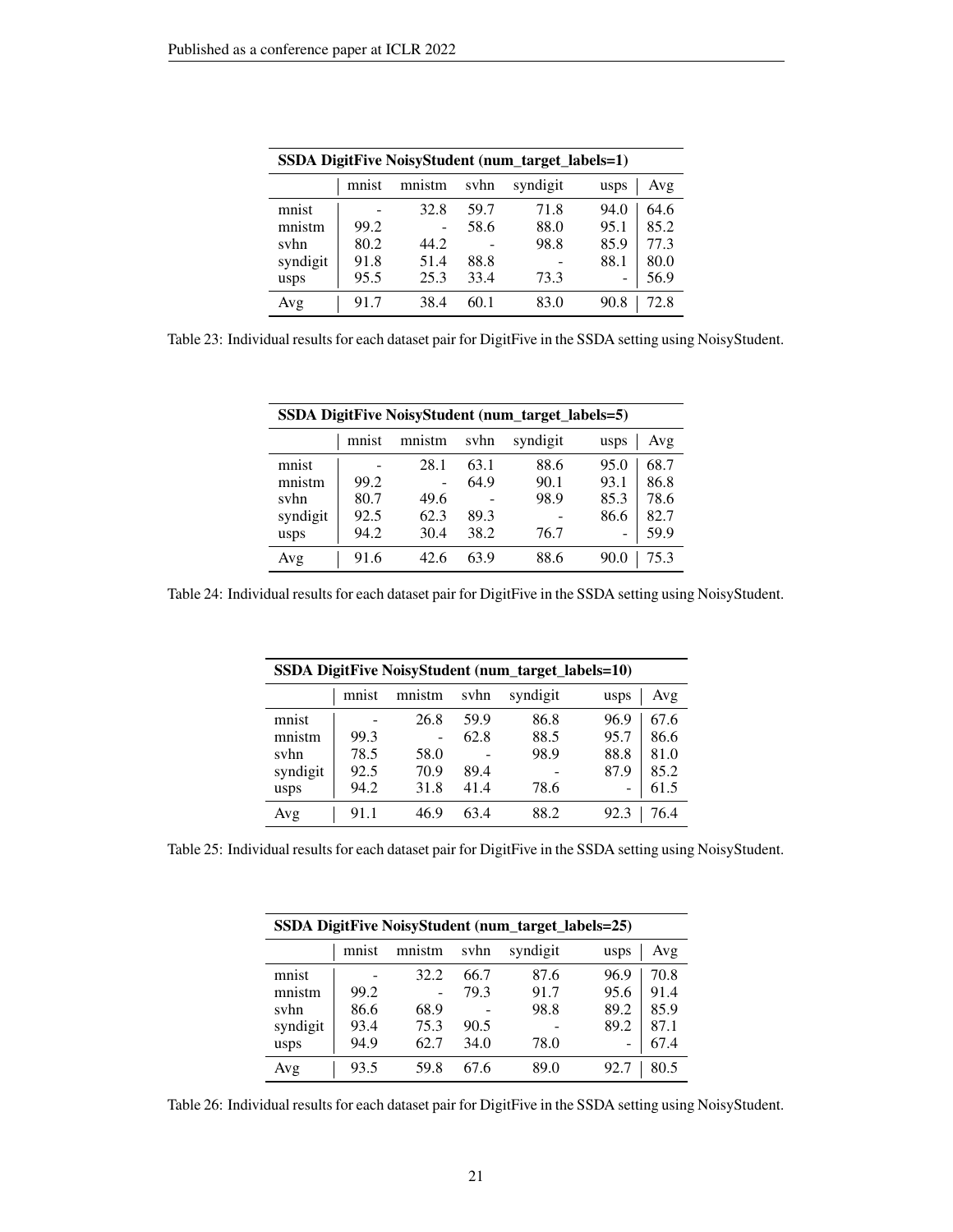| **SSDA DigitFive NoisyStudent (num_target_labels=1)** | | | | | | |
|---|---|---|---|---|---|---|
| | mnist | mnistm | svhn | syndigit | usps | Avg |
| mnist | - | 32.8 | 59.7 | 71.8 | 94.0 | 64.6 |
| mnistm | 99.2 | - | 58.6 | 88.0 | 95.1 | 85.2 |
| svhn | 80.2 | 44.2 | - | 98.8 | 85.9 | 77.3 |
| syndigit | 91.8 | 51.4 | 88.8 | - | 88.1 | 80.0 |
| usps | 95.5 | 25.3 | 33.4 | 73.3 | - | 56.9 |
| Avg | 91.7 | 38.4 | 60.1 | 83.0 | 90.8 | 72.8 |

Table 23: Individual results for each dataset pair for DigitFive in the SSDA setting using NoisyStudent.

| **SSDA DigitFive NoisyStudent (num_target_labels=5)** | | | | | | |
|---|---|---|---|---|---|---|
| | mnist | mnistm | svhn | syndigit | usps | Avg |
| mnist | - | 28.1 | 63.1 | 88.6 | 95.0 | 68.7 |
| mnistm | 99.2 | - | 64.9 | 90.1 | 93.1 | 86.8 |
| svhn | 80.7 | 49.6 | - | 98.9 | 85.3 | 78.6 |
| syndigit | 92.5 | 62.3 | 89.3 | - | 86.6 | 82.7 |
| usps | 94.2 | 30.4 | 38.2 | 76.7 | - | 59.9 |
| Avg | 91.6 | 42.6 | 63.9 | 88.6 | 90.0 | 75.3 |

Table 24: Individual results for each dataset pair for DigitFive in the SSDA setting using NoisyStudent.

| **SSDA DigitFive NoisyStudent (num_target_labels=10)** | | | | | | |
|---|---|---|---|---|---|---|
| | mnist | mnistm | svhn | syndigit | usps | Avg |
| mnist | - | 26.8 | 59.9 | 86.8 | 96.9 | 67.6 |
| mnistm | 99.3 | - | 62.8 | 88.5 | 95.7 | 86.6 |
| svhn | 78.5 | 58.0 | - | 98.9 | 88.8 | 81.0 |
| syndigit | 92.5 | 70.9 | 89.4 | - | 87.9 | 85.2 |
| usps | 94.2 | 31.8 | 41.4 | 78.6 | - | 61.5 |
| Avg | 91.1 | 46.9 | 63.4 | 88.2 | 92.3 | 76.4 |

Table 25: Individual results for each dataset pair for DigitFive in the SSDA setting using NoisyStudent.

| **SSDA DigitFive NoisyStudent (num_target_labels=25)** | | | | | | |
|---|---|---|---|---|---|---|
| | mnist | mnistm | svhn | syndigit | usps | Avg |
| mnist | - | 32.2 | 66.7 | 87.6 | 96.9 | 70.8 |
| mnistm | 99.2 | - | 79.3 | 91.7 | 95.6 | 91.4 |
| svhn | 86.6 | 68.9 | - | 98.8 | 89.2 | 85.9 |
| syndigit | 93.4 | 75.3 | 90.5 | - | 89.2 | 87.1 |
| usps | 94.9 | 62.7 | 34.0 | 78.0 | - | 67.4 |
| Avg | 93.5 | 59.8 | 67.6 | 89.0 | 92.7 | 80.5 |

Table 26: Individual results for each dataset pair for DigitFive in the SSDA setting using NoisyStudent.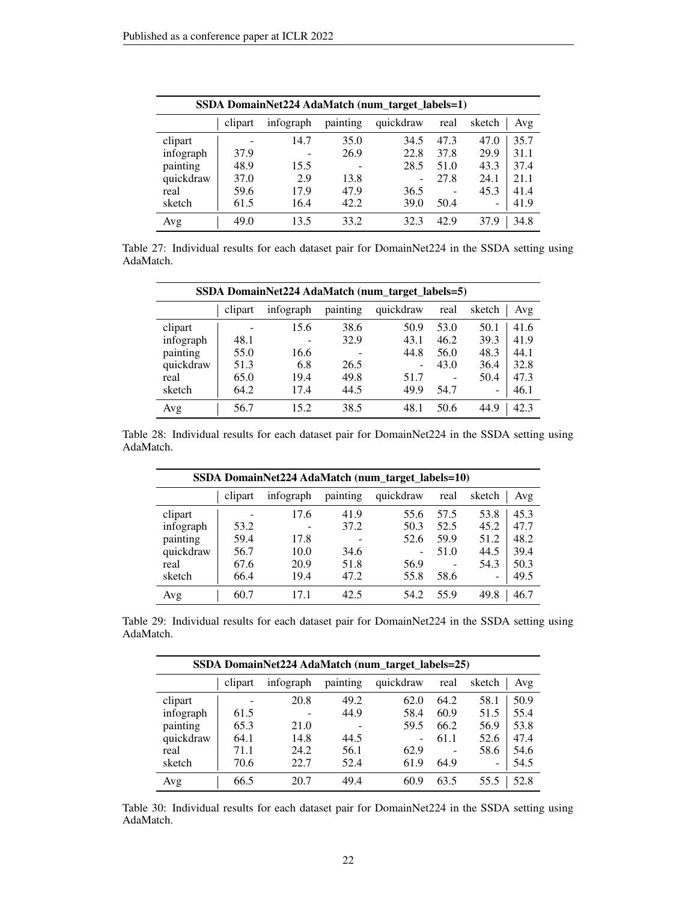| SSDA DomainNet224 AdaMatch (num_target_labels=1) | | | | | | | |
|---|---|---|---|---|---|---|---|
| | clipart | infograph | painting | quickdraw | real | sketch | Avg |
| clipart | - | 14.7 | 35.0 | 34.5 | 47.3 | 47.0 | 35.7 |
| infograph | 37.9 | - | 26.9 | 22.8 | 37.8 | 29.9 | 31.1 |
| painting | 48.9 | 15.5 | - | 28.5 | 51.0 | 43.3 | 37.4 |
| quickdraw | 37.0 | 2.9 | 13.8 | - | 27.8 | 24.1 | 21.1 |
| real | 59.6 | 17.9 | 47.9 | 36.5 | - | 45.3 | 41.4 |
| sketch | 61.5 | 16.4 | 42.2 | 39.0 | 50.4 | - | 41.9 |
| Avg | 49.0 | 13.5 | 33.2 | 32.3 | 42.9 | 37.9 | 34.8 |

Table 27: Individual results for each dataset pair for DomainNet224 in the SSDA setting using AdaMatch.

| SSDA DomainNet224 AdaMatch (num_target_labels=5) | | | | | | | |
|---|---|---|---|---|---|---|---|
| | clipart | infograph | painting | quickdraw | real | sketch | Avg |
| clipart | - | 15.6 | 38.6 | 50.9 | 53.0 | 50.1 | 41.6 |
| infograph | 48.1 | - | 32.9 | 43.1 | 46.2 | 39.3 | 41.9 |
| painting | 55.0 | 16.6 | - | 44.8 | 56.0 | 48.3 | 44.1 |
| quickdraw | 51.3 | 6.8 | 26.5 | - | 43.0 | 36.4 | 32.8 |
| real | 65.0 | 19.4 | 49.8 | 51.7 | - | 50.4 | 47.3 |
| sketch | 64.2 | 17.4 | 44.5 | 49.9 | 54.7 | - | 46.1 |
| Avg | 56.7 | 15.2 | 38.5 | 48.1 | 50.6 | 44.9 | 42.3 |

Table 28: Individual results for each dataset pair for DomainNet224 in the SSDA setting using AdaMatch.

| SSDA DomainNet224 AdaMatch (num_target_labels=10) | | | | | | | |
|---|---|---|---|---|---|---|---|
| | clipart | infograph | painting | quickdraw | real | sketch | Avg |
| clipart | - | 17.6 | 41.9 | 55.6 | 57.5 | 53.8 | 45.3 |
| infograph | 53.2 | - | 37.2 | 50.3 | 52.5 | 45.2 | 47.7 |
| painting | 59.4 | 17.8 | - | 52.6 | 59.9 | 51.2 | 48.2 |
| quickdraw | 56.7 | 10.0 | 34.6 | - | 51.0 | 44.5 | 39.4 |
| real | 67.6 | 20.9 | 51.8 | 56.9 | - | 54.3 | 50.3 |
| sketch | 66.4 | 19.4 | 47.2 | 55.8 | 58.6 | - | 49.5 |
| Avg | 60.7 | 17.1 | 42.5 | 54.2 | 55.9 | 49.8 | 46.7 |

Table 29: Individual results for each dataset pair for DomainNet224 in the SSDA setting using AdaMatch.

| SSDA DomainNet224 AdaMatch (num_target_labels=25) | | | | | | | |
|---|---|---|---|---|---|---|---|
| | clipart | infograph | painting | quickdraw | real | sketch | Avg |
| clipart | - | 20.8 | 49.2 | 62.0 | 64.2 | 58.1 | 50.9 |
| infograph | 61.5 | - | 44.9 | 58.4 | 60.9 | 51.5 | 55.4 |
| painting | 65.3 | 21.0 | - | 59.5 | 66.2 | 56.9 | 53.8 |
| quickdraw | 64.1 | 14.8 | 44.5 | - | 61.1 | 52.6 | 47.4 |
| real | 71.1 | 24.2 | 56.1 | 62.9 | - | 58.6 | 54.6 |
| sketch | 70.6 | 22.7 | 52.4 | 61.9 | 64.9 | - | 54.5 |
| Avg | 66.5 | 20.7 | 49.4 | 60.9 | 63.5 | 55.5 | 52.8 |

Table 30: Individual results for each dataset pair for DomainNet224 in the SSDA setting using AdaMatch.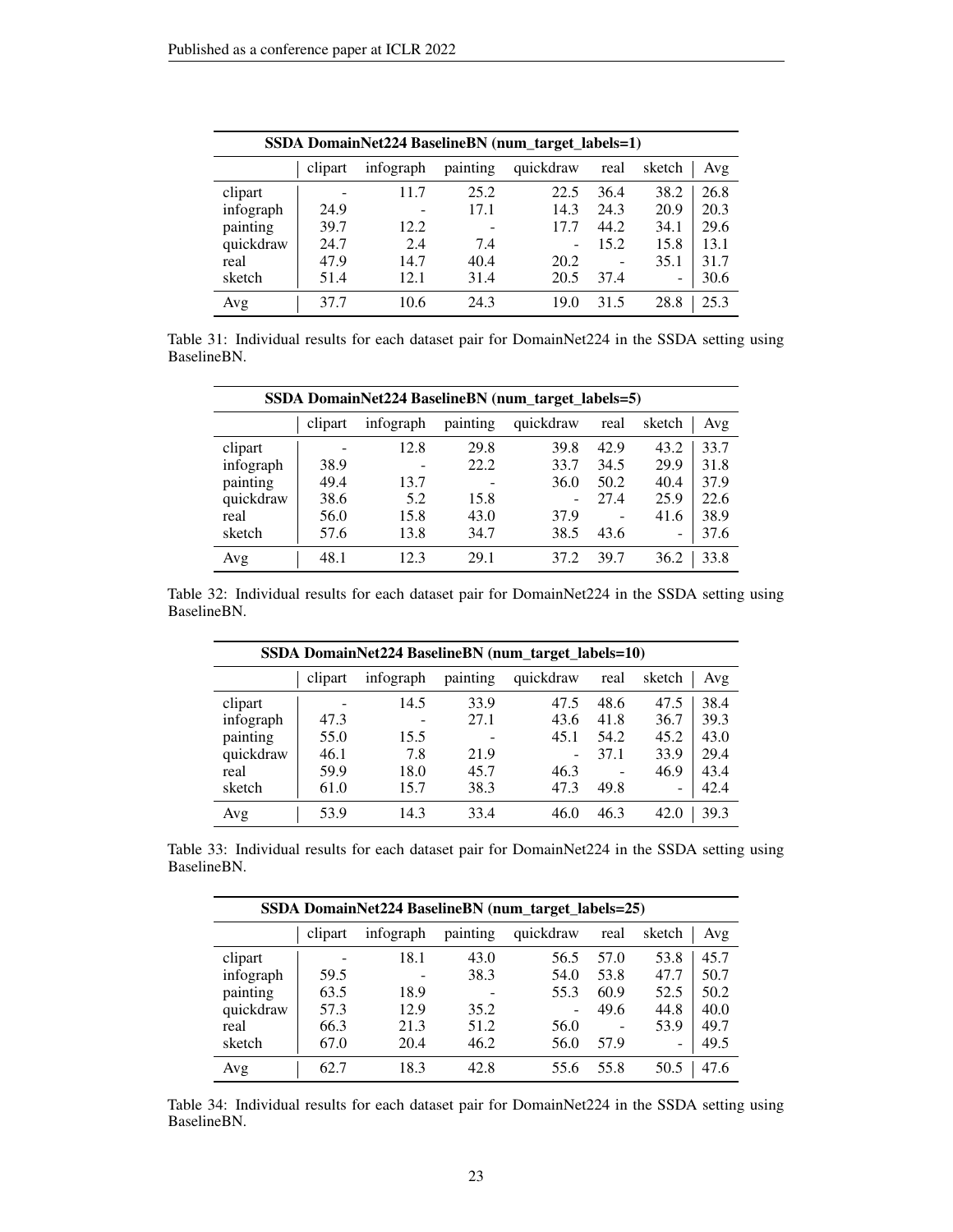| SSDA DomainNet224 BaselineBN (num_target_labels=1) | | | | | | | |
|---|---|---|---|---|---|---|---|
| | clipart | infograph | painting | quickdraw | real | sketch | Avg |
| clipart | - | 11.7 | 25.2 | 22.5 | 36.4 | 38.2 | 26.8 |
| infograph | 24.9 | - | 17.1 | 14.3 | 24.3 | 20.9 | 20.3 |
| painting | 39.7 | 12.2 | - | 17.7 | 44.2 | 34.1 | 29.6 |
| quickdraw | 24.7 | 2.4 | 7.4 | - | 15.2 | 15.8 | 13.1 |
| real | 47.9 | 14.7 | 40.4 | 20.2 | - | 35.1 | 31.7 |
| sketch | 51.4 | 12.1 | 31.4 | 20.5 | 37.4 | - | 30.6 |
| Avg | 37.7 | 10.6 | 24.3 | 19.0 | 31.5 | 28.8 | 25.3 |

Table 31: Individual results for each dataset pair for DomainNet224 in the SSDA setting using BaselineBN.

| SSDA DomainNet224 BaselineBN (num_target_labels=5) | | | | | | | |
|---|---|---|---|---|---|---|---|
| | clipart | infograph | painting | quickdraw | real | sketch | Avg |
| clipart | - | 12.8 | 29.8 | 39.8 | 42.9 | 43.2 | 33.7 |
| infograph | 38.9 | - | 22.2 | 33.7 | 34.5 | 29.9 | 31.8 |
| painting | 49.4 | 13.7 | - | 36.0 | 50.2 | 40.4 | 37.9 |
| quickdraw | 38.6 | 5.2 | 15.8 | - | 27.4 | 25.9 | 22.6 |
| real | 56.0 | 15.8 | 43.0 | 37.9 | - | 41.6 | 38.9 |
| sketch | 57.6 | 13.8 | 34.7 | 38.5 | 43.6 | - | 37.6 |
| Avg | 48.1 | 12.3 | 29.1 | 37.2 | 39.7 | 36.2 | 33.8 |

Table 32: Individual results for each dataset pair for DomainNet224 in the SSDA setting using BaselineBN.

| SSDA DomainNet224 BaselineBN (num_target_labels=10) | | | | | | | |
|---|---|---|---|---|---|---|---|
| | clipart | infograph | painting | quickdraw | real | sketch | Avg |
| clipart | - | 14.5 | 33.9 | 47.5 | 48.6 | 47.5 | 38.4 |
| infograph | 47.3 | - | 27.1 | 43.6 | 41.8 | 36.7 | 39.3 |
| painting | 55.0 | 15.5 | - | 45.1 | 54.2 | 45.2 | 43.0 |
| quickdraw | 46.1 | 7.8 | 21.9 | - | 37.1 | 33.9 | 29.4 |
| real | 59.9 | 18.0 | 45.7 | 46.3 | - | 46.9 | 43.4 |
| sketch | 61.0 | 15.7 | 38.3 | 47.3 | 49.8 | - | 42.4 |
| Avg | 53.9 | 14.3 | 33.4 | 46.0 | 46.3 | 42.0 | 39.3 |

Table 33: Individual results for each dataset pair for DomainNet224 in the SSDA setting using BaselineBN.

| SSDA DomainNet224 BaselineBN (num_target_labels=25) | | | | | | | |
|---|---|---|---|---|---|---|---|
| | clipart | infograph | painting | quickdraw | real | sketch | Avg |
| clipart | - | 18.1 | 43.0 | 56.5 | 57.0 | 53.8 | 45.7 |
| infograph | 59.5 | - | 38.3 | 54.0 | 53.8 | 47.7 | 50.7 |
| painting | 63.5 | 18.9 | - | 55.3 | 60.9 | 52.5 | 50.2 |
| quickdraw | 57.3 | 12.9 | 35.2 | - | 49.6 | 44.8 | 40.0 |
| real | 66.3 | 21.3 | 51.2 | 56.0 | - | 53.9 | 49.7 |
| sketch | 67.0 | 20.4 | 46.2 | 56.0 | 57.9 | - | 49.5 |
| Avg | 62.7 | 18.3 | 42.8 | 55.6 | 55.8 | 50.5 | 47.6 |

Table 34: Individual results for each dataset pair for DomainNet224 in the SSDA setting using BaselineBN.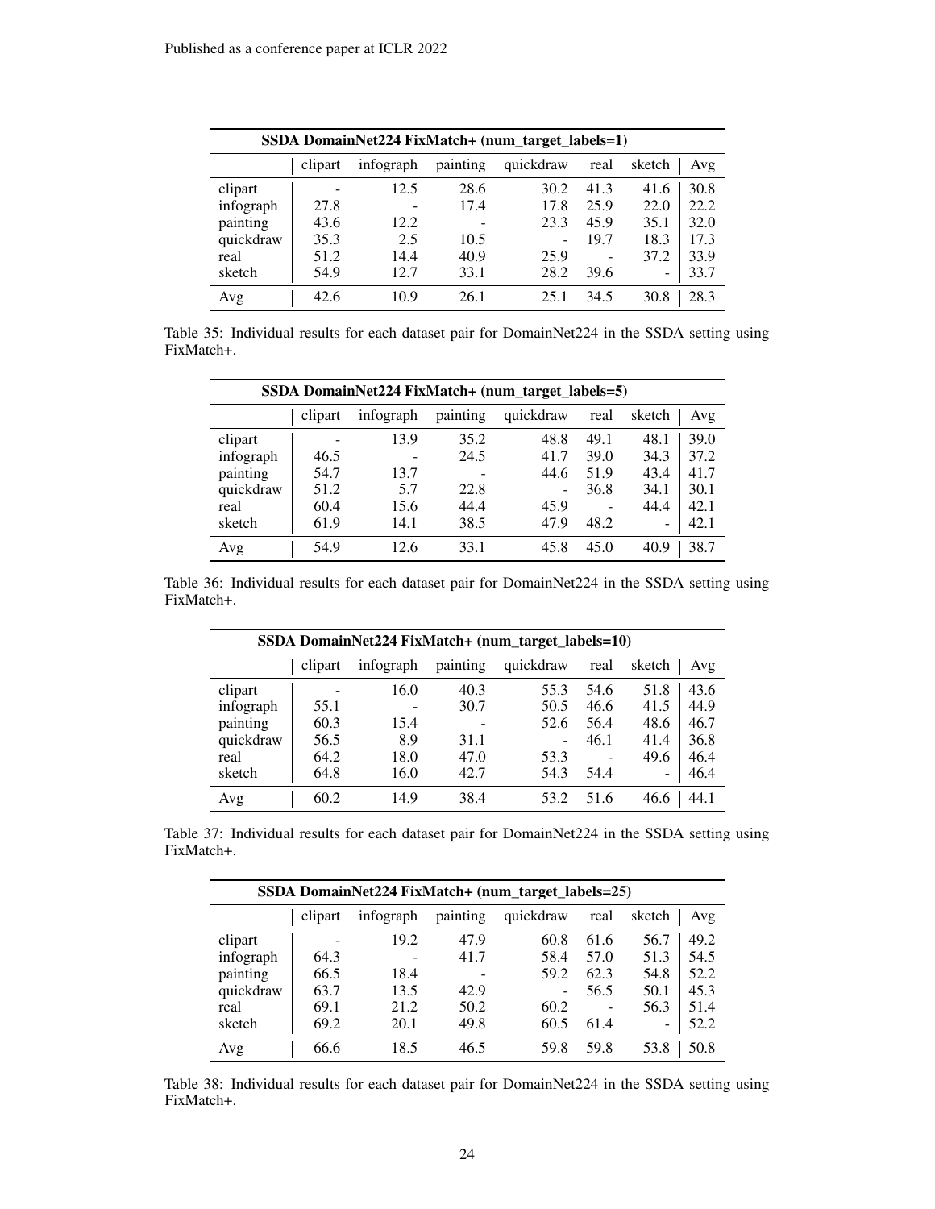| SSDA DomainNet224 FixMatch+ (num_target_labels=1) | | | | | | | |
|---|---|---|---|---|---|---|---|
| | clipart | infograph | painting | quickdraw | real | sketch | Avg |
| clipart | - | 12.5 | 28.6 | 30.2 | 41.3 | 41.6 | 30.8 |
| infograph | 27.8 | - | 17.4 | 17.8 | 25.9 | 22.0 | 22.2 |
| painting | 43.6 | 12.2 | - | 23.3 | 45.9 | 35.1 | 32.0 |
| quickdraw | 35.3 | 2.5 | 10.5 | - | 19.7 | 18.3 | 17.3 |
| real | 51.2 | 14.4 | 40.9 | 25.9 | - | 37.2 | 33.9 |
| sketch | 54.9 | 12.7 | 33.1 | 28.2 | 39.6 | - | 33.7 |
| Avg | 42.6 | 10.9 | 26.1 | 25.1 | 34.5 | 30.8 | 28.3 |

Table 35: Individual results for each dataset pair for DomainNet224 in the SSDA setting using FixMatch+.

| SSDA DomainNet224 FixMatch+ (num_target_labels=5) | | | | | | | |
|---|---|---|---|---|---|---|---|
| | clipart | infograph | painting | quickdraw | real | sketch | Avg |
| clipart | - | 13.9 | 35.2 | 48.8 | 49.1 | 48.1 | 39.0 |
| infograph | 46.5 | - | 24.5 | 41.7 | 39.0 | 34.3 | 37.2 |
| painting | 54.7 | 13.7 | - | 44.6 | 51.9 | 43.4 | 41.7 |
| quickdraw | 51.2 | 5.7 | 22.8 | - | 36.8 | 34.1 | 30.1 |
| real | 60.4 | 15.6 | 44.4 | 45.9 | - | 44.4 | 42.1 |
| sketch | 61.9 | 14.1 | 38.5 | 47.9 | 48.2 | - | 42.1 |
| Avg | 54.9 | 12.6 | 33.1 | 45.8 | 45.0 | 40.9 | 38.7 |

Table 36: Individual results for each dataset pair for DomainNet224 in the SSDA setting using FixMatch+.

| SSDA DomainNet224 FixMatch+ (num_target_labels=10) | | | | | | | |
|---|---|---|---|---|---|---|---|
| | clipart | infograph | painting | quickdraw | real | sketch | Avg |
| clipart | - | 16.0 | 40.3 | 55.3 | 54.6 | 51.8 | 43.6 |
| infograph | 55.1 | - | 30.7 | 50.5 | 46.6 | 41.5 | 44.9 |
| painting | 60.3 | 15.4 | - | 52.6 | 56.4 | 48.6 | 46.7 |
| quickdraw | 56.5 | 8.9 | 31.1 | - | 46.1 | 41.4 | 36.8 |
| real | 64.2 | 18.0 | 47.0 | 53.3 | - | 49.6 | 46.4 |
| sketch | 64.8 | 16.0 | 42.7 | 54.3 | 54.4 | - | 46.4 |
| Avg | 60.2 | 14.9 | 38.4 | 53.2 | 51.6 | 46.6 | 44.1 |

Table 37: Individual results for each dataset pair for DomainNet224 in the SSDA setting using FixMatch+.

| SSDA DomainNet224 FixMatch+ (num_target_labels=25) | | | | | | | |
|---|---|---|---|---|---|---|---|
| | clipart | infograph | painting | quickdraw | real | sketch | Avg |
| clipart | - | 19.2 | 47.9 | 60.8 | 61.6 | 56.7 | 49.2 |
| infograph | 64.3 | - | 41.7 | 58.4 | 57.0 | 51.3 | 54.5 |
| painting | 66.5 | 18.4 | - | 59.2 | 62.3 | 54.8 | 52.2 |
| quickdraw | 63.7 | 13.5 | 42.9 | - | 56.5 | 50.1 | 45.3 |
| real | 69.1 | 21.2 | 50.2 | 60.2 | - | 56.3 | 51.4 |
| sketch | 69.2 | 20.1 | 49.8 | 60.5 | 61.4 | - | 52.2 |
| Avg | 66.6 | 18.5 | 46.5 | 59.8 | 59.8 | 53.8 | 50.8 |

Table 38: Individual results for each dataset pair for DomainNet224 in the SSDA setting using FixMatch+.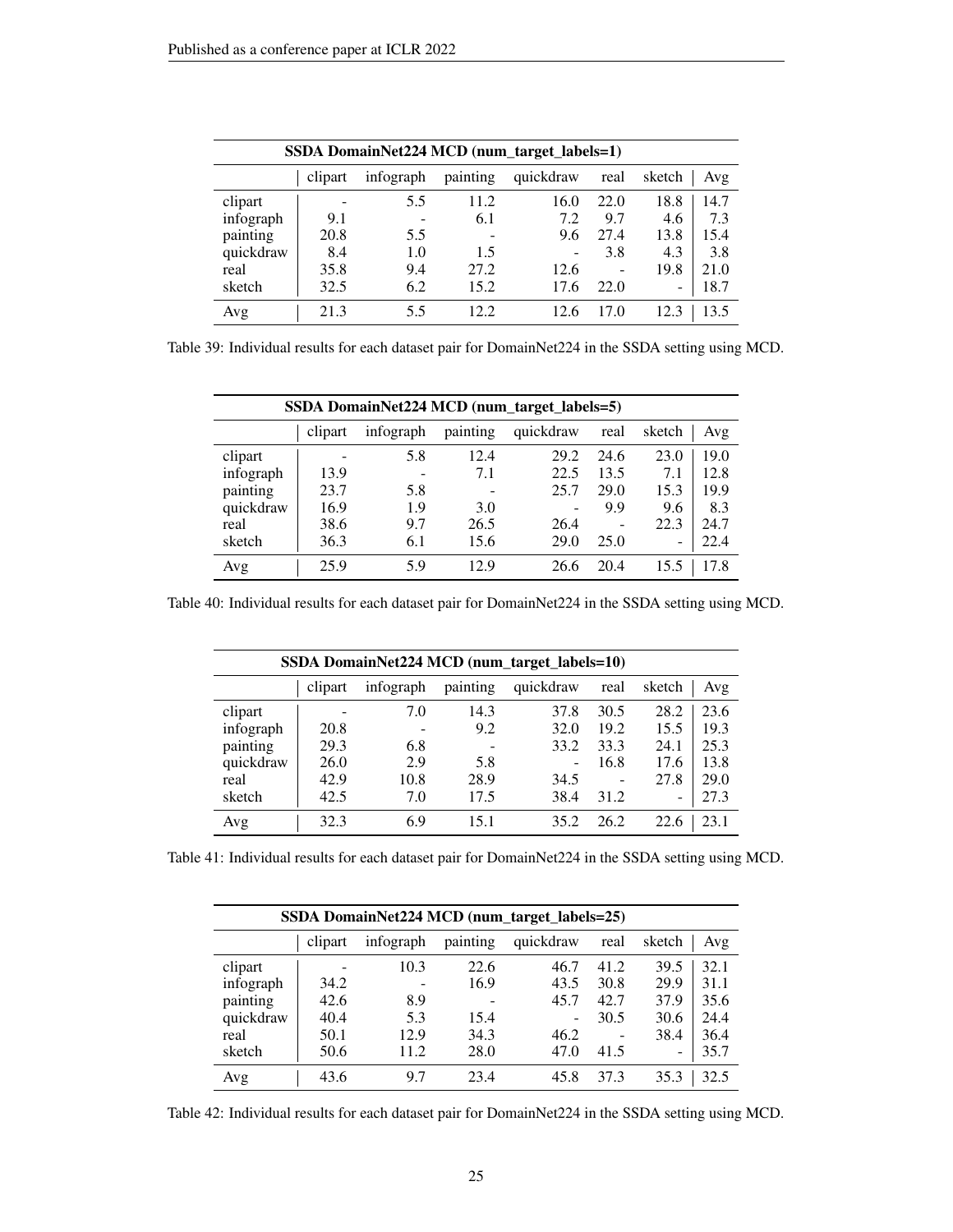| SSDA DomainNet224 MCD (num_target_labels=1) | | | | | | | |
|---|---|---|---|---|---|---|---|
| | clipart | infograph | painting | quickdraw | real | sketch | Avg |
| clipart | - | 5.5 | 11.2 | 16.0 | 22.0 | 18.8 | 14.7 |
| infograph | 9.1 | - | 6.1 | 7.2 | 9.7 | 4.6 | 7.3 |
| painting | 20.8 | 5.5 | - | 9.6 | 27.4 | 13.8 | 15.4 |
| quickdraw | 8.4 | 1.0 | 1.5 | - | 3.8 | 4.3 | 3.8 |
| real | 35.8 | 9.4 | 27.2 | 12.6 | - | 19.8 | 21.0 |
| sketch | 32.5 | 6.2 | 15.2 | 17.6 | 22.0 | - | 18.7 |
| Avg | 21.3 | 5.5 | 12.2 | 12.6 | 17.0 | 12.3 | 13.5 |

Table 39: Individual results for each dataset pair for DomainNet224 in the SSDA setting using MCD.

| SSDA DomainNet224 MCD (num_target_labels=5) | | | | | | | |
|---|---|---|---|---|---|---|---|
| | clipart | infograph | painting | quickdraw | real | sketch | Avg |
| clipart | - | 5.8 | 12.4 | 29.2 | 24.6 | 23.0 | 19.0 |
| infograph | 13.9 | - | 7.1 | 22.5 | 13.5 | 7.1 | 12.8 |
| painting | 23.7 | 5.8 | - | 25.7 | 29.0 | 15.3 | 19.9 |
| quickdraw | 16.9 | 1.9 | 3.0 | - | 9.9 | 9.6 | 8.3 |
| real | 38.6 | 9.7 | 26.5 | 26.4 | - | 22.3 | 24.7 |
| sketch | 36.3 | 6.1 | 15.6 | 29.0 | 25.0 | - | 22.4 |
| Avg | 25.9 | 5.9 | 12.9 | 26.6 | 20.4 | 15.5 | 17.8 |

Table 40: Individual results for each dataset pair for DomainNet224 in the SSDA setting using MCD.

| SSDA DomainNet224 MCD (num_target_labels=10) | | | | | | | |
|---|---|---|---|---|---|---|---|
| | clipart | infograph | painting | quickdraw | real | sketch | Avg |
| clipart | - | 7.0 | 14.3 | 37.8 | 30.5 | 28.2 | 23.6 |
| infograph | 20.8 | - | 9.2 | 32.0 | 19.2 | 15.5 | 19.3 |
| painting | 29.3 | 6.8 | - | 33.2 | 33.3 | 24.1 | 25.3 |
| quickdraw | 26.0 | 2.9 | 5.8 | - | 16.8 | 17.6 | 13.8 |
| real | 42.9 | 10.8 | 28.9 | 34.5 | - | 27.8 | 29.0 |
| sketch | 42.5 | 7.0 | 17.5 | 38.4 | 31.2 | - | 27.3 |
| Avg | 32.3 | 6.9 | 15.1 | 35.2 | 26.2 | 22.6 | 23.1 |

Table 41: Individual results for each dataset pair for DomainNet224 in the SSDA setting using MCD.

| SSDA DomainNet224 MCD (num_target_labels=25) | | | | | | | |
|---|---|---|---|---|---|---|---|
| | clipart | infograph | painting | quickdraw | real | sketch | Avg |
| clipart | - | 10.3 | 22.6 | 46.7 | 41.2 | 39.5 | 32.1 |
| infograph | 34.2 | - | 16.9 | 43.5 | 30.8 | 29.9 | 31.1 |
| painting | 42.6 | 8.9 | - | 45.7 | 42.7 | 37.9 | 35.6 |
| quickdraw | 40.4 | 5.3 | 15.4 | - | 30.5 | 30.6 | 24.4 |
| real | 50.1 | 12.9 | 34.3 | 46.2 | - | 38.4 | 36.4 |
| sketch | 50.6 | 11.2 | 28.0 | 47.0 | 41.5 | - | 35.7 |
| Avg | 43.6 | 9.7 | 23.4 | 45.8 | 37.3 | 35.3 | 32.5 |

Table 42: Individual results for each dataset pair for DomainNet224 in the SSDA setting using MCD.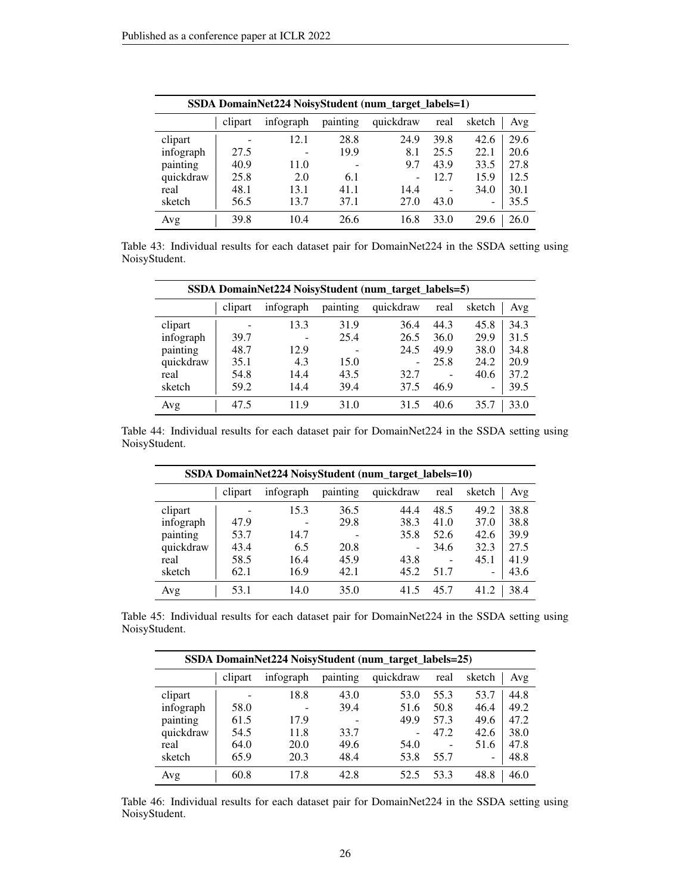| SSDA DomainNet224 NoisyStudent (num_target_labels=1) | | | | | | | |
|---|---|---|---|---|---|---|---|
| | clipart | infograph | painting | quickdraw | real | sketch | Avg |
| clipart | - | 12.1 | 28.8 | 24.9 | 39.8 | 42.6 | 29.6 |
| infograph | 27.5 | - | 19.9 | 8.1 | 25.5 | 22.1 | 20.6 |
| painting | 40.9 | 11.0 | - | 9.7 | 43.9 | 33.5 | 27.8 |
| quickdraw | 25.8 | 2.0 | 6.1 | - | 12.7 | 15.9 | 12.5 |
| real | 48.1 | 13.1 | 41.1 | 14.4 | - | 34.0 | 30.1 |
| sketch | 56.5 | 13.7 | 37.1 | 27.0 | 43.0 | - | 35.5 |
| Avg | 39.8 | 10.4 | 26.6 | 16.8 | 33.0 | 29.6 | 26.0 |

Table 43: Individual results for each dataset pair for DomainNet224 in the SSDA setting using NoisyStudent.

| SSDA DomainNet224 NoisyStudent (num_target_labels=5) | | | | | | | |
|---|---|---|---|---|---|---|---|
| | clipart | infograph | painting | quickdraw | real | sketch | Avg |
| clipart | - | 13.3 | 31.9 | 36.4 | 44.3 | 45.8 | 34.3 |
| infograph | 39.7 | - | 25.4 | 26.5 | 36.0 | 29.9 | 31.5 |
| painting | 48.7 | 12.9 | - | 24.5 | 49.9 | 38.0 | 34.8 |
| quickdraw | 35.1 | 4.3 | 15.0 | - | 25.8 | 24.2 | 20.9 |
| real | 54.8 | 14.4 | 43.5 | 32.7 | - | 40.6 | 37.2 |
| sketch | 59.2 | 14.4 | 39.4 | 37.5 | 46.9 | - | 39.5 |
| Avg | 47.5 | 11.9 | 31.0 | 31.5 | 40.6 | 35.7 | 33.0 |

Table 44: Individual results for each dataset pair for DomainNet224 in the SSDA setting using NoisyStudent.

| SSDA DomainNet224 NoisyStudent (num_target_labels=10) | | | | | | | |
|---|---|---|---|---|---|---|---|
| | clipart | infograph | painting | quickdraw | real | sketch | Avg |
| clipart | - | 15.3 | 36.5 | 44.4 | 48.5 | 49.2 | 38.8 |
| infograph | 47.9 | - | 29.8 | 38.3 | 41.0 | 37.0 | 38.8 |
| painting | 53.7 | 14.7 | - | 35.8 | 52.6 | 42.6 | 39.9 |
| quickdraw | 43.4 | 6.5 | 20.8 | - | 34.6 | 32.3 | 27.5 |
| real | 58.5 | 16.4 | 45.9 | 43.8 | - | 45.1 | 41.9 |
| sketch | 62.1 | 16.9 | 42.1 | 45.2 | 51.7 | - | 43.6 |
| Avg | 53.1 | 14.0 | 35.0 | 41.5 | 45.7 | 41.2 | 38.4 |

Table 45: Individual results for each dataset pair for DomainNet224 in the SSDA setting using NoisyStudent.

| SSDA DomainNet224 NoisyStudent (num_target_labels=25) | | | | | | | |
|---|---|---|---|---|---|---|---|
| | clipart | infograph | painting | quickdraw | real | sketch | Avg |
| clipart | - | 18.8 | 43.0 | 53.0 | 55.3 | 53.7 | 44.8 |
| infograph | 58.0 | - | 39.4 | 51.6 | 50.8 | 46.4 | 49.2 |
| painting | 61.5 | 17.9 | - | 49.9 | 57.3 | 49.6 | 47.2 |
| quickdraw | 54.5 | 11.8 | 33.7 | - | 47.2 | 42.6 | 38.0 |
| real | 64.0 | 20.0 | 49.6 | 54.0 | - | 51.6 | 47.8 |
| sketch | 65.9 | 20.3 | 48.4 | 53.8 | 55.7 | - | 48.8 |
| Avg | 60.8 | 17.8 | 42.8 | 52.5 | 53.3 | 48.8 | 46.0 |

Table 46: Individual results for each dataset pair for DomainNet224 in the SSDA setting using NoisyStudent.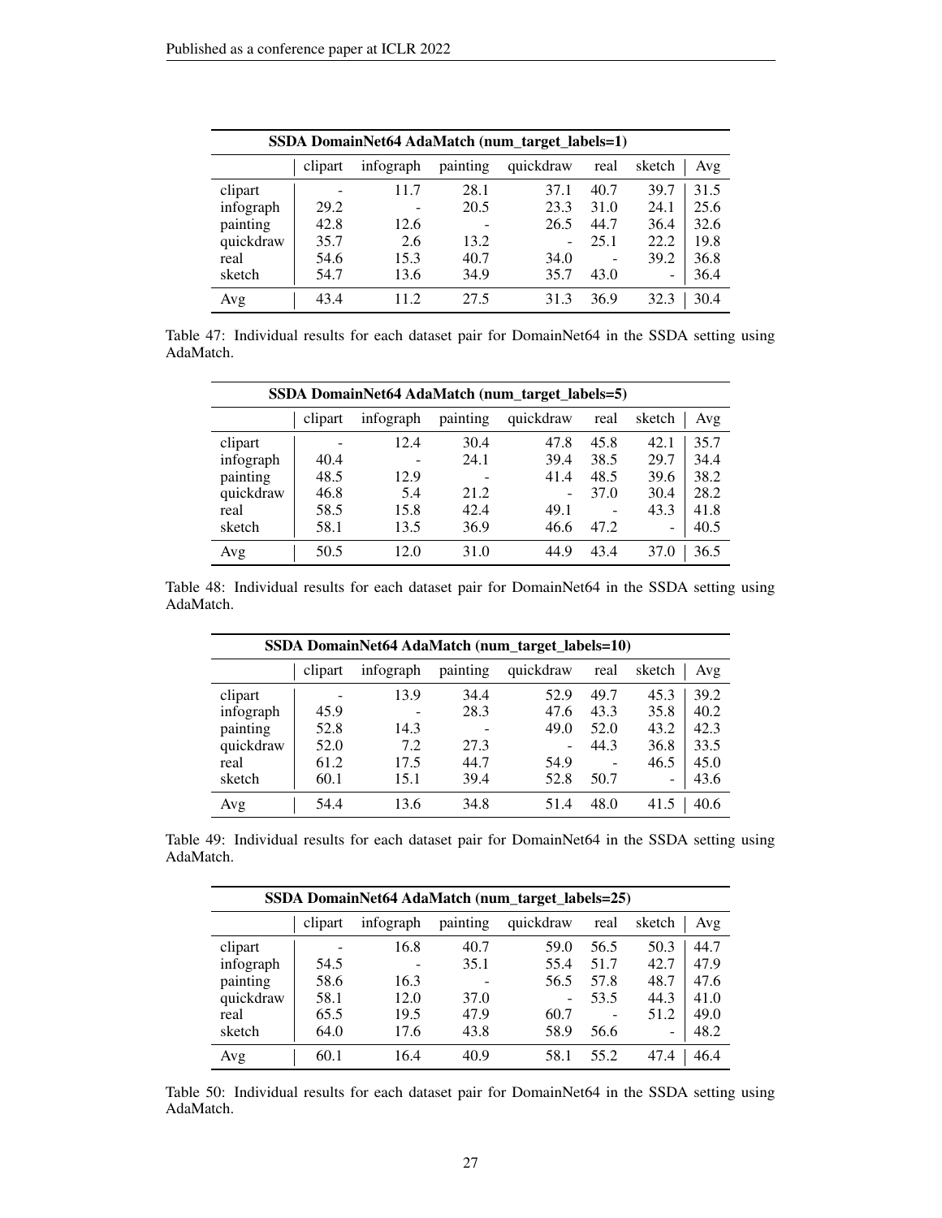| SSDA DomainNet64 AdaMatch (num_target_labels=1) | | | | | | | |
|---|---|---|---|---|---|---|---|
| | clipart | infograph | painting | quickdraw | real | sketch | Avg |
| clipart | - | 11.7 | 28.1 | 37.1 | 40.7 | 39.7 | 31.5 |
| infograph | 29.2 | - | 20.5 | 23.3 | 31.0 | 24.1 | 25.6 |
| painting | 42.8 | 12.6 | - | 26.5 | 44.7 | 36.4 | 32.6 |
| quickdraw | 35.7 | 2.6 | 13.2 | - | 25.1 | 22.2 | 19.8 |
| real | 54.6 | 15.3 | 40.7 | 34.0 | - | 39.2 | 36.8 |
| sketch | 54.7 | 13.6 | 34.9 | 35.7 | 43.0 | - | 36.4 |
| Avg | 43.4 | 11.2 | 27.5 | 31.3 | 36.9 | 32.3 | 30.4 |

Table 47: Individual results for each dataset pair for DomainNet64 in the SSDA setting using AdaMatch.

| SSDA DomainNet64 AdaMatch (num_target_labels=5) | | | | | | | |
|---|---|---|---|---|---|---|---|
| | clipart | infograph | painting | quickdraw | real | sketch | Avg |
| clipart | - | 12.4 | 30.4 | 47.8 | 45.8 | 42.1 | 35.7 |
| infograph | 40.4 | - | 24.1 | 39.4 | 38.5 | 29.7 | 34.4 |
| painting | 48.5 | 12.9 | - | 41.4 | 48.5 | 39.6 | 38.2 |
| quickdraw | 46.8 | 5.4 | 21.2 | - | 37.0 | 30.4 | 28.2 |
| real | 58.5 | 15.8 | 42.4 | 49.1 | - | 43.3 | 41.8 |
| sketch | 58.1 | 13.5 | 36.9 | 46.6 | 47.2 | - | 40.5 |
| Avg | 50.5 | 12.0 | 31.0 | 44.9 | 43.4 | 37.0 | 36.5 |

Table 48: Individual results for each dataset pair for DomainNet64 in the SSDA setting using AdaMatch.

| SSDA DomainNet64 AdaMatch (num_target_labels=10) | | | | | | | |
|---|---|---|---|---|---|---|---|
| | clipart | infograph | painting | quickdraw | real | sketch | Avg |
| clipart | - | 13.9 | 34.4 | 52.9 | 49.7 | 45.3 | 39.2 |
| infograph | 45.9 | - | 28.3 | 47.6 | 43.3 | 35.8 | 40.2 |
| painting | 52.8 | 14.3 | - | 49.0 | 52.0 | 43.2 | 42.3 |
| quickdraw | 52.0 | 7.2 | 27.3 | - | 44.3 | 36.8 | 33.5 |
| real | 61.2 | 17.5 | 44.7 | 54.9 | - | 46.5 | 45.0 |
| sketch | 60.1 | 15.1 | 39.4 | 52.8 | 50.7 | - | 43.6 |
| Avg | 54.4 | 13.6 | 34.8 | 51.4 | 48.0 | 41.5 | 40.6 |

Table 49: Individual results for each dataset pair for DomainNet64 in the SSDA setting using AdaMatch.

| SSDA DomainNet64 AdaMatch (num_target_labels=25) | | | | | | | |
|---|---|---|---|---|---|---|---|
| | clipart | infograph | painting | quickdraw | real | sketch | Avg |
| clipart | - | 16.8 | 40.7 | 59.0 | 56.5 | 50.3 | 44.7 |
| infograph | 54.5 | - | 35.1 | 55.4 | 51.7 | 42.7 | 47.9 |
| painting | 58.6 | 16.3 | - | 56.5 | 57.8 | 48.7 | 47.6 |
| quickdraw | 58.1 | 12.0 | 37.0 | - | 53.5 | 44.3 | 41.0 |
| real | 65.5 | 19.5 | 47.9 | 60.7 | - | 51.2 | 49.0 |
| sketch | 64.0 | 17.6 | 43.8 | 58.9 | 56.6 | - | 48.2 |
| Avg | 60.1 | 16.4 | 40.9 | 58.1 | 55.2 | 47.4 | 46.4 |

Table 50: Individual results for each dataset pair for DomainNet64 in the SSDA setting using AdaMatch.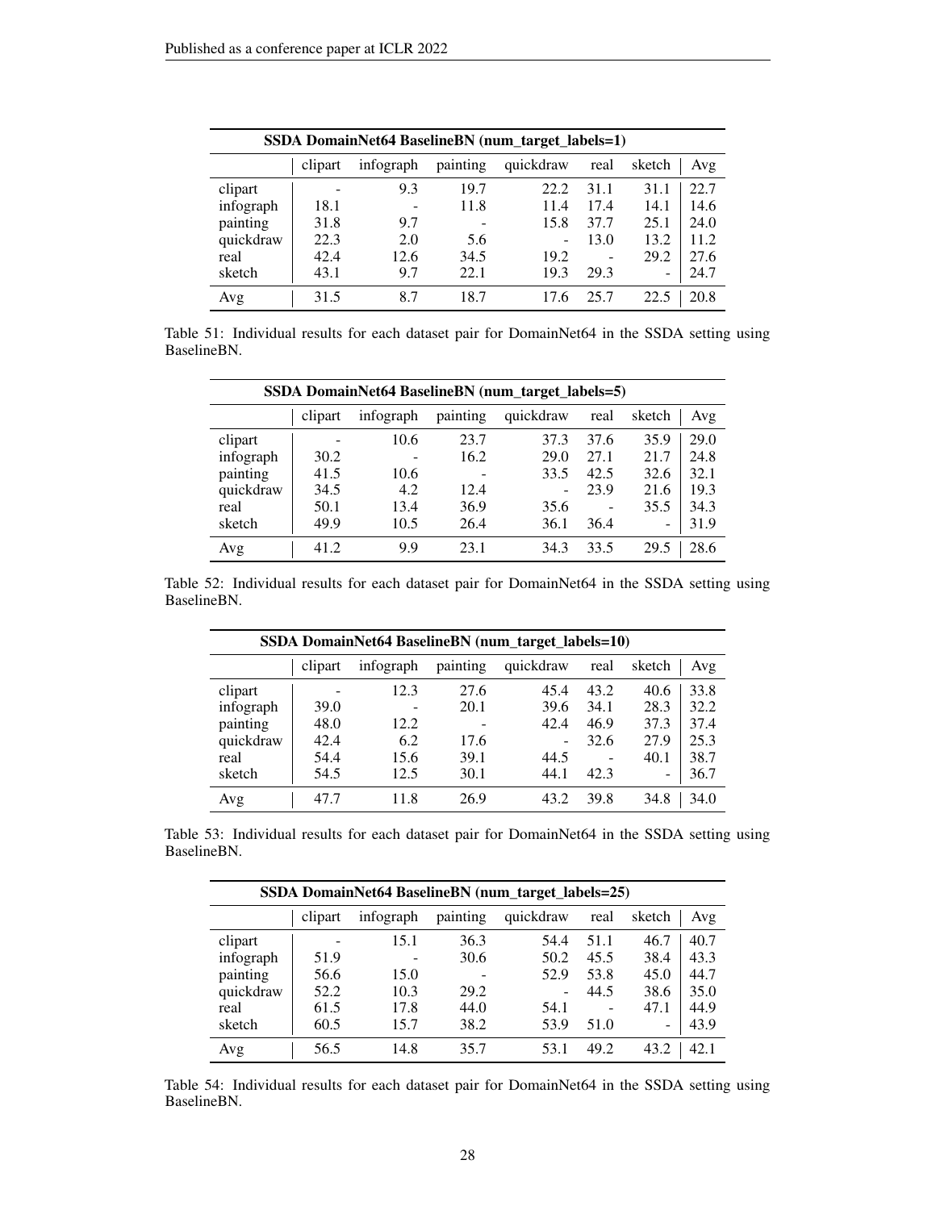| SSDA DomainNet64 BaselineBN (num_target_labels=1) | | | | | | | |
|---|---|---|---|---|---|---|---|
| | clipart | infograph | painting | quickdraw | real | sketch | Avg |
| clipart | - | 9.3 | 19.7 | 22.2 | 31.1 | 31.1 | 22.7 |
| infograph | 18.1 | - | 11.8 | 11.4 | 17.4 | 14.1 | 14.6 |
| painting | 31.8 | 9.7 | - | 15.8 | 37.7 | 25.1 | 24.0 |
| quickdraw | 22.3 | 2.0 | 5.6 | - | 13.0 | 13.2 | 11.2 |
| real | 42.4 | 12.6 | 34.5 | 19.2 | - | 29.2 | 27.6 |
| sketch | 43.1 | 9.7 | 22.1 | 19.3 | 29.3 | - | 24.7 |
| Avg | 31.5 | 8.7 | 18.7 | 17.6 | 25.7 | 22.5 | 20.8 |

Table 51: Individual results for each dataset pair for DomainNet64 in the SSDA setting using BaselineBN.

| SSDA DomainNet64 BaselineBN (num_target_labels=5) | | | | | | | |
|---|---|---|---|---|---|---|---|
| | clipart | infograph | painting | quickdraw | real | sketch | Avg |
| clipart | - | 10.6 | 23.7 | 37.3 | 37.6 | 35.9 | 29.0 |
| infograph | 30.2 | - | 16.2 | 29.0 | 27.1 | 21.7 | 24.8 |
| painting | 41.5 | 10.6 | - | 33.5 | 42.5 | 32.6 | 32.1 |
| quickdraw | 34.5 | 4.2 | 12.4 | - | 23.9 | 21.6 | 19.3 |
| real | 50.1 | 13.4 | 36.9 | 35.6 | - | 35.5 | 34.3 |
| sketch | 49.9 | 10.5 | 26.4 | 36.1 | 36.4 | - | 31.9 |
| Avg | 41.2 | 9.9 | 23.1 | 34.3 | 33.5 | 29.5 | 28.6 |

Table 52: Individual results for each dataset pair for DomainNet64 in the SSDA setting using BaselineBN.

| SSDA DomainNet64 BaselineBN (num_target_labels=10) | | | | | | | |
|---|---|---|---|---|---|---|---|
| | clipart | infograph | painting | quickdraw | real | sketch | Avg |
| clipart | - | 12.3 | 27.6 | 45.4 | 43.2 | 40.6 | 33.8 |
| infograph | 39.0 | - | 20.1 | 39.6 | 34.1 | 28.3 | 32.2 |
| painting | 48.0 | 12.2 | - | 42.4 | 46.9 | 37.3 | 37.4 |
| quickdraw | 42.4 | 6.2 | 17.6 | - | 32.6 | 27.9 | 25.3 |
| real | 54.4 | 15.6 | 39.1 | 44.5 | - | 40.1 | 38.7 |
| sketch | 54.5 | 12.5 | 30.1 | 44.1 | 42.3 | - | 36.7 |
| Avg | 47.7 | 11.8 | 26.9 | 43.2 | 39.8 | 34.8 | 34.0 |

Table 53: Individual results for each dataset pair for DomainNet64 in the SSDA setting using BaselineBN.

| SSDA DomainNet64 BaselineBN (num_target_labels=25) | | | | | | | |
|---|---|---|---|---|---|---|---|
| | clipart | infograph | painting | quickdraw | real | sketch | Avg |
| clipart | - | 15.1 | 36.3 | 54.4 | 51.1 | 46.7 | 40.7 |
| infograph | 51.9 | - | 30.6 | 50.2 | 45.5 | 38.4 | 43.3 |
| painting | 56.6 | 15.0 | - | 52.9 | 53.8 | 45.0 | 44.7 |
| quickdraw | 52.2 | 10.3 | 29.2 | - | 44.5 | 38.6 | 35.0 |
| real | 61.5 | 17.8 | 44.0 | 54.1 | - | 47.1 | 44.9 |
| sketch | 60.5 | 15.7 | 38.2 | 53.9 | 51.0 | - | 43.9 |
| Avg | 56.5 | 14.8 | 35.7 | 53.1 | 49.2 | 43.2 | 42.1 |

Table 54: Individual results for each dataset pair for DomainNet64 in the SSDA setting using BaselineBN.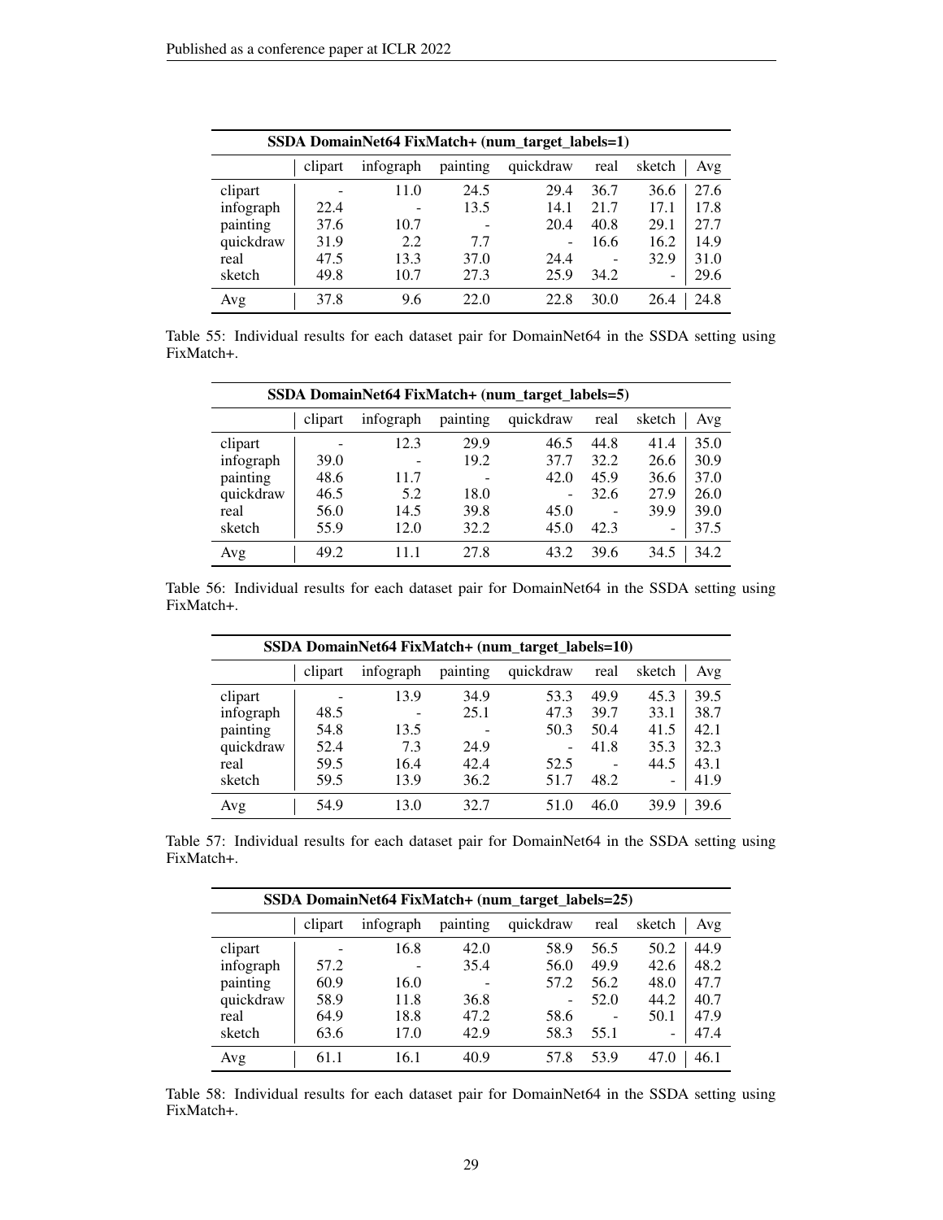| SSDA DomainNet64 FixMatch+ (num_target_labels=1) | | | | | | | |
|---|---|---|---|---|---|---|---|
| | clipart | infograph | painting | quickdraw | real | sketch | Avg |
| clipart | - | 11.0 | 24.5 | 29.4 | 36.7 | 36.6 | 27.6 |
| infograph | 22.4 | - | 13.5 | 14.1 | 21.7 | 17.1 | 17.8 |
| painting | 37.6 | 10.7 | - | 20.4 | 40.8 | 29.1 | 27.7 |
| quickdraw | 31.9 | 2.2 | 7.7 | - | 16.6 | 16.2 | 14.9 |
| real | 47.5 | 13.3 | 37.0 | 24.4 | - | 32.9 | 31.0 |
| sketch | 49.8 | 10.7 | 27.3 | 25.9 | 34.2 | - | 29.6 |
| Avg | 37.8 | 9.6 | 22.0 | 22.8 | 30.0 | 26.4 | 24.8 |

Table 55: Individual results for each dataset pair for DomainNet64 in the SSDA setting using FixMatch+.

| SSDA DomainNet64 FixMatch+ (num_target_labels=5) | | | | | | | |
|---|---|---|---|---|---|---|---|
| | clipart | infograph | painting | quickdraw | real | sketch | Avg |
| clipart | - | 12.3 | 29.9 | 46.5 | 44.8 | 41.4 | 35.0 |
| infograph | 39.0 | - | 19.2 | 37.7 | 32.2 | 26.6 | 30.9 |
| painting | 48.6 | 11.7 | - | 42.0 | 45.9 | 36.6 | 37.0 |
| quickdraw | 46.5 | 5.2 | 18.0 | - | 32.6 | 27.9 | 26.0 |
| real | 56.0 | 14.5 | 39.8 | 45.0 | - | 39.9 | 39.0 |
| sketch | 55.9 | 12.0 | 32.2 | 45.0 | 42.3 | - | 37.5 |
| Avg | 49.2 | 11.1 | 27.8 | 43.2 | 39.6 | 34.5 | 34.2 |

Table 56: Individual results for each dataset pair for DomainNet64 in the SSDA setting using FixMatch+.

| SSDA DomainNet64 FixMatch+ (num_target_labels=10) | | | | | | | |
|---|---|---|---|---|---|---|---|
| | clipart | infograph | painting | quickdraw | real | sketch | Avg |
| clipart | - | 13.9 | 34.9 | 53.3 | 49.9 | 45.3 | 39.5 |
| infograph | 48.5 | - | 25.1 | 47.3 | 39.7 | 33.1 | 38.7 |
| painting | 54.8 | 13.5 | - | 50.3 | 50.4 | 41.5 | 42.1 |
| quickdraw | 52.4 | 7.3 | 24.9 | - | 41.8 | 35.3 | 32.3 |
| real | 59.5 | 16.4 | 42.4 | 52.5 | - | 44.5 | 43.1 |
| sketch | 59.5 | 13.9 | 36.2 | 51.7 | 48.2 | - | 41.9 |
| Avg | 54.9 | 13.0 | 32.7 | 51.0 | 46.0 | 39.9 | 39.6 |

Table 57: Individual results for each dataset pair for DomainNet64 in the SSDA setting using FixMatch+.

| SSDA DomainNet64 FixMatch+ (num_target_labels=25) | | | | | | | |
|---|---|---|---|---|---|---|---|
| | clipart | infograph | painting | quickdraw | real | sketch | Avg |
| clipart | - | 16.8 | 42.0 | 58.9 | 56.5 | 50.2 | 44.9 |
| infograph | 57.2 | - | 35.4 | 56.0 | 49.9 | 42.6 | 48.2 |
| painting | 60.9 | 16.0 | - | 57.2 | 56.2 | 48.0 | 47.7 |
| quickdraw | 58.9 | 11.8 | 36.8 | - | 52.0 | 44.2 | 40.7 |
| real | 64.9 | 18.8 | 47.2 | 58.6 | - | 50.1 | 47.9 |
| sketch | 63.6 | 17.0 | 42.9 | 58.3 | 55.1 | - | 47.4 |
| Avg | 61.1 | 16.1 | 40.9 | 57.8 | 53.9 | 47.0 | 46.1 |

Table 58: Individual results for each dataset pair for DomainNet64 in the SSDA setting using FixMatch+.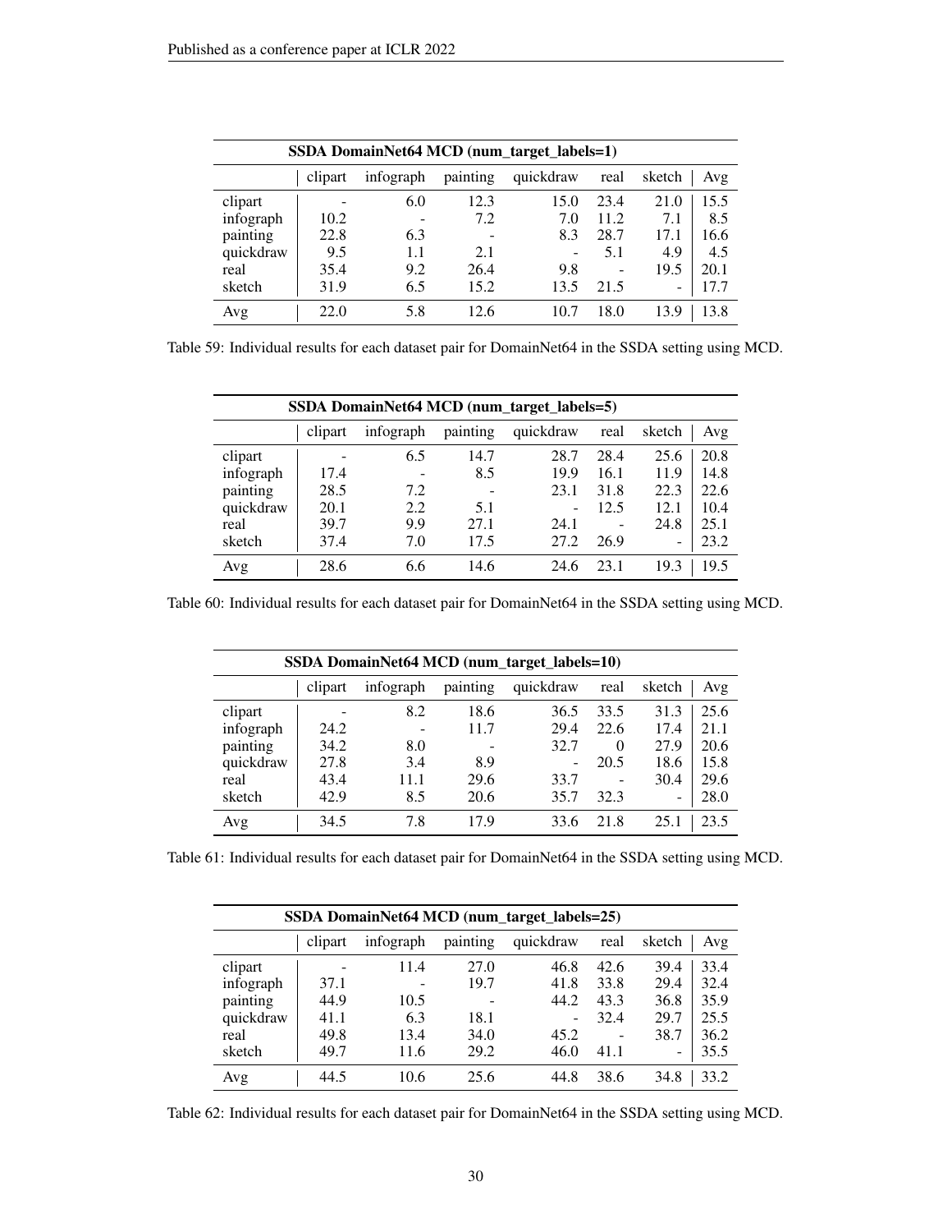| SSDA DomainNet64 MCD (num_target_labels=1) | | | | | | | |
|---|---|---|---|---|---|---|---|
| | clipart | infograph | painting | quickdraw | real | sketch | Avg |
| clipart | - | 6.0 | 12.3 | 15.0 | 23.4 | 21.0 | 15.5 |
| infograph | 10.2 | - | 7.2 | 7.0 | 11.2 | 7.1 | 8.5 |
| painting | 22.8 | 6.3 | - | 8.3 | 28.7 | 17.1 | 16.6 |
| quickdraw | 9.5 | 1.1 | 2.1 | - | 5.1 | 4.9 | 4.5 |
| real | 35.4 | 9.2 | 26.4 | 9.8 | - | 19.5 | 20.1 |
| sketch | 31.9 | 6.5 | 15.2 | 13.5 | 21.5 | - | 17.7 |
| Avg | 22.0 | 5.8 | 12.6 | 10.7 | 18.0 | 13.9 | 13.8 |

Table 59: Individual results for each dataset pair for DomainNet64 in the SSDA setting using MCD.

| SSDA DomainNet64 MCD (num_target_labels=5) | | | | | | | |
|---|---|---|---|---|---|---|---|
| | clipart | infograph | painting | quickdraw | real | sketch | Avg |
| clipart | - | 6.5 | 14.7 | 28.7 | 28.4 | 25.6 | 20.8 |
| infograph | 17.4 | - | 8.5 | 19.9 | 16.1 | 11.9 | 14.8 |
| painting | 28.5 | 7.2 | - | 23.1 | 31.8 | 22.3 | 22.6 |
| quickdraw | 20.1 | 2.2 | 5.1 | - | 12.5 | 12.1 | 10.4 |
| real | 39.7 | 9.9 | 27.1 | 24.1 | - | 24.8 | 25.1 |
| sketch | 37.4 | 7.0 | 17.5 | 27.2 | 26.9 | - | 23.2 |
| Avg | 28.6 | 6.6 | 14.6 | 24.6 | 23.1 | 19.3 | 19.5 |

Table 60: Individual results for each dataset pair for DomainNet64 in the SSDA setting using MCD.

| SSDA DomainNet64 MCD (num_target_labels=10) | | | | | | | |
|---|---|---|---|---|---|---|---|
| | clipart | infograph | painting | quickdraw | real | sketch | Avg |
| clipart | - | 8.2 | 18.6 | 36.5 | 33.5 | 31.3 | 25.6 |
| infograph | 24.2 | - | 11.7 | 29.4 | 22.6 | 17.4 | 21.1 |
| painting | 34.2 | 8.0 | - | 32.7 | 0 | 27.9 | 20.6 |
| quickdraw | 27.8 | 3.4 | 8.9 | - | 20.5 | 18.6 | 15.8 |
| real | 43.4 | 11.1 | 29.6 | 33.7 | - | 30.4 | 29.6 |
| sketch | 42.9 | 8.5 | 20.6 | 35.7 | 32.3 | - | 28.0 |
| Avg | 34.5 | 7.8 | 17.9 | 33.6 | 21.8 | 25.1 | 23.5 |

Table 61: Individual results for each dataset pair for DomainNet64 in the SSDA setting using MCD.

| SSDA DomainNet64 MCD (num_target_labels=25) | | | | | | | |
|---|---|---|---|---|---|---|---|
| | clipart | infograph | painting | quickdraw | real | sketch | Avg |
| clipart | - | 11.4 | 27.0 | 46.8 | 42.6 | 39.4 | 33.4 |
| infograph | 37.1 | - | 19.7 | 41.8 | 33.8 | 29.4 | 32.4 |
| painting | 44.9 | 10.5 | - | 44.2 | 43.3 | 36.8 | 35.9 |
| quickdraw | 41.1 | 6.3 | 18.1 | - | 32.4 | 29.7 | 25.5 |
| real | 49.8 | 13.4 | 34.0 | 45.2 | - | 38.7 | 36.2 |
| sketch | 49.7 | 11.6 | 29.2 | 46.0 | 41.1 | - | 35.5 |
| Avg | 44.5 | 10.6 | 25.6 | 44.8 | 38.6 | 34.8 | 33.2 |

Table 62: Individual results for each dataset pair for DomainNet64 in the SSDA setting using MCD.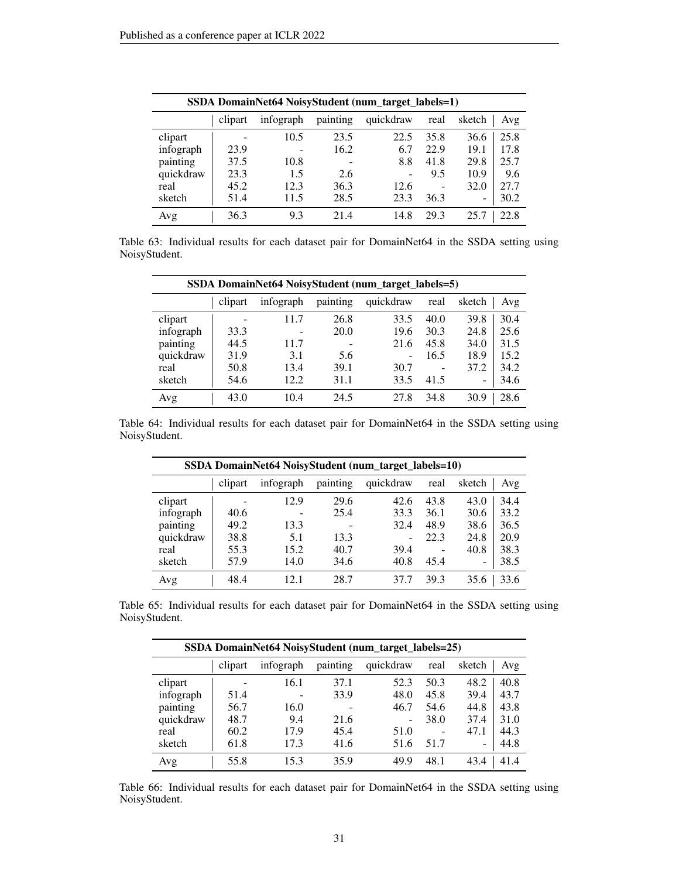| SSDA DomainNet64 NoisyStudent (num_target_labels=1) | | | | | | | |
|---|---|---|---|---|---|---|---|
| | clipart | infograph | painting | quickdraw | real | sketch | Avg |
| clipart | - | 10.5 | 23.5 | 22.5 | 35.8 | 36.6 | 25.8 |
| infograph | 23.9 | - | 16.2 | 6.7 | 22.9 | 19.1 | 17.8 |
| painting | 37.5 | 10.8 | - | 8.8 | 41.8 | 29.8 | 25.7 |
| quickdraw | 23.3 | 1.5 | 2.6 | - | 9.5 | 10.9 | 9.6 |
| real | 45.2 | 12.3 | 36.3 | 12.6 | - | 32.0 | 27.7 |
| sketch | 51.4 | 11.5 | 28.5 | 23.3 | 36.3 | - | 30.2 |
| Avg | 36.3 | 9.3 | 21.4 | 14.8 | 29.3 | 25.7 | 22.8 |

Table 63: Individual results for each dataset pair for DomainNet64 in the SSDA setting using NoisyStudent.

| SSDA DomainNet64 NoisyStudent (num_target_labels=5) | | | | | | | |
|---|---|---|---|---|---|---|---|
| | clipart | infograph | painting | quickdraw | real | sketch | Avg |
| clipart | - | 11.7 | 26.8 | 33.5 | 40.0 | 39.8 | 30.4 |
| infograph | 33.3 | - | 20.0 | 19.6 | 30.3 | 24.8 | 25.6 |
| painting | 44.5 | 11.7 | - | 21.6 | 45.8 | 34.0 | 31.5 |
| quickdraw | 31.9 | 3.1 | 5.6 | - | 16.5 | 18.9 | 15.2 |
| real | 50.8 | 13.4 | 39.1 | 30.7 | - | 37.2 | 34.2 |
| sketch | 54.6 | 12.2 | 31.1 | 33.5 | 41.5 | - | 34.6 |
| Avg | 43.0 | 10.4 | 24.5 | 27.8 | 34.8 | 30.9 | 28.6 |

Table 64: Individual results for each dataset pair for DomainNet64 in the SSDA setting using NoisyStudent.

| SSDA DomainNet64 NoisyStudent (num_target_labels=10) | | | | | | | |
|---|---|---|---|---|---|---|---|
| | clipart | infograph | painting | quickdraw | real | sketch | Avg |
| clipart | - | 12.9 | 29.6 | 42.6 | 43.8 | 43.0 | 34.4 |
| infograph | 40.6 | - | 25.4 | 33.3 | 36.1 | 30.6 | 33.2 |
| painting | 49.2 | 13.3 | - | 32.4 | 48.9 | 38.6 | 36.5 |
| quickdraw | 38.8 | 5.1 | 13.3 | - | 22.3 | 24.8 | 20.9 |
| real | 55.3 | 15.2 | 40.7 | 39.4 | - | 40.8 | 38.3 |
| sketch | 57.9 | 14.0 | 34.6 | 40.8 | 45.4 | - | 38.5 |
| Avg | 48.4 | 12.1 | 28.7 | 37.7 | 39.3 | 35.6 | 33.6 |

Table 65: Individual results for each dataset pair for DomainNet64 in the SSDA setting using NoisyStudent.

| SSDA DomainNet64 NoisyStudent (num_target_labels=25) | | | | | | | |
|---|---|---|---|---|---|---|---|
| | clipart | infograph | painting | quickdraw | real | sketch | Avg |
| clipart | - | 16.1 | 37.1 | 52.3 | 50.3 | 48.2 | 40.8 |
| infograph | 51.4 | - | 33.9 | 48.0 | 45.8 | 39.4 | 43.7 |
| painting | 56.7 | 16.0 | - | 46.7 | 54.6 | 44.8 | 43.8 |
| quickdraw | 48.7 | 9.4 | 21.6 | - | 38.0 | 37.4 | 31.0 |
| real | 60.2 | 17.9 | 45.4 | 51.0 | - | 47.1 | 44.3 |
| sketch | 61.8 | 17.3 | 41.6 | 51.6 | 51.7 | - | 44.8 |
| Avg | 55.8 | 15.3 | 35.9 | 49.9 | 48.1 | 43.4 | 41.4 |

Table 66: Individual results for each dataset pair for DomainNet64 in the SSDA setting using NoisyStudent.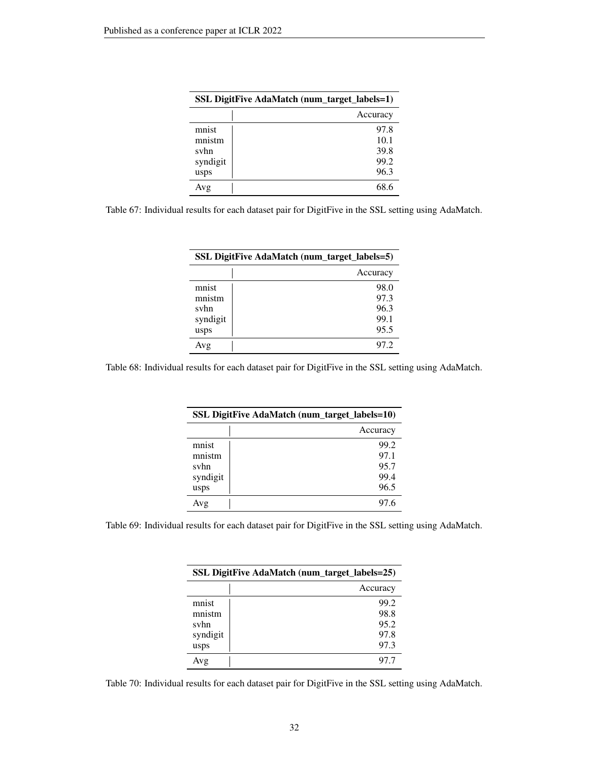| SSL DigitFive AdaMatch (num_target_labels=1) | |
|---|---|
| | Accuracy |
| mnist | 97.8 |
| mnistm | 10.1 |
| svhn | 39.8 |
| syndigit | 99.2 |
| usps | 96.3 |
| Avg | 68.6 |

Table 67: Individual results for each dataset pair for DigitFive in the SSL setting using AdaMatch.

| SSL DigitFive AdaMatch (num_target_labels=5) | |
|---|---|
| | Accuracy |
| mnist | 98.0 |
| mnistm | 97.3 |
| svhn | 96.3 |
| syndigit | 99.1 |
| usps | 95.5 |
| Avg | 97.2 |

Table 68: Individual results for each dataset pair for DigitFive in the SSL setting using AdaMatch.

| SSL DigitFive AdaMatch (num_target_labels=10) | |
|---|---|
| | Accuracy |
| mnist | 99.2 |
| mnistm | 97.1 |
| svhn | 95.7 |
| syndigit | 99.4 |
| usps | 96.5 |
| Avg | 97.6 |

Table 69: Individual results for each dataset pair for DigitFive in the SSL setting using AdaMatch.

| SSL DigitFive AdaMatch (num_target_labels=25) | |
|---|---|
| | Accuracy |
| mnist | 99.2 |
| mnistm | 98.8 |
| svhn | 95.2 |
| syndigit | 97.8 |
| usps | 97.3 |
| Avg | 97.7 |

Table 70: Individual results for each dataset pair for DigitFive in the SSL setting using AdaMatch.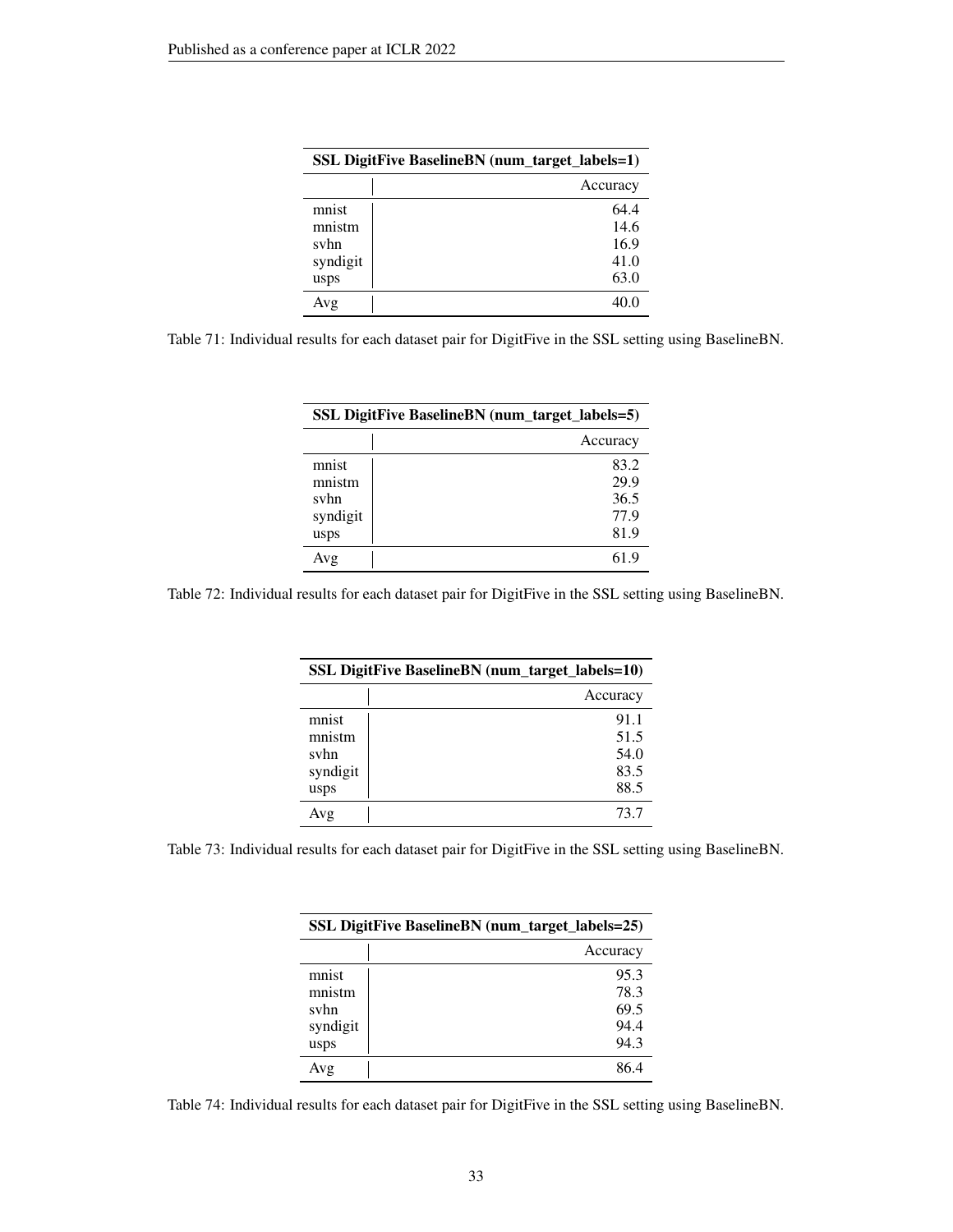| SSL DigitFive BaselineBN (num_target_labels=1) | |
|---|---|
| | Accuracy |
| mnist | 64.4 |
| mnistm | 14.6 |
| svhn | 16.9 |
| syndigit | 41.0 |
| usps | 63.0 |
| Avg | 40.0 |

Table 71: Individual results for each dataset pair for DigitFive in the SSL setting using BaselineBN.

| SSL DigitFive BaselineBN (num_target_labels=5) | |
|---|---|
| | Accuracy |
| mnist | 83.2 |
| mnistm | 29.9 |
| svhn | 36.5 |
| syndigit | 77.9 |
| usps | 81.9 |
| Avg | 61.9 |

Table 72: Individual results for each dataset pair for DigitFive in the SSL setting using BaselineBN.

| SSL DigitFive BaselineBN (num_target_labels=10) | |
|---|---|
| | Accuracy |
| mnist | 91.1 |
| mnistm | 51.5 |
| svhn | 54.0 |
| syndigit | 83.5 |
| usps | 88.5 |
| Avg | 73.7 |

Table 73: Individual results for each dataset pair for DigitFive in the SSL setting using BaselineBN.

| SSL DigitFive BaselineBN (num_target_labels=25) | |
|---|---|
| | Accuracy |
| mnist | 95.3 |
| mnistm | 78.3 |
| svhn | 69.5 |
| syndigit | 94.4 |
| usps | 94.3 |
| Avg | 86.4 |

Table 74: Individual results for each dataset pair for DigitFive in the SSL setting using BaselineBN.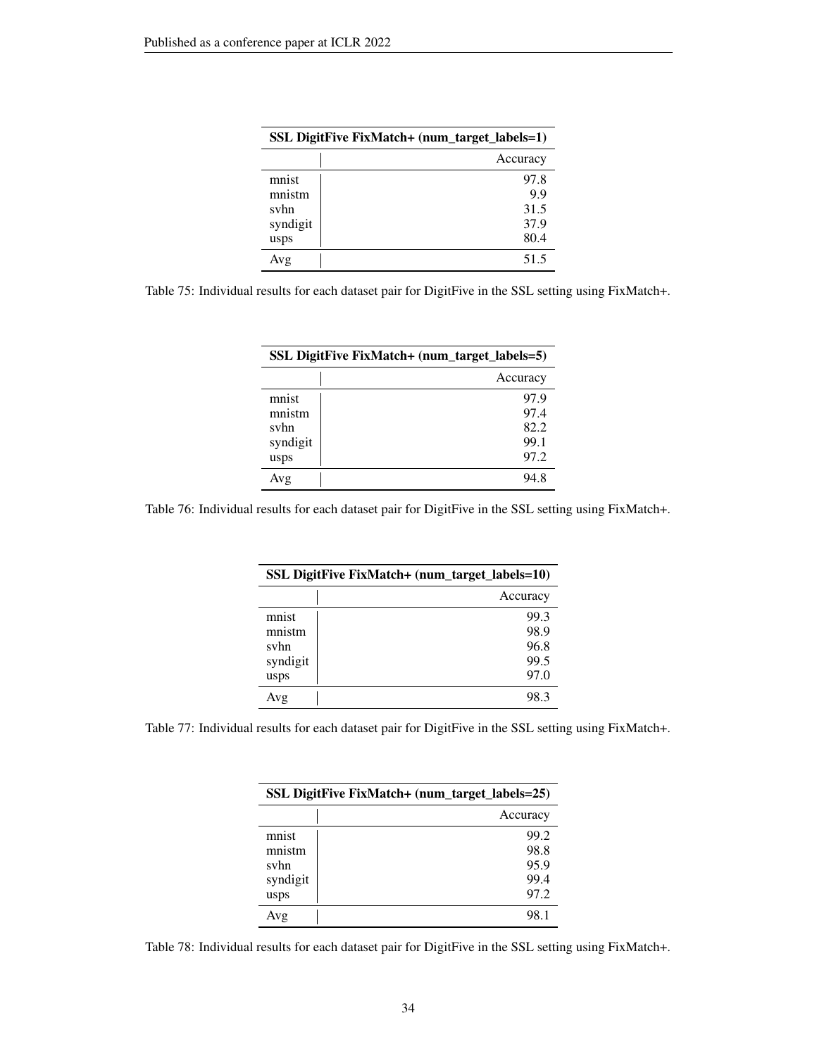| SSL DigitFive FixMatch+ (num_target_labels=1) | |
|---|---|
| | Accuracy |
| mnist | 97.8 |
| mnistm | 9.9 |
| svhn | 31.5 |
| syndigit | 37.9 |
| usps | 80.4 |
| Avg | 51.5 |

Table 75: Individual results for each dataset pair for DigitFive in the SSL setting using FixMatch+.

| SSL DigitFive FixMatch+ (num_target_labels=5) | |
|---|---|
| | Accuracy |
| mnist | 97.9 |
| mnistm | 97.4 |
| svhn | 82.2 |
| syndigit | 99.1 |
| usps | 97.2 |
| Avg | 94.8 |

Table 76: Individual results for each dataset pair for DigitFive in the SSL setting using FixMatch+.

| SSL DigitFive FixMatch+ (num_target_labels=10) | |
|---|---|
| | Accuracy |
| mnist | 99.3 |
| mnistm | 98.9 |
| svhn | 96.8 |
| syndigit | 99.5 |
| usps | 97.0 |
| Avg | 98.3 |

Table 77: Individual results for each dataset pair for DigitFive in the SSL setting using FixMatch+.

| SSL DigitFive FixMatch+ (num_target_labels=25) | |
|---|---|
| | Accuracy |
| mnist | 99.2 |
| mnistm | 98.8 |
| svhn | 95.9 |
| syndigit | 99.4 |
| usps | 97.2 |
| Avg | 98.1 |

Table 78: Individual results for each dataset pair for DigitFive in the SSL setting using FixMatch+.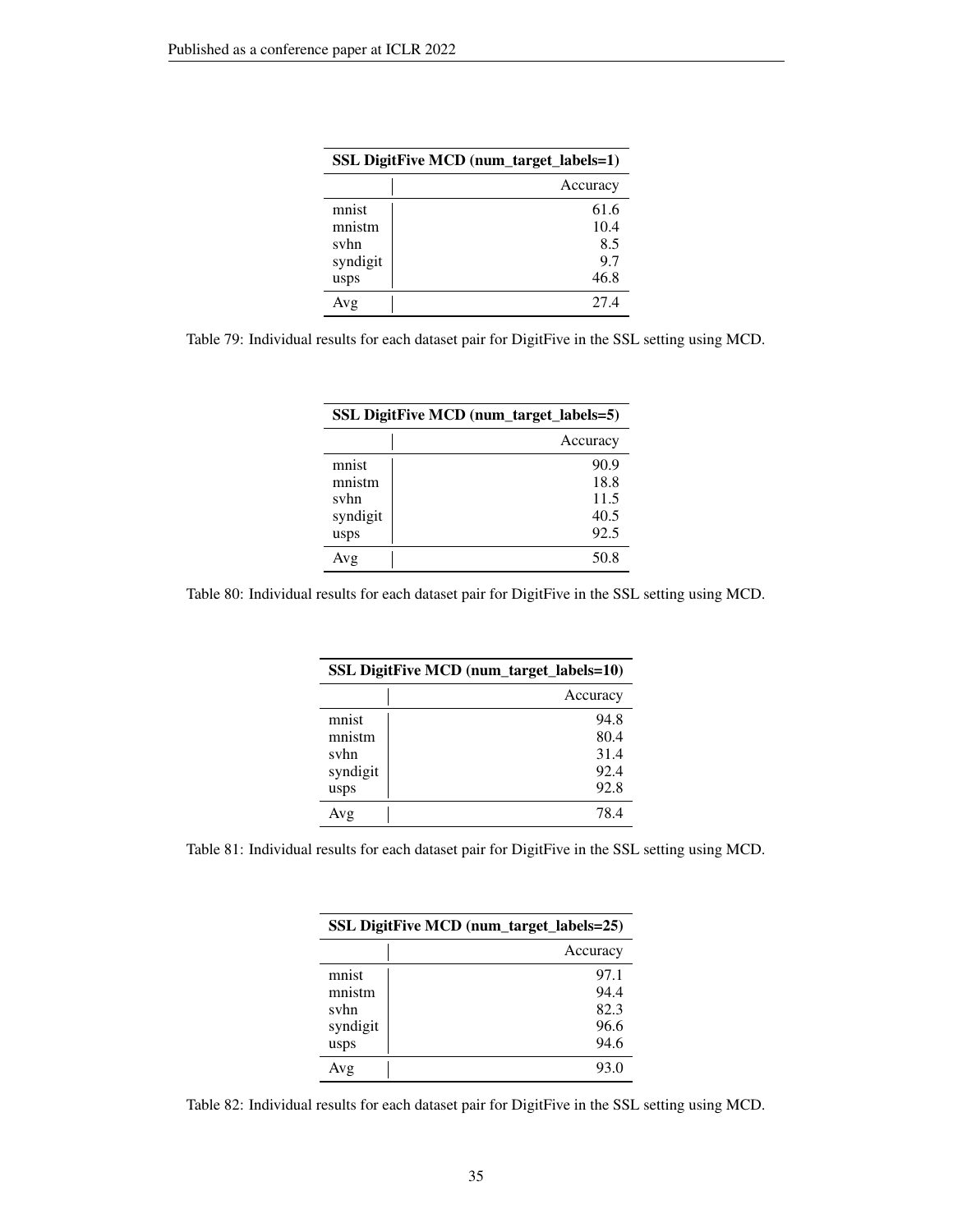| SSL DigitFive MCD (num_target_labels=1) | |
|---|---|
| | Accuracy |
| mnist | 61.6 |
| mnistm | 10.4 |
| svhn | 8.5 |
| syndigit | 9.7 |
| usps | 46.8 |
| Avg | 27.4 |

Table 79: Individual results for each dataset pair for DigitFive in the SSL setting using MCD.

| SSL DigitFive MCD (num_target_labels=5) | |
|---|---|
| | Accuracy |
| mnist | 90.9 |
| mnistm | 18.8 |
| svhn | 11.5 |
| syndigit | 40.5 |
| usps | 92.5 |
| Avg | 50.8 |

Table 80: Individual results for each dataset pair for DigitFive in the SSL setting using MCD.

| SSL DigitFive MCD (num_target_labels=10) | |
|---|---|
| | Accuracy |
| mnist | 94.8 |
| mnistm | 80.4 |
| svhn | 31.4 |
| syndigit | 92.4 |
| usps | 92.8 |
| Avg | 78.4 |

Table 81: Individual results for each dataset pair for DigitFive in the SSL setting using MCD.

| SSL DigitFive MCD (num_target_labels=25) | |
|---|---|
| | Accuracy |
| mnist | 97.1 |
| mnistm | 94.4 |
| svhn | 82.3 |
| syndigit | 96.6 |
| usps | 94.6 |
| Avg | 93.0 |

Table 82: Individual results for each dataset pair for DigitFive in the SSL setting using MCD.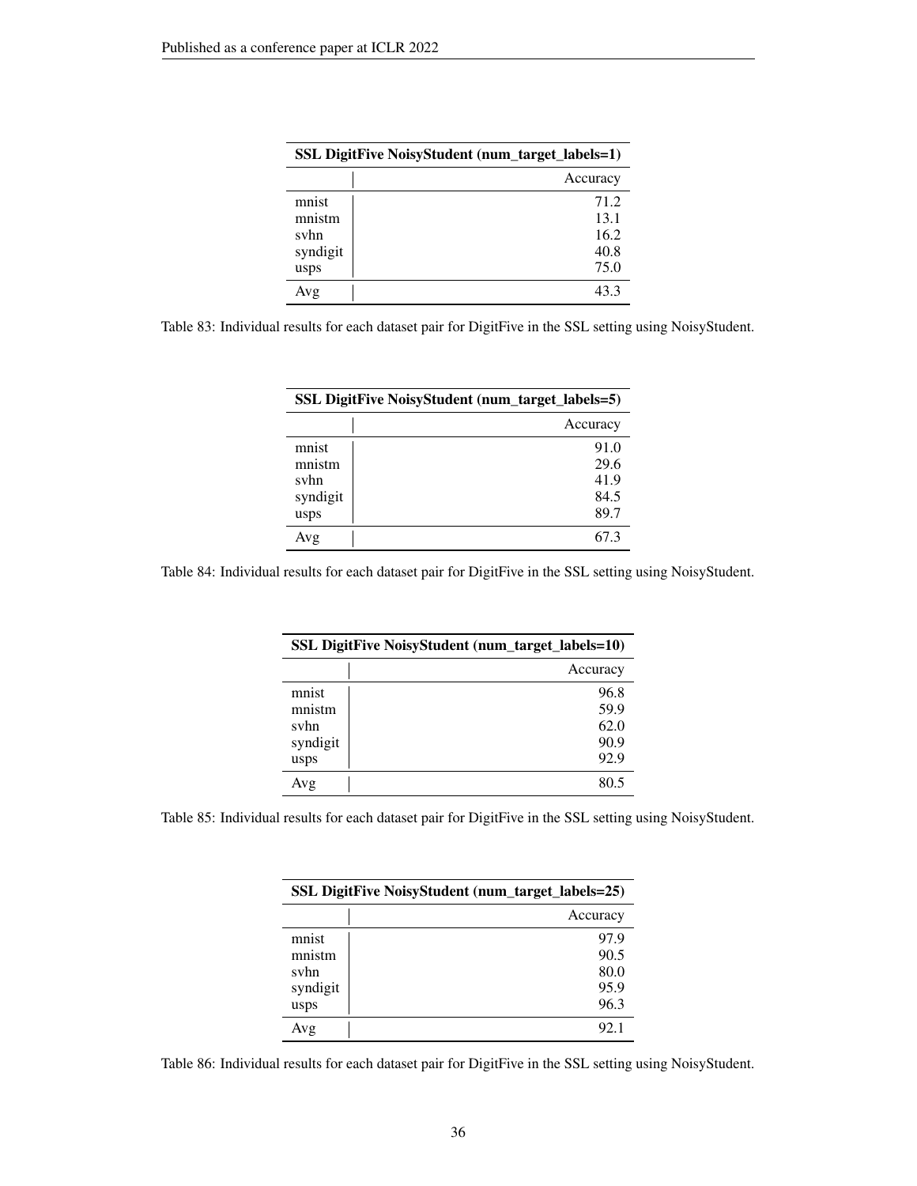| SSL DigitFive NoisyStudent (num_target_labels=1) | |
|---|---|
| | Accuracy |
| mnist | 71.2 |
| mnistm | 13.1 |
| svhn | 16.2 |
| syndigit | 40.8 |
| usps | 75.0 |
| Avg | 43.3 |

Table 83: Individual results for each dataset pair for DigitFive in the SSL setting using NoisyStudent.

| SSL DigitFive NoisyStudent (num_target_labels=5) | |
|---|---|
| | Accuracy |
| mnist | 91.0 |
| mnistm | 29.6 |
| svhn | 41.9 |
| syndigit | 84.5 |
| usps | 89.7 |
| Avg | 67.3 |

Table 84: Individual results for each dataset pair for DigitFive in the SSL setting using NoisyStudent.

| SSL DigitFive NoisyStudent (num_target_labels=10) | |
|---|---|
| | Accuracy |
| mnist | 96.8 |
| mnistm | 59.9 |
| svhn | 62.0 |
| syndigit | 90.9 |
| usps | 92.9 |
| Avg | 80.5 |

Table 85: Individual results for each dataset pair for DigitFive in the SSL setting using NoisyStudent.

| SSL DigitFive NoisyStudent (num_target_labels=25) | |
|---|---|
| | Accuracy |
| mnist | 97.9 |
| mnistm | 90.5 |
| svhn | 80.0 |
| syndigit | 95.9 |
| usps | 96.3 |
| Avg | 92.1 |

Table 86: Individual results for each dataset pair for DigitFive in the SSL setting using NoisyStudent.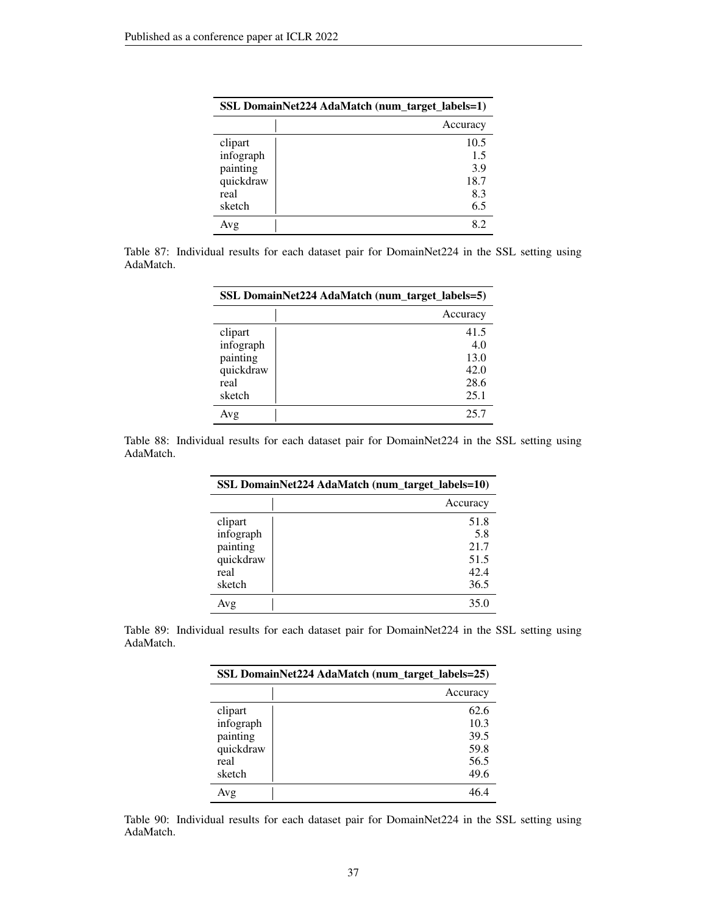| SSL DomainNet224 AdaMatch (num_target_labels=1) | |
|---|---|
| | Accuracy |
| clipart | 10.5 |
| infograph | 1.5 |
| painting | 3.9 |
| quickdraw | 18.7 |
| real | 8.3 |
| sketch | 6.5 |
| Avg | 8.2 |

Table 87: Individual results for each dataset pair for DomainNet224 in the SSL setting using AdaMatch.

| SSL DomainNet224 AdaMatch (num_target_labels=5) | |
|---|---|
| | Accuracy |
| clipart | 41.5 |
| infograph | 4.0 |
| painting | 13.0 |
| quickdraw | 42.0 |
| real | 28.6 |
| sketch | 25.1 |
| Avg | 25.7 |

Table 88: Individual results for each dataset pair for DomainNet224 in the SSL setting using AdaMatch.

| SSL DomainNet224 AdaMatch (num_target_labels=10) | |
|---|---|
| | Accuracy |
| clipart | 51.8 |
| infograph | 5.8 |
| painting | 21.7 |
| quickdraw | 51.5 |
| real | 42.4 |
| sketch | 36.5 |
| Avg | 35.0 |

Table 89: Individual results for each dataset pair for DomainNet224 in the SSL setting using AdaMatch.

| SSL DomainNet224 AdaMatch (num_target_labels=25) | |
|---|---|
| | Accuracy |
| clipart | 62.6 |
| infograph | 10.3 |
| painting | 39.5 |
| quickdraw | 59.8 |
| real | 56.5 |
| sketch | 49.6 |
| Avg | 46.4 |

Table 90: Individual results for each dataset pair for DomainNet224 in the SSL setting using AdaMatch.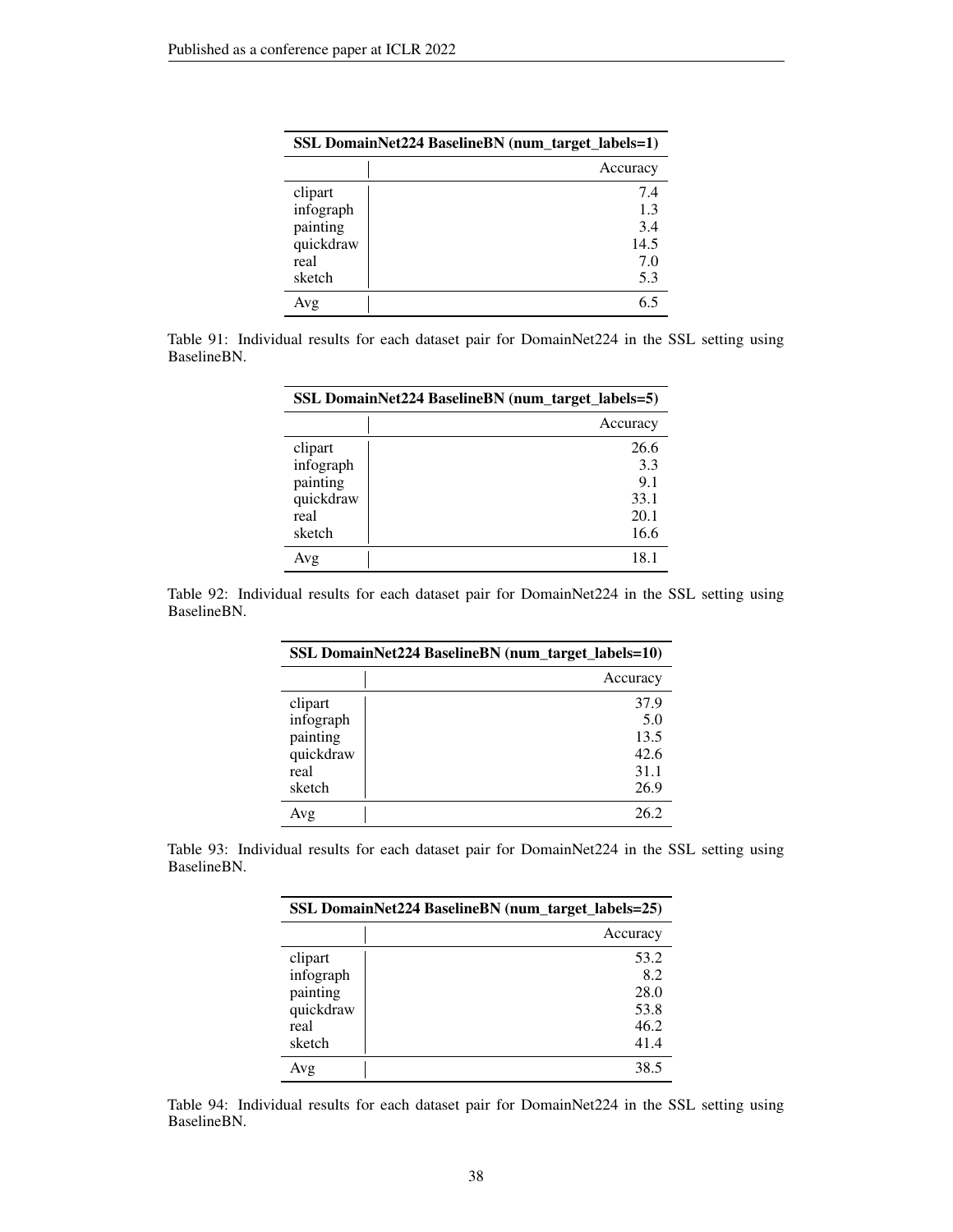| SSL DomainNet224 BaselineBN (num_target_labels=1) | |
|---|---|
| | Accuracy |
| clipart | 7.4 |
| infograph | 1.3 |
| painting | 3.4 |
| quickdraw | 14.5 |
| real | 7.0 |
| sketch | 5.3 |
| Avg | 6.5 |

Table 91: Individual results for each dataset pair for DomainNet224 in the SSL setting using BaselineBN.

| SSL DomainNet224 BaselineBN (num_target_labels=5) | |
|---|---|
| | Accuracy |
| clipart | 26.6 |
| infograph | 3.3 |
| painting | 9.1 |
| quickdraw | 33.1 |
| real | 20.1 |
| sketch | 16.6 |
| Avg | 18.1 |

Table 92: Individual results for each dataset pair for DomainNet224 in the SSL setting using BaselineBN.

| SSL DomainNet224 BaselineBN (num_target_labels=10) | |
|---|---|
| | Accuracy |
| clipart | 37.9 |
| infograph | 5.0 |
| painting | 13.5 |
| quickdraw | 42.6 |
| real | 31.1 |
| sketch | 26.9 |
| Avg | 26.2 |

Table 93: Individual results for each dataset pair for DomainNet224 in the SSL setting using BaselineBN.

| SSL DomainNet224 BaselineBN (num_target_labels=25) | |
|---|---|
| | Accuracy |
| clipart | 53.2 |
| infograph | 8.2 |
| painting | 28.0 |
| quickdraw | 53.8 |
| real | 46.2 |
| sketch | 41.4 |
| Avg | 38.5 |

Table 94: Individual results for each dataset pair for DomainNet224 in the SSL setting using BaselineBN.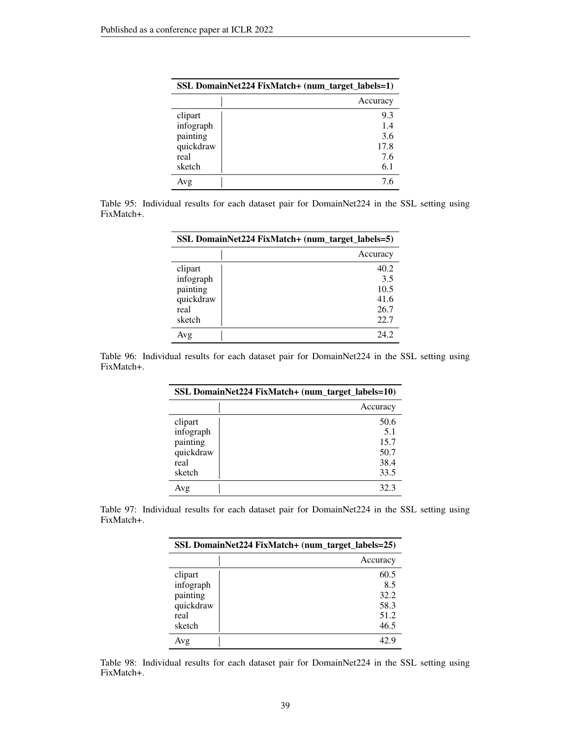| SSL DomainNet224 FixMatch+ (num_target_labels=1) | |
|---|---|
| | Accuracy |
| clipart | 9.3 |
| infograph | 1.4 |
| painting | 3.6 |
| quickdraw | 17.8 |
| real | 7.6 |
| sketch | 6.1 |
| Avg | 7.6 |

Table 95: Individual results for each dataset pair for DomainNet224 in the SSL setting using FixMatch+.

| SSL DomainNet224 FixMatch+ (num_target_labels=5) | |
|---|---|
| | Accuracy |
| clipart | 40.2 |
| infograph | 3.5 |
| painting | 10.5 |
| quickdraw | 41.6 |
| real | 26.7 |
| sketch | 22.7 |
| Avg | 24.2 |

Table 96: Individual results for each dataset pair for DomainNet224 in the SSL setting using FixMatch+.

| SSL DomainNet224 FixMatch+ (num_target_labels=10) | |
|---|---|
| | Accuracy |
| clipart | 50.6 |
| infograph | 5.1 |
| painting | 15.7 |
| quickdraw | 50.7 |
| real | 38.4 |
| sketch | 33.5 |
| Avg | 32.3 |

Table 97: Individual results for each dataset pair for DomainNet224 in the SSL setting using FixMatch+.

| SSL DomainNet224 FixMatch+ (num_target_labels=25) | |
|---|---|
| | Accuracy |
| clipart | 60.5 |
| infograph | 8.5 |
| painting | 32.2 |
| quickdraw | 58.3 |
| real | 51.2 |
| sketch | 46.5 |
| Avg | 42.9 |

Table 98: Individual results for each dataset pair for DomainNet224 in the SSL setting using FixMatch+.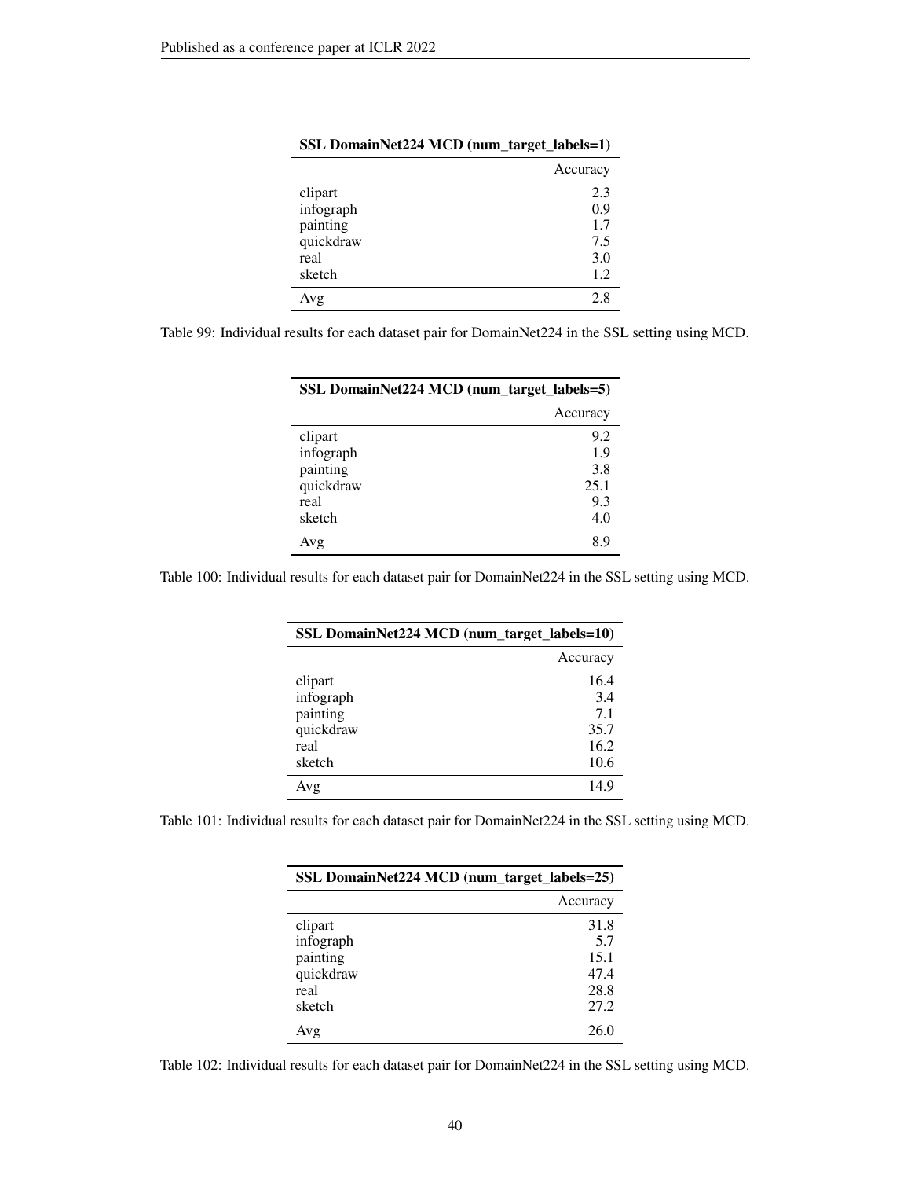| SSL DomainNet224 MCD (num_target_labels=1) | |
|---|---|
| | Accuracy |
| clipart | 2.3 |
| infograph | 0.9 |
| painting | 1.7 |
| quickdraw | 7.5 |
| real | 3.0 |
| sketch | 1.2 |
| Avg | 2.8 |

Table 99: Individual results for each dataset pair for DomainNet224 in the SSL setting using MCD.

| SSL DomainNet224 MCD (num_target_labels=5) | |
|---|---|
| | Accuracy |
| clipart | 9.2 |
| infograph | 1.9 |
| painting | 3.8 |
| quickdraw | 25.1 |
| real | 9.3 |
| sketch | 4.0 |
| Avg | 8.9 |

Table 100: Individual results for each dataset pair for DomainNet224 in the SSL setting using MCD.

| SSL DomainNet224 MCD (num_target_labels=10) | |
|---|---|
| | Accuracy |
| clipart | 16.4 |
| infograph | 3.4 |
| painting | 7.1 |
| quickdraw | 35.7 |
| real | 16.2 |
| sketch | 10.6 |
| Avg | 14.9 |

Table 101: Individual results for each dataset pair for DomainNet224 in the SSL setting using MCD.

| SSL DomainNet224 MCD (num_target_labels=25) | |
|---|---|
| | Accuracy |
| clipart | 31.8 |
| infograph | 5.7 |
| painting | 15.1 |
| quickdraw | 47.4 |
| real | 28.8 |
| sketch | 27.2 |
| Avg | 26.0 |

Table 102: Individual results for each dataset pair for DomainNet224 in the SSL setting using MCD.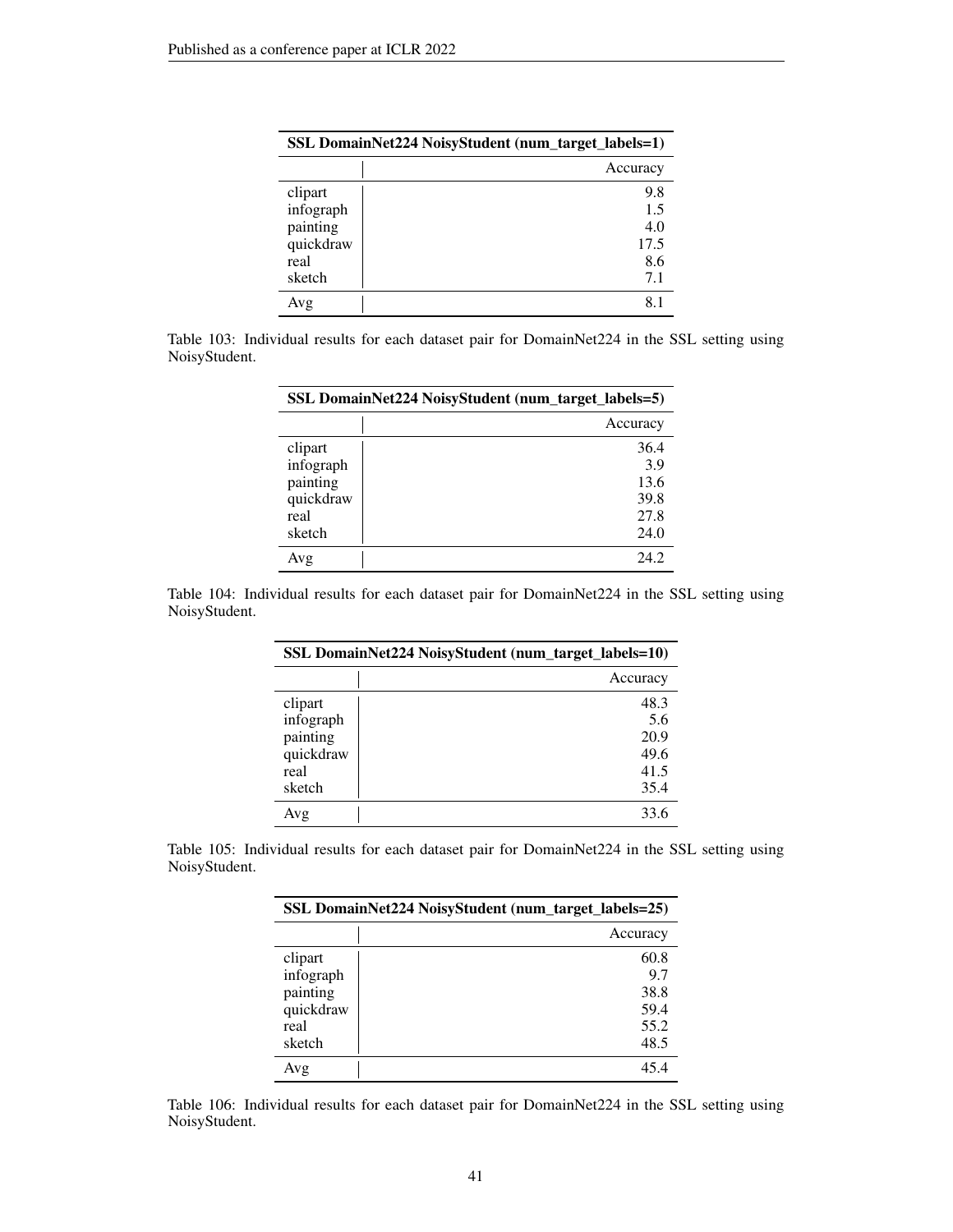| SSL DomainNet224 NoisyStudent (num_target_labels=1) | |
|---|---|
| | Accuracy |
| clipart | 9.8 |
| infograph | 1.5 |
| painting | 4.0 |
| quickdraw | 17.5 |
| real | 8.6 |
| sketch | 7.1 |
| Avg | 8.1 |

Table 103: Individual results for each dataset pair for DomainNet224 in the SSL setting using NoisyStudent.

| SSL DomainNet224 NoisyStudent (num_target_labels=5) | |
|---|---|
| | Accuracy |
| clipart | 36.4 |
| infograph | 3.9 |
| painting | 13.6 |
| quickdraw | 39.8 |
| real | 27.8 |
| sketch | 24.0 |
| Avg | 24.2 |

Table 104: Individual results for each dataset pair for DomainNet224 in the SSL setting using NoisyStudent.

| SSL DomainNet224 NoisyStudent (num_target_labels=10) | |
|---|---|
| | Accuracy |
| clipart | 48.3 |
| infograph | 5.6 |
| painting | 20.9 |
| quickdraw | 49.6 |
| real | 41.5 |
| sketch | 35.4 |
| Avg | 33.6 |

Table 105: Individual results for each dataset pair for DomainNet224 in the SSL setting using NoisyStudent.

| SSL DomainNet224 NoisyStudent (num_target_labels=25) | |
|---|---|
| | Accuracy |
| clipart | 60.8 |
| infograph | 9.7 |
| painting | 38.8 |
| quickdraw | 59.4 |
| real | 55.2 |
| sketch | 48.5 |
| Avg | 45.4 |

Table 106: Individual results for each dataset pair for DomainNet224 in the SSL setting using NoisyStudent.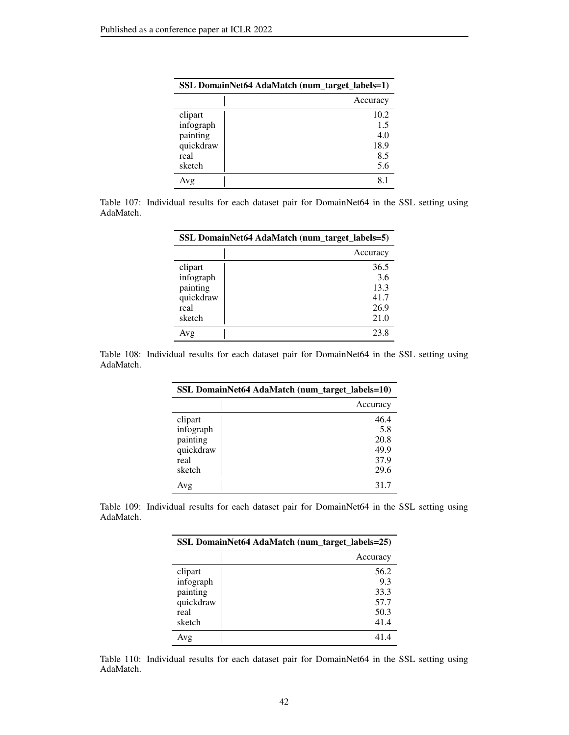| SSL DomainNet64 AdaMatch (num_target_labels=1) | |
|---|---|
| | Accuracy |
| clipart | 10.2 |
| infograph | 1.5 |
| painting | 4.0 |
| quickdraw | 18.9 |
| real | 8.5 |
| sketch | 5.6 |
| Avg | 8.1 |

Table 107: Individual results for each dataset pair for DomainNet64 in the SSL setting using AdaMatch.

| SSL DomainNet64 AdaMatch (num_target_labels=5) | |
|---|---|
| | Accuracy |
| clipart | 36.5 |
| infograph | 3.6 |
| painting | 13.3 |
| quickdraw | 41.7 |
| real | 26.9 |
| sketch | 21.0 |
| Avg | 23.8 |

Table 108: Individual results for each dataset pair for DomainNet64 in the SSL setting using AdaMatch.

| SSL DomainNet64 AdaMatch (num_target_labels=10) | |
|---|---|
| | Accuracy |
| clipart | 46.4 |
| infograph | 5.8 |
| painting | 20.8 |
| quickdraw | 49.9 |
| real | 37.9 |
| sketch | 29.6 |
| Avg | 31.7 |

Table 109: Individual results for each dataset pair for DomainNet64 in the SSL setting using AdaMatch.

| SSL DomainNet64 AdaMatch (num_target_labels=25) | |
|---|---|
| | Accuracy |
| clipart | 56.2 |
| infograph | 9.3 |
| painting | 33.3 |
| quickdraw | 57.7 |
| real | 50.3 |
| sketch | 41.4 |
| Avg | 41.4 |

Table 110: Individual results for each dataset pair for DomainNet64 in the SSL setting using AdaMatch.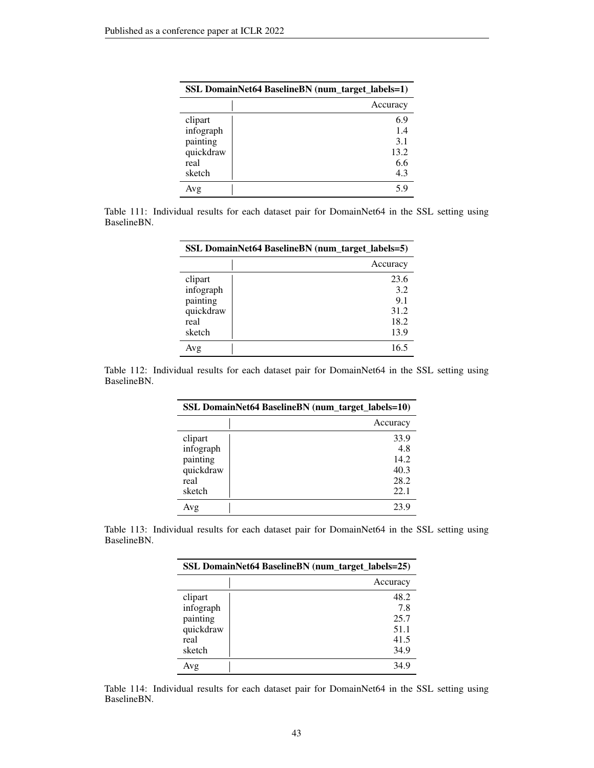| SSL DomainNet64 BaselineBN (num_target_labels=1) | |
|---|---|
| | Accuracy |
| clipart | 6.9 |
| infograph | 1.4 |
| painting | 3.1 |
| quickdraw | 13.2 |
| real | 6.6 |
| sketch | 4.3 |
| Avg | 5.9 |

Table 111: Individual results for each dataset pair for DomainNet64 in the SSL setting using BaselineBN.

| SSL DomainNet64 BaselineBN (num_target_labels=5) | |
|---|---|
| | Accuracy |
| clipart | 23.6 |
| infograph | 3.2 |
| painting | 9.1 |
| quickdraw | 31.2 |
| real | 18.2 |
| sketch | 13.9 |
| Avg | 16.5 |

Table 112: Individual results for each dataset pair for DomainNet64 in the SSL setting using BaselineBN.

| SSL DomainNet64 BaselineBN (num_target_labels=10) | |
|---|---|
| | Accuracy |
| clipart | 33.9 |
| infograph | 4.8 |
| painting | 14.2 |
| quickdraw | 40.3 |
| real | 28.2 |
| sketch | 22.1 |
| Avg | 23.9 |

Table 113: Individual results for each dataset pair for DomainNet64 in the SSL setting using BaselineBN.

| SSL DomainNet64 BaselineBN (num_target_labels=25) | |
|---|---|
| | Accuracy |
| clipart | 48.2 |
| infograph | 7.8 |
| painting | 25.7 |
| quickdraw | 51.1 |
| real | 41.5 |
| sketch | 34.9 |
| Avg | 34.9 |

Table 114: Individual results for each dataset pair for DomainNet64 in the SSL setting using BaselineBN.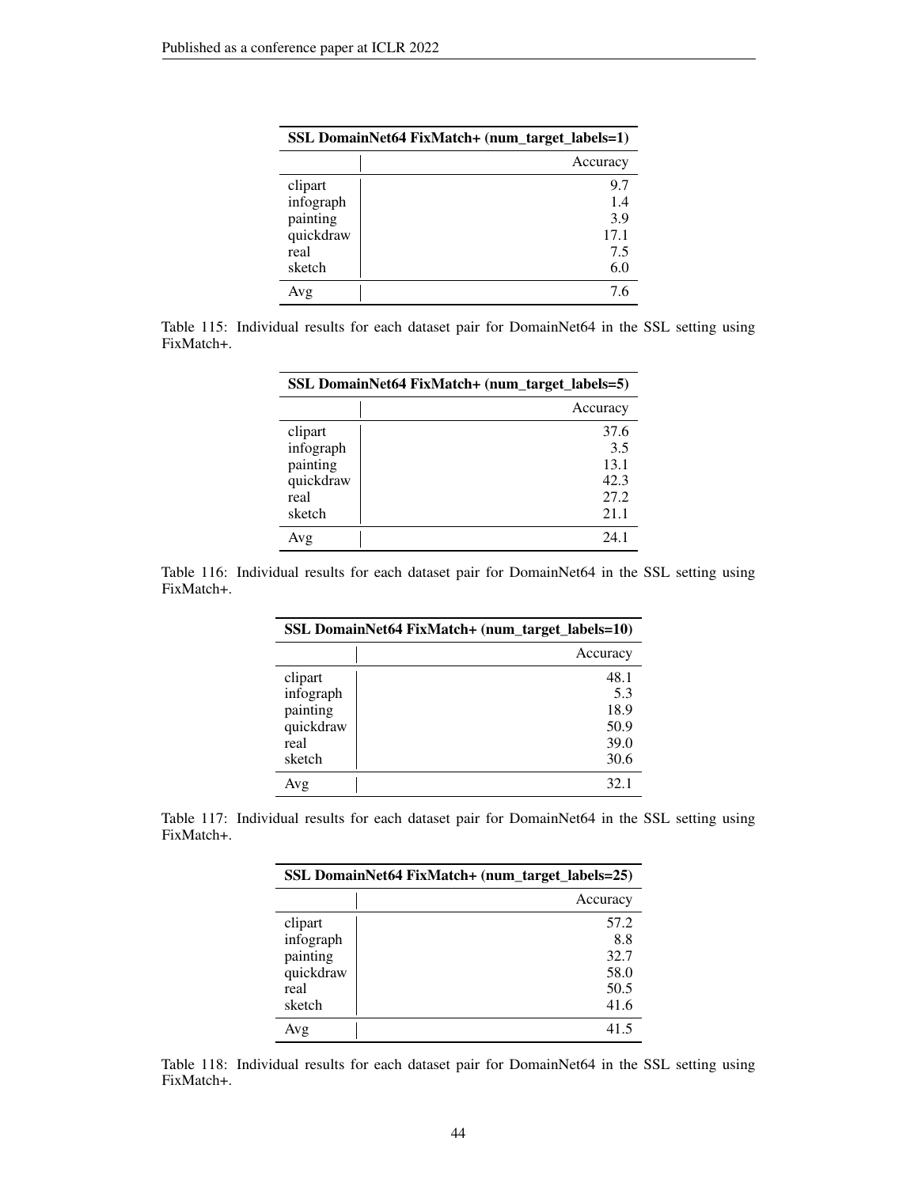| SSL DomainNet64 FixMatch+ (num_target_labels=1) | |
|---|---|
| | Accuracy |
| clipart | 9.7 |
| infograph | 1.4 |
| painting | 3.9 |
| quickdraw | 17.1 |
| real | 7.5 |
| sketch | 6.0 |
| Avg | 7.6 |

Table 115: Individual results for each dataset pair for DomainNet64 in the SSL setting using FixMatch+.

| SSL DomainNet64 FixMatch+ (num_target_labels=5) | |
|---|---|
| | Accuracy |
| clipart | 37.6 |
| infograph | 3.5 |
| painting | 13.1 |
| quickdraw | 42.3 |
| real | 27.2 |
| sketch | 21.1 |
| Avg | 24.1 |

Table 116: Individual results for each dataset pair for DomainNet64 in the SSL setting using FixMatch+.

| SSL DomainNet64 FixMatch+ (num_target_labels=10) | |
|---|---|
| | Accuracy |
| clipart | 48.1 |
| infograph | 5.3 |
| painting | 18.9 |
| quickdraw | 50.9 |
| real | 39.0 |
| sketch | 30.6 |
| Avg | 32.1 |

Table 117: Individual results for each dataset pair for DomainNet64 in the SSL setting using FixMatch+.

| SSL DomainNet64 FixMatch+ (num_target_labels=25) | |
|---|---|
| | Accuracy |
| clipart | 57.2 |
| infograph | 8.8 |
| painting | 32.7 |
| quickdraw | 58.0 |
| real | 50.5 |
| sketch | 41.6 |
| Avg | 41.5 |

Table 118: Individual results for each dataset pair for DomainNet64 in the SSL setting using FixMatch+.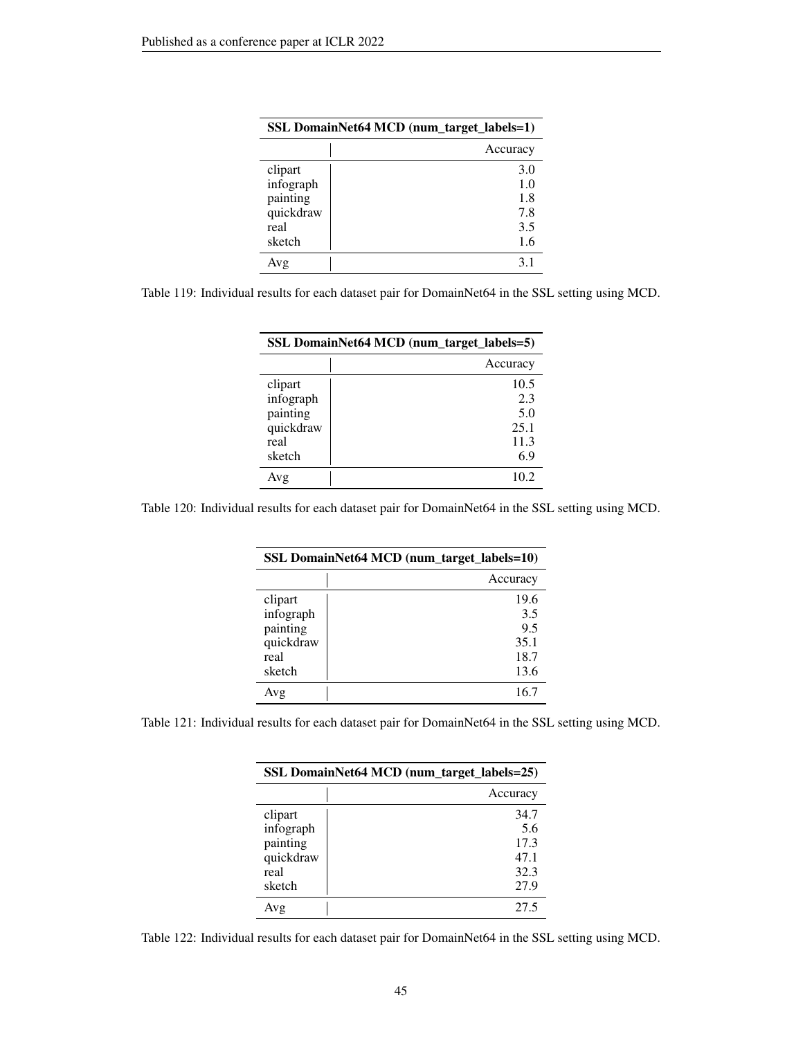| SSL DomainNet64 MCD (num_target_labels=1) | |
|---|---|
| | Accuracy |
| clipart | 3.0 |
| infograph | 1.0 |
| painting | 1.8 |
| quickdraw | 7.8 |
| real | 3.5 |
| sketch | 1.6 |
| Avg | 3.1 |

Table 119: Individual results for each dataset pair for DomainNet64 in the SSL setting using MCD.

| SSL DomainNet64 MCD (num_target_labels=5) | |
|---|---|
| | Accuracy |
| clipart | 10.5 |
| infograph | 2.3 |
| painting | 5.0 |
| quickdraw | 25.1 |
| real | 11.3 |
| sketch | 6.9 |
| Avg | 10.2 |

Table 120: Individual results for each dataset pair for DomainNet64 in the SSL setting using MCD.

| SSL DomainNet64 MCD (num_target_labels=10) | |
|---|---|
| | Accuracy |
| clipart | 19.6 |
| infograph | 3.5 |
| painting | 9.5 |
| quickdraw | 35.1 |
| real | 18.7 |
| sketch | 13.6 |
| Avg | 16.7 |

Table 121: Individual results for each dataset pair for DomainNet64 in the SSL setting using MCD.

| SSL DomainNet64 MCD (num_target_labels=25) | |
|---|---|
| | Accuracy |
| clipart | 34.7 |
| infograph | 5.6 |
| painting | 17.3 |
| quickdraw | 47.1 |
| real | 32.3 |
| sketch | 27.9 |
| Avg | 27.5 |

Table 122: Individual results for each dataset pair for DomainNet64 in the SSL setting using MCD.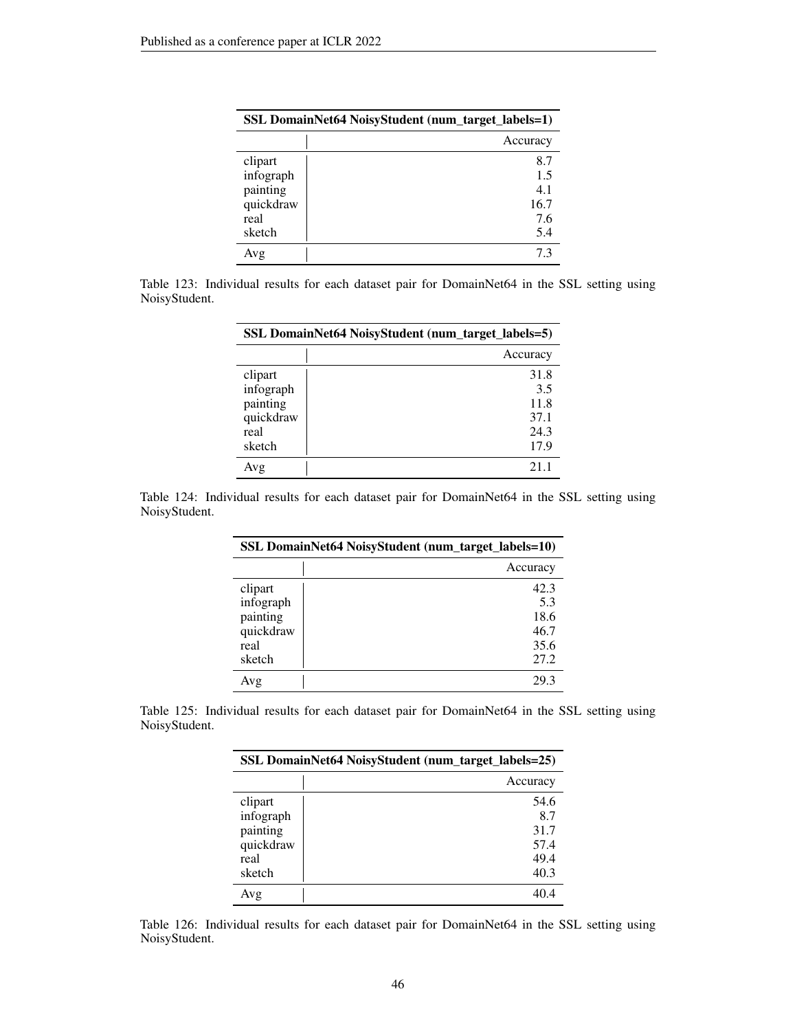| SSL DomainNet64 NoisyStudent (num_target_labels=1) | |
|---|---|
| | Accuracy |
| clipart | 8.7 |
| infograph | 1.5 |
| painting | 4.1 |
| quickdraw | 16.7 |
| real | 7.6 |
| sketch | 5.4 |
| Avg | 7.3 |

Table 123: Individual results for each dataset pair for DomainNet64 in the SSL setting using NoisyStudent.

| SSL DomainNet64 NoisyStudent (num_target_labels=5) | |
|---|---|
| | Accuracy |
| clipart | 31.8 |
| infograph | 3.5 |
| painting | 11.8 |
| quickdraw | 37.1 |
| real | 24.3 |
| sketch | 17.9 |
| Avg | 21.1 |

Table 124: Individual results for each dataset pair for DomainNet64 in the SSL setting using NoisyStudent.

| SSL DomainNet64 NoisyStudent (num_target_labels=10) | |
|---|---|
| | Accuracy |
| clipart | 42.3 |
| infograph | 5.3 |
| painting | 18.6 |
| quickdraw | 46.7 |
| real | 35.6 |
| sketch | 27.2 |
| Avg | 29.3 |

Table 125: Individual results for each dataset pair for DomainNet64 in the SSL setting using NoisyStudent.

| SSL DomainNet64 NoisyStudent (num_target_labels=25) | |
|---|---|
| | Accuracy |
| clipart | 54.6 |
| infograph | 8.7 |
| painting | 31.7 |
| quickdraw | 57.4 |
| real | 49.4 |
| sketch | 40.3 |
| Avg | 40.4 |

Table 126: Individual results for each dataset pair for DomainNet64 in the SSL setting using NoisyStudent.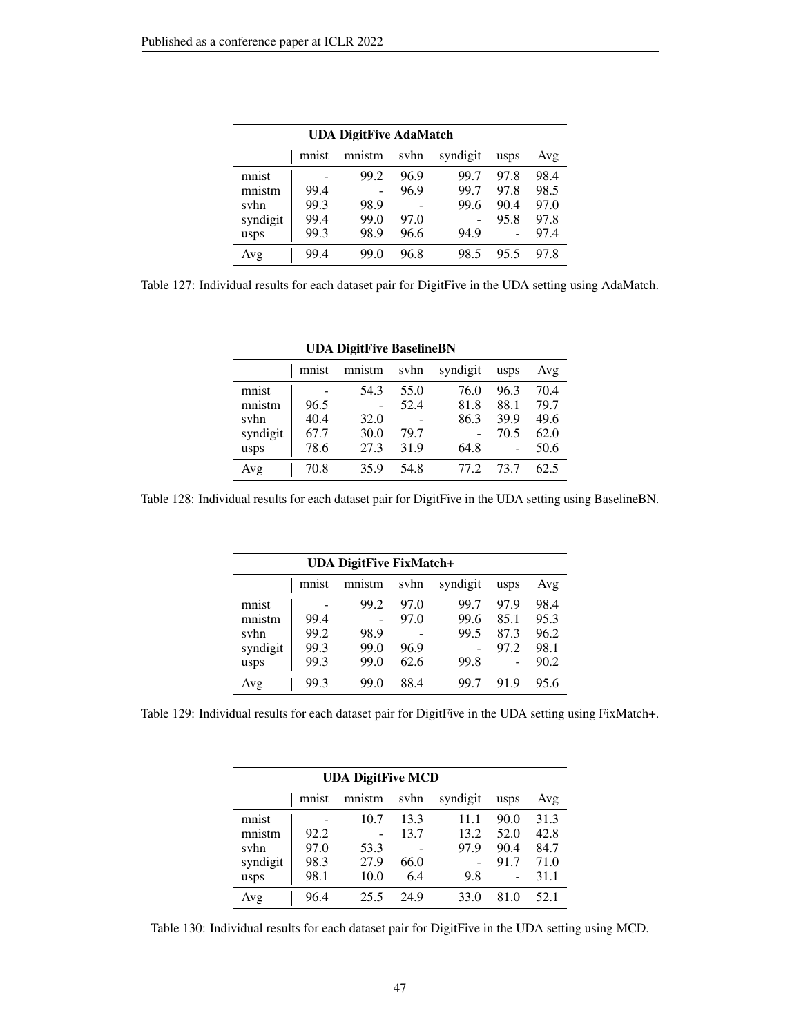| **UDA DigitFive AdaMatch** | | | | | | |
|---|---|---|---|---|---|---|
| | mnist | mnistm | svhn | syndigit | usps | Avg |
| mnist | - | 99.2 | 96.9 | 99.7 | 97.8 | 98.4 |
| mnistm | 99.4 | - | 96.9 | 99.7 | 97.8 | 98.5 |
| svhn | 99.3 | 98.9 | - | 99.6 | 90.4 | 97.0 |
| syndigit | 99.4 | 99.0 | 97.0 | - | 95.8 | 97.8 |
| usps | 99.3 | 98.9 | 96.6 | 94.9 | - | 97.4 |
| Avg | 99.4 | 99.0 | 96.8 | 98.5 | 95.5 | 97.8 |

Table 127: Individual results for each dataset pair for DigitFive in the UDA setting using AdaMatch.

| **UDA DigitFive BaselineBN** | | | | | | |
|---|---|---|---|---|---|---|
| | mnist | mnistm | svhn | syndigit | usps | Avg |
| mnist | - | 54.3 | 55.0 | 76.0 | 96.3 | 70.4 |
| mnistm | 96.5 | - | 52.4 | 81.8 | 88.1 | 79.7 |
| svhn | 40.4 | 32.0 | - | 86.3 | 39.9 | 49.6 |
| syndigit | 67.7 | 30.0 | 79.7 | - | 70.5 | 62.0 |
| usps | 78.6 | 27.3 | 31.9 | 64.8 | - | 50.6 |
| Avg | 70.8 | 35.9 | 54.8 | 77.2 | 73.7 | 62.5 |

Table 128: Individual results for each dataset pair for DigitFive in the UDA setting using BaselineBN.

| **UDA DigitFive FixMatch+** | | | | | | |
|---|---|---|---|---|---|---|
| | mnist | mnistm | svhn | syndigit | usps | Avg |
| mnist | - | 99.2 | 97.0 | 99.7 | 97.9 | 98.4 |
| mnistm | 99.4 | - | 97.0 | 99.6 | 85.1 | 95.3 |
| svhn | 99.2 | 98.9 | - | 99.5 | 87.3 | 96.2 |
| syndigit | 99.3 | 99.0 | 96.9 | - | 97.2 | 98.1 |
| usps | 99.3 | 99.0 | 62.6 | 99.8 | - | 90.2 |
| Avg | 99.3 | 99.0 | 88.4 | 99.7 | 91.9 | 95.6 |

Table 129: Individual results for each dataset pair for DigitFive in the UDA setting using FixMatch+.

| **UDA DigitFive MCD** | | | | | | |
|---|---|---|---|---|---|---|
| | mnist | mnistm | svhn | syndigit | usps | Avg |
| mnist | - | 10.7 | 13.3 | 11.1 | 90.0 | 31.3 |
| mnistm | 92.2 | - | 13.7 | 13.2 | 52.0 | 42.8 |
| svhn | 97.0 | 53.3 | - | 97.9 | 90.4 | 84.7 |
| syndigit | 98.3 | 27.9 | 66.0 | - | 91.7 | 71.0 |
| usps | 98.1 | 10.0 | 6.4 | 9.8 | - | 31.1 |
| Avg | 96.4 | 25.5 | 24.9 | 33.0 | 81.0 | 52.1 |

Table 130: Individual results for each dataset pair for DigitFive in the UDA setting using MCD.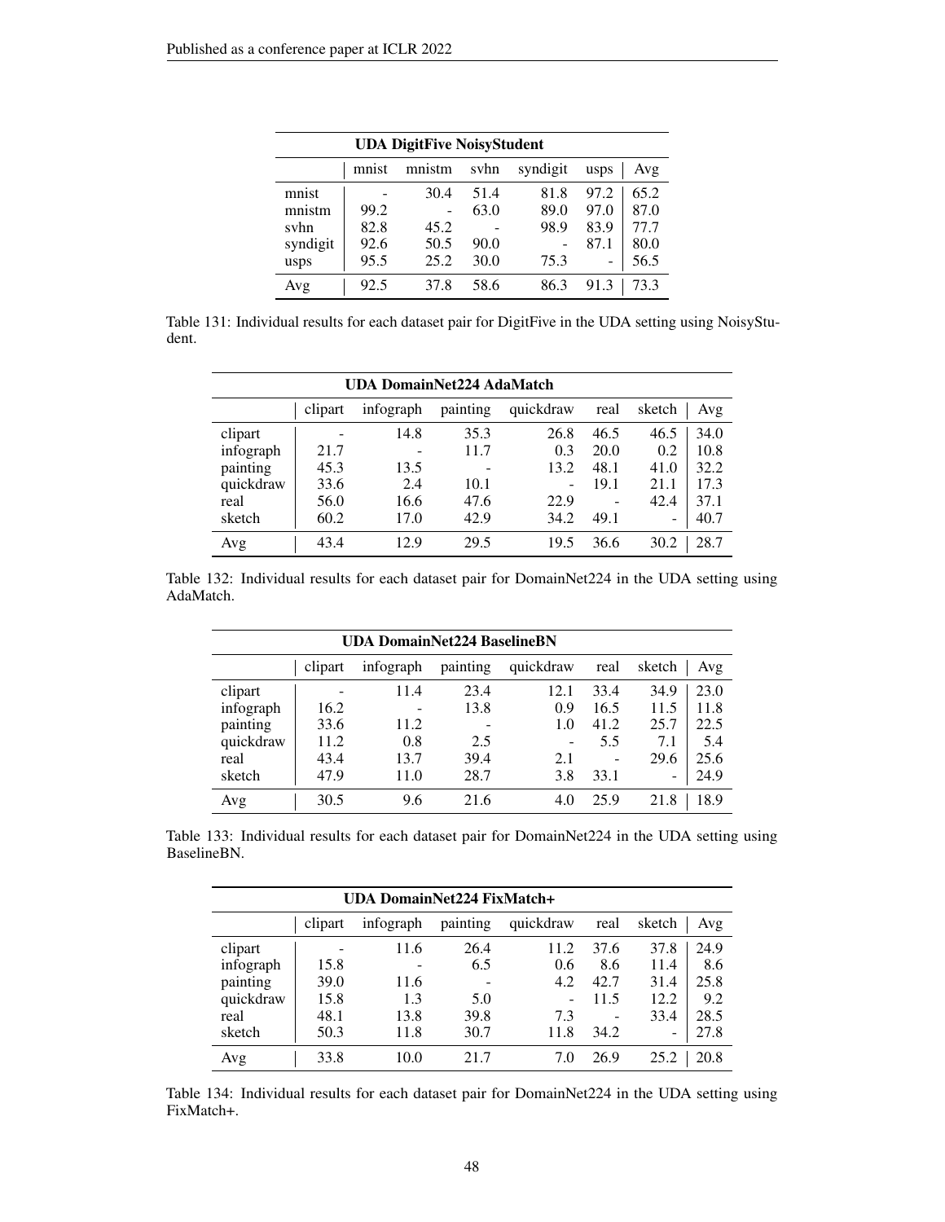| UDA DigitFive NoisyStudent | | | | | | |
|---|---|---|---|---|---|---|
| | mnist | mnistm | svhn | syndigit | usps | Avg |
| mnist | - | 30.4 | 51.4 | 81.8 | 97.2 | 65.2 |
| mnistm | 99.2 | - | 63.0 | 89.0 | 97.0 | 87.0 |
| svhn | 82.8 | 45.2 | - | 98.9 | 83.9 | 77.7 |
| syndigit | 92.6 | 50.5 | 90.0 | - | 87.1 | 80.0 |
| usps | 95.5 | 25.2 | 30.0 | 75.3 | - | 56.5 |
| Avg | 92.5 | 37.8 | 58.6 | 86.3 | 91.3 | 73.3 |

Table 131: Individual results for each dataset pair for DigitFive in the UDA setting using NoisyStudent.

| UDA DomainNet224 AdaMatch | | | | | | | |
|---|---|---|---|---|---|---|---|
| | clipart | infograph | painting | quickdraw | real | sketch | Avg |
| clipart | - | 14.8 | 35.3 | 26.8 | 46.5 | 46.5 | 34.0 |
| infograph | 21.7 | - | 11.7 | 0.3 | 20.0 | 0.2 | 10.8 |
| painting | 45.3 | 13.5 | - | 13.2 | 48.1 | 41.0 | 32.2 |
| quickdraw | 33.6 | 2.4 | 10.1 | - | 19.1 | 21.1 | 17.3 |
| real | 56.0 | 16.6 | 47.6 | 22.9 | - | 42.4 | 37.1 |
| sketch | 60.2 | 17.0 | 42.9 | 34.2 | 49.1 | - | 40.7 |
| Avg | 43.4 | 12.9 | 29.5 | 19.5 | 36.6 | 30.2 | 28.7 |

Table 132: Individual results for each dataset pair for DomainNet224 in the UDA setting using AdaMatch.

| UDA DomainNet224 BaselineBN | | | | | | | |
|---|---|---|---|---|---|---|---|
| | clipart | infograph | painting | quickdraw | real | sketch | Avg |
| clipart | - | 11.4 | 23.4 | 12.1 | 33.4 | 34.9 | 23.0 |
| infograph | 16.2 | - | 13.8 | 0.9 | 16.5 | 11.5 | 11.8 |
| painting | 33.6 | 11.2 | - | 1.0 | 41.2 | 25.7 | 22.5 |
| quickdraw | 11.2 | 0.8 | 2.5 | - | 5.5 | 7.1 | 5.4 |
| real | 43.4 | 13.7 | 39.4 | 2.1 | - | 29.6 | 25.6 |
| sketch | 47.9 | 11.0 | 28.7 | 3.8 | 33.1 | - | 24.9 |
| Avg | 30.5 | 9.6 | 21.6 | 4.0 | 25.9 | 21.8 | 18.9 |

Table 133: Individual results for each dataset pair for DomainNet224 in the UDA setting using BaselineBN.

| UDA DomainNet224 FixMatch+ | | | | | | | |
|---|---|---|---|---|---|---|---|
| | clipart | infograph | painting | quickdraw | real | sketch | Avg |
| clipart | - | 11.6 | 26.4 | 11.2 | 37.6 | 37.8 | 24.9 |
| infograph | 15.8 | - | 6.5 | 0.6 | 8.6 | 11.4 | 8.6 |
| painting | 39.0 | 11.6 | - | 4.2 | 42.7 | 31.4 | 25.8 |
| quickdraw | 15.8 | 1.3 | 5.0 | - | 11.5 | 12.2 | 9.2 |
| real | 48.1 | 13.8 | 39.8 | 7.3 | - | 33.4 | 28.5 |
| sketch | 50.3 | 11.8 | 30.7 | 11.8 | 34.2 | - | 27.8 |
| Avg | 33.8 | 10.0 | 21.7 | 7.0 | 26.9 | 25.2 | 20.8 |

Table 134: Individual results for each dataset pair for DomainNet224 in the UDA setting using FixMatch+.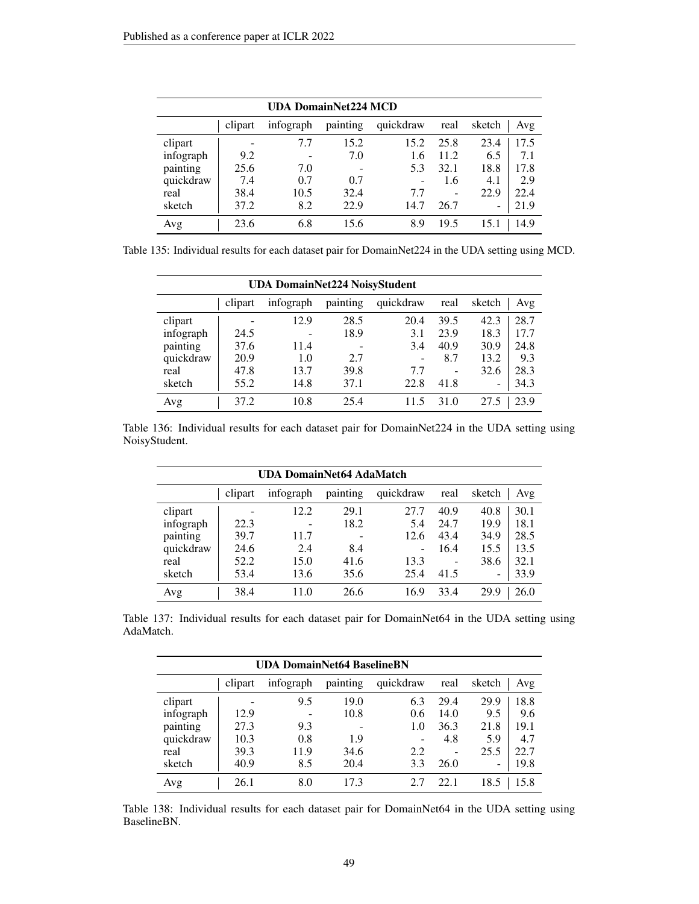| **UDA DomainNet224 MCD** | | | | | | | |
|---|---|---|---|---|---|---|---|
| | clipart | infograph | painting | quickdraw | real | sketch | Avg |
| clipart | - | 7.7 | 15.2 | 15.2 | 25.8 | 23.4 | 17.5 |
| infograph | 9.2 | - | 7.0 | 1.6 | 11.2 | 6.5 | 7.1 |
| painting | 25.6 | 7.0 | - | 5.3 | 32.1 | 18.8 | 17.8 |
| quickdraw | 7.4 | 0.7 | 0.7 | - | 1.6 | 4.1 | 2.9 |
| real | 38.4 | 10.5 | 32.4 | 7.7 | - | 22.9 | 22.4 |
| sketch | 37.2 | 8.2 | 22.9 | 14.7 | 26.7 | - | 21.9 |
| Avg | 23.6 | 6.8 | 15.6 | 8.9 | 19.5 | 15.1 | 14.9 |

Table 135: Individual results for each dataset pair for DomainNet224 in the UDA setting using MCD.

| **UDA DomainNet224 NoisyStudent** | | | | | | | |
|---|---|---|---|---|---|---|---|
| | clipart | infograph | painting | quickdraw | real | sketch | Avg |
| clipart | - | 12.9 | 28.5 | 20.4 | 39.5 | 42.3 | 28.7 |
| infograph | 24.5 | - | 18.9 | 3.1 | 23.9 | 18.3 | 17.7 |
| painting | 37.6 | 11.4 | - | 3.4 | 40.9 | 30.9 | 24.8 |
| quickdraw | 20.9 | 1.0 | 2.7 | - | 8.7 | 13.2 | 9.3 |
| real | 47.8 | 13.7 | 39.8 | 7.7 | - | 32.6 | 28.3 |
| sketch | 55.2 | 14.8 | 37.1 | 22.8 | 41.8 | - | 34.3 |
| Avg | 37.2 | 10.8 | 25.4 | 11.5 | 31.0 | 27.5 | 23.9 |

Table 136: Individual results for each dataset pair for DomainNet224 in the UDA setting using NoisyStudent.

| **UDA DomainNet64 AdaMatch** | | | | | | | |
|---|---|---|---|---|---|---|---|
| | clipart | infograph | painting | quickdraw | real | sketch | Avg |
| clipart | - | 12.2 | 29.1 | 27.7 | 40.9 | 40.8 | 30.1 |
| infograph | 22.3 | - | 18.2 | 5.4 | 24.7 | 19.9 | 18.1 |
| painting | 39.7 | 11.7 | - | 12.6 | 43.4 | 34.9 | 28.5 |
| quickdraw | 24.6 | 2.4 | 8.4 | - | 16.4 | 15.5 | 13.5 |
| real | 52.2 | 15.0 | 41.6 | 13.3 | - | 38.6 | 32.1 |
| sketch | 53.4 | 13.6 | 35.6 | 25.4 | 41.5 | - | 33.9 |
| Avg | 38.4 | 11.0 | 26.6 | 16.9 | 33.4 | 29.9 | 26.0 |

Table 137: Individual results for each dataset pair for DomainNet64 in the UDA setting using AdaMatch.

| **UDA DomainNet64 BaselineBN** | | | | | | | |
|---|---|---|---|---|---|---|---|
| | clipart | infograph | painting | quickdraw | real | sketch | Avg |
| clipart | - | 9.5 | 19.0 | 6.3 | 29.4 | 29.9 | 18.8 |
| infograph | 12.9 | - | 10.8 | 0.6 | 14.0 | 9.5 | 9.6 |
| painting | 27.3 | 9.3 | - | 1.0 | 36.3 | 21.8 | 19.1 |
| quickdraw | 10.3 | 0.8 | 1.9 | - | 4.8 | 5.9 | 4.7 |
| real | 39.3 | 11.9 | 34.6 | 2.2 | - | 25.5 | 22.7 |
| sketch | 40.9 | 8.5 | 20.4 | 3.3 | 26.0 | - | 19.8 |
| Avg | 26.1 | 8.0 | 17.3 | 2.7 | 22.1 | 18.5 | 15.8 |

Table 138: Individual results for each dataset pair for DomainNet64 in the UDA setting using BaselineBN.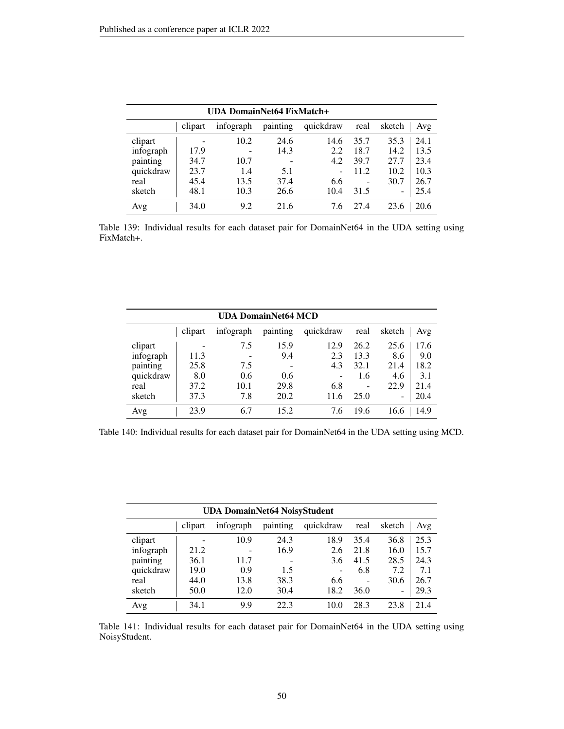| UDA DomainNet64 FixMatch+ | | | | | | | |
|---|---|---|---|---|---|---|---|
| | clipart | infograph | painting | quickdraw | real | sketch | Avg |
| clipart | - | 10.2 | 24.6 | 14.6 | 35.7 | 35.3 | 24.1 |
| infograph | 17.9 | - | 14.3 | 2.2 | 18.7 | 14.2 | 13.5 |
| painting | 34.7 | 10.7 | - | 4.2 | 39.7 | 27.7 | 23.4 |
| quickdraw | 23.7 | 1.4 | 5.1 | - | 11.2 | 10.2 | 10.3 |
| real | 45.4 | 13.5 | 37.4 | 6.6 | - | 30.7 | 26.7 |
| sketch | 48.1 | 10.3 | 26.6 | 10.4 | 31.5 | - | 25.4 |
| Avg | 34.0 | 9.2 | 21.6 | 7.6 | 27.4 | 23.6 | 20.6 |

Table 139: Individual results for each dataset pair for DomainNet64 in the UDA setting using FixMatch+.

| UDA DomainNet64 MCD | | | | | | | |
|---|---|---|---|---|---|---|---|
| | clipart | infograph | painting | quickdraw | real | sketch | Avg |
| clipart | - | 7.5 | 15.9 | 12.9 | 26.2 | 25.6 | 17.6 |
| infograph | 11.3 | - | 9.4 | 2.3 | 13.3 | 8.6 | 9.0 |
| painting | 25.8 | 7.5 | - | 4.3 | 32.1 | 21.4 | 18.2 |
| quickdraw | 8.0 | 0.6 | 0.6 | - | 1.6 | 4.6 | 3.1 |
| real | 37.2 | 10.1 | 29.8 | 6.8 | - | 22.9 | 21.4 |
| sketch | 37.3 | 7.8 | 20.2 | 11.6 | 25.0 | - | 20.4 |
| Avg | 23.9 | 6.7 | 15.2 | 7.6 | 19.6 | 16.6 | 14.9 |

Table 140: Individual results for each dataset pair for DomainNet64 in the UDA setting using MCD.

| UDA DomainNet64 NoisyStudent | | | | | | | |
|---|---|---|---|---|---|---|---|
| | clipart | infograph | painting | quickdraw | real | sketch | Avg |
| clipart | - | 10.9 | 24.3 | 18.9 | 35.4 | 36.8 | 25.3 |
| infograph | 21.2 | - | 16.9 | 2.6 | 21.8 | 16.0 | 15.7 |
| painting | 36.1 | 11.7 | - | 3.6 | 41.5 | 28.5 | 24.3 |
| quickdraw | 19.0 | 0.9 | 1.5 | - | 6.8 | 7.2 | 7.1 |
| real | 44.0 | 13.8 | 38.3 | 6.6 | - | 30.6 | 26.7 |
| sketch | 50.0 | 12.0 | 30.4 | 18.2 | 36.0 | - | 29.3 |
| Avg | 34.1 | 9.9 | 22.3 | 10.0 | 28.3 | 23.8 | 21.4 |

Table 141: Individual results for each dataset pair for DomainNet64 in the UDA setting using NoisyStudent.